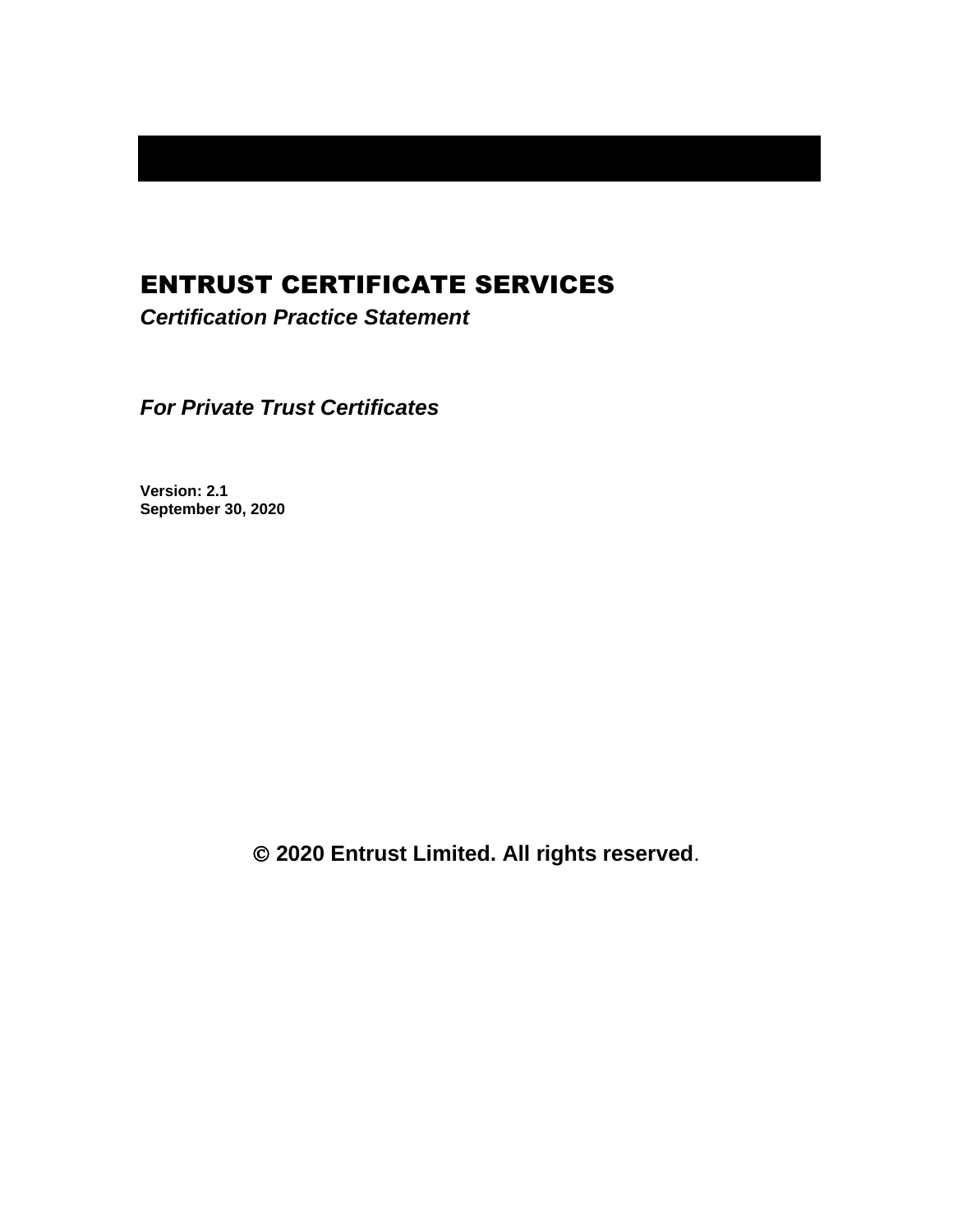# ENTRUST CERTIFICATE SERVICES

***Certification Practice Statement***

***For Private Trust Certificates***

**Version: 2.1**
**September 30, 2020**

**© 2020 Entrust Limited. All rights reserved.**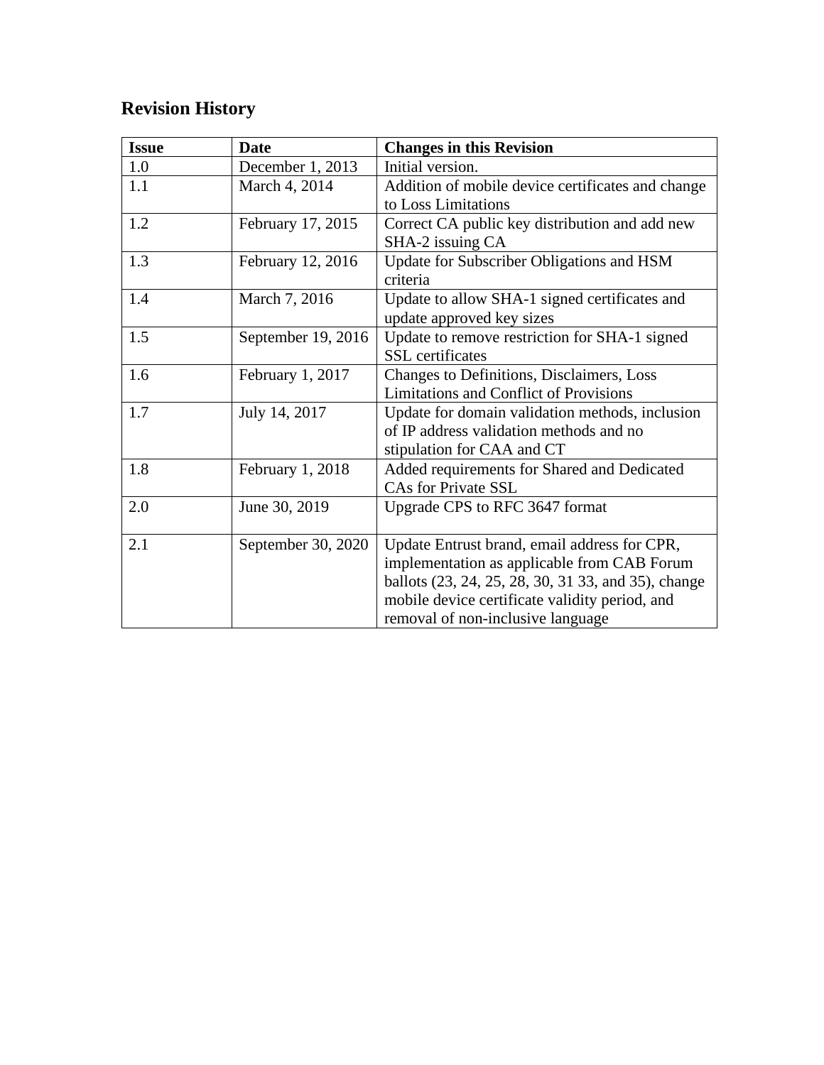## Revision History

| Issue | Date | Changes in this Revision |
|---|---|---|
| 1.0 | December 1, 2013 | Initial version. |
| 1.1 | March 4, 2014 | Addition of mobile device certificates and change to Loss Limitations |
| 1.2 | February 17, 2015 | Correct CA public key distribution and add new SHA-2 issuing CA |
| 1.3 | February 12, 2016 | Update for Subscriber Obligations and HSM criteria |
| 1.4 | March 7, 2016 | Update to allow SHA-1 signed certificates and update approved key sizes |
| 1.5 | September 19, 2016 | Update to remove restriction for SHA-1 signed SSL certificates |
| 1.6 | February 1, 2017 | Changes to Definitions, Disclaimers, Loss Limitations and Conflict of Provisions |
| 1.7 | July 14, 2017 | Update for domain validation methods, inclusion of IP address validation methods and no stipulation for CAA and CT |
| 1.8 | February 1, 2018 | Added requirements for Shared and Dedicated CAs for Private SSL |
| 2.0 | June 30, 2019 | Upgrade CPS to RFC 3647 format |
| 2.1 | September 30, 2020 | Update Entrust brand, email address for CPR, implementation as applicable from CAB Forum ballots (23, 24, 25, 28, 30, 31 33, and 35), change mobile device certificate validity period, and removal of non-inclusive language |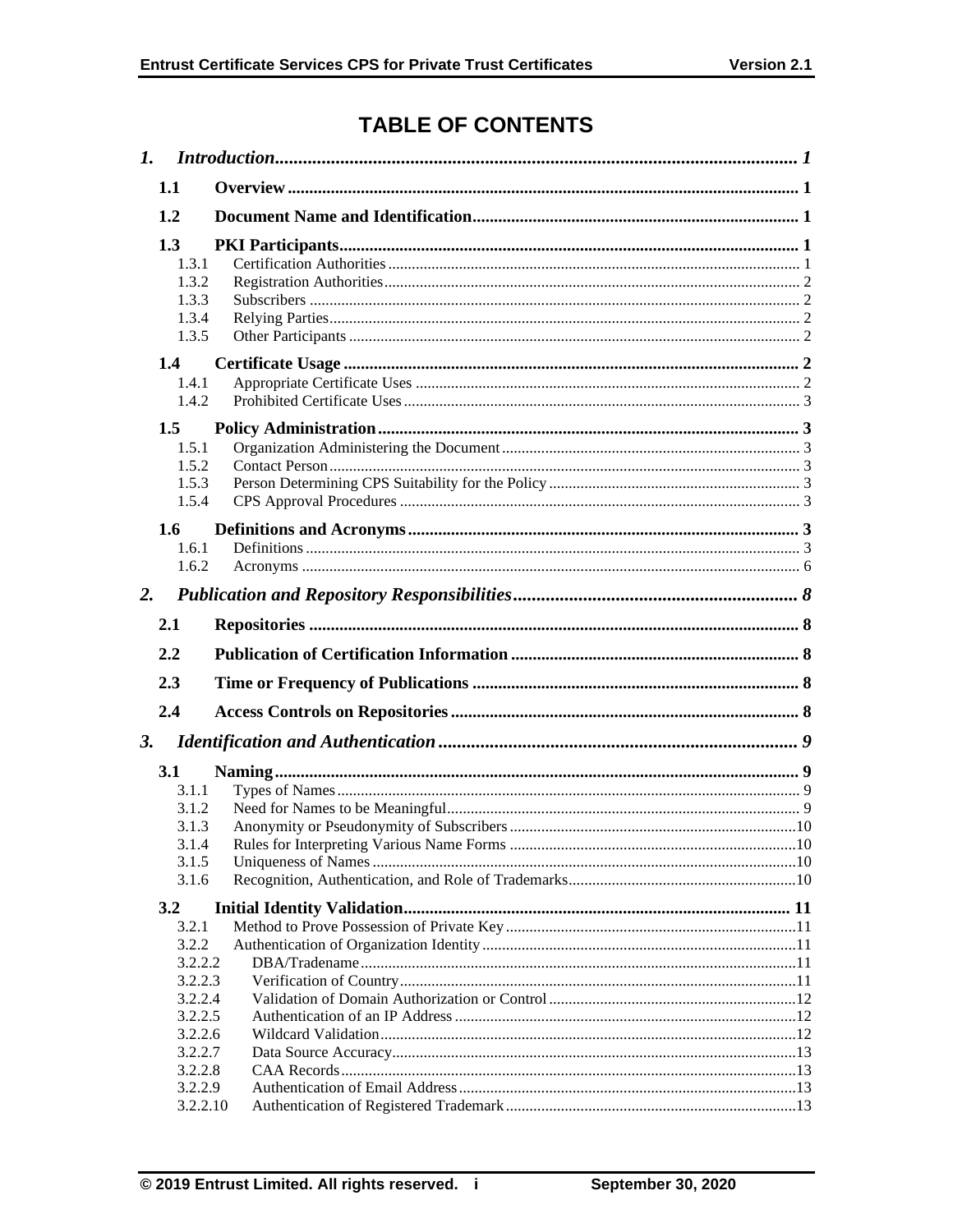# TABLE OF CONTENTS

*1. Introduction* ........ *1*

**1.1 Overview** ........ **1**

**1.2 Document Name and Identification** ........ **1**

**1.3 PKI Participants** ........ **1**

- 1.3.1 Certification Authorities ........ 1
- 1.3.2 Registration Authorities ........ 2
- 1.3.3 Subscribers ........ 2
- 1.3.4 Relying Parties ........ 2
- 1.3.5 Other Participants ........ 2

**1.4 Certificate Usage** ........ **2**

- 1.4.1 Appropriate Certificate Uses ........ 2
- 1.4.2 Prohibited Certificate Uses ........ 3

**1.5 Policy Administration** ........ **3**

- 1.5.1 Organization Administering the Document ........ 3
- 1.5.2 Contact Person ........ 3
- 1.5.3 Person Determining CPS Suitability for the Policy ........ 3
- 1.5.4 CPS Approval Procedures ........ 3

**1.6 Definitions and Acronyms** ........ **3**

- 1.6.1 Definitions ........ 3
- 1.6.2 Acronyms ........ 6

*2. Publication and Repository Responsibilities* ........ *8*

**2.1 Repositories** ........ **8**

**2.2 Publication of Certification Information** ........ **8**

**2.3 Time or Frequency of Publications** ........ **8**

**2.4 Access Controls on Repositories** ........ **8**

*3. Identification and Authentication* ........ *9*

**3.1 Naming** ........ **9**

- 3.1.1 Types of Names ........ 9
- 3.1.2 Need for Names to be Meaningful ........ 9
- 3.1.3 Anonymity or Pseudonymity of Subscribers ........ 10
- 3.1.4 Rules for Interpreting Various Name Forms ........ 10
- 3.1.5 Uniqueness of Names ........ 10
- 3.1.6 Recognition, Authentication, and Role of Trademarks ........ 10

**3.2 Initial Identity Validation** ........ **11**

- 3.2.1 Method to Prove Possession of Private Key ........ 11
- 3.2.2 Authentication of Organization Identity ........ 11
- 3.2.2.2 DBA/Tradename ........ 11
- 3.2.2.3 Verification of Country ........ 11
- 3.2.2.4 Validation of Domain Authorization or Control ........ 12
- 3.2.2.5 Authentication of an IP Address ........ 12
- 3.2.2.6 Wildcard Validation ........ 12
- 3.2.2.7 Data Source Accuracy ........ 13
- 3.2.2.8 CAA Records ........ 13
- 3.2.2.9 Authentication of Email Address ........ 13
- 3.2.2.10 Authentication of Registered Trademark ........ 13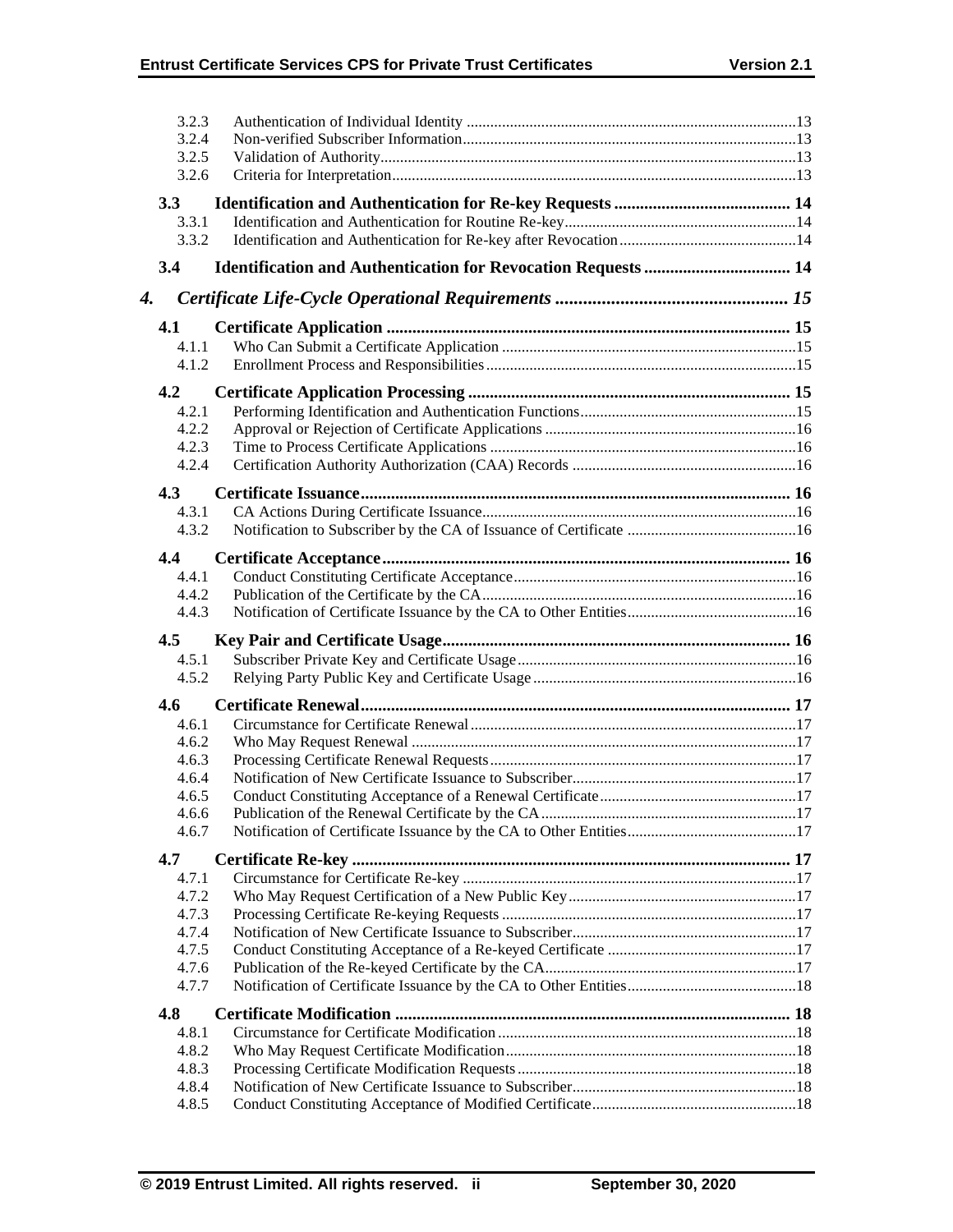3.2.3 Authentication of Individual Identity ....13
3.2.4 Non-verified Subscriber Information ....13
3.2.5 Validation of Authority ....13
3.2.6 Criteria for Interpretation ....13

**3.3 Identification and Authentication for Re-key Requests .... 14**

3.3.1 Identification and Authentication for Routine Re-key ....14
3.3.2 Identification and Authentication for Re-key after Revocation ....14

**3.4 Identification and Authentication for Revocation Requests .... 14**

***4. Certificate Life-Cycle Operational Requirements .... 15***

**4.1 Certificate Application .... 15**

4.1.1 Who Can Submit a Certificate Application ....15
4.1.2 Enrollment Process and Responsibilities ....15

**4.2 Certificate Application Processing .... 15**

4.2.1 Performing Identification and Authentication Functions ....15
4.2.2 Approval or Rejection of Certificate Applications ....16
4.2.3 Time to Process Certificate Applications ....16
4.2.4 Certification Authority Authorization (CAA) Records ....16

**4.3 Certificate Issuance .... 16**

4.3.1 CA Actions During Certificate Issuance ....16
4.3.2 Notification to Subscriber by the CA of Issuance of Certificate ....16

**4.4 Certificate Acceptance .... 16**

4.4.1 Conduct Constituting Certificate Acceptance ....16
4.4.2 Publication of the Certificate by the CA ....16
4.4.3 Notification of Certificate Issuance by the CA to Other Entities ....16

**4.5 Key Pair and Certificate Usage .... 16**

4.5.1 Subscriber Private Key and Certificate Usage ....16
4.5.2 Relying Party Public Key and Certificate Usage ....16

**4.6 Certificate Renewal .... 17**

4.6.1 Circumstance for Certificate Renewal ....17
4.6.2 Who May Request Renewal ....17
4.6.3 Processing Certificate Renewal Requests ....17
4.6.4 Notification of New Certificate Issuance to Subscriber ....17
4.6.5 Conduct Constituting Acceptance of a Renewal Certificate ....17
4.6.6 Publication of the Renewal Certificate by the CA ....17
4.6.7 Notification of Certificate Issuance by the CA to Other Entities ....17

**4.7 Certificate Re-key .... 17**

4.7.1 Circumstance for Certificate Re-key ....17
4.7.2 Who May Request Certification of a New Public Key ....17
4.7.3 Processing Certificate Re-keying Requests ....17
4.7.4 Notification of New Certificate Issuance to Subscriber ....17
4.7.5 Conduct Constituting Acceptance of a Re-keyed Certificate ....17
4.7.6 Publication of the Re-keyed Certificate by the CA ....17
4.7.7 Notification of Certificate Issuance by the CA to Other Entities ....18

**4.8 Certificate Modification .... 18**

4.8.1 Circumstance for Certificate Modification ....18
4.8.2 Who May Request Certificate Modification ....18
4.8.3 Processing Certificate Modification Requests ....18
4.8.4 Notification of New Certificate Issuance to Subscriber ....18
4.8.5 Conduct Constituting Acceptance of Modified Certificate ....18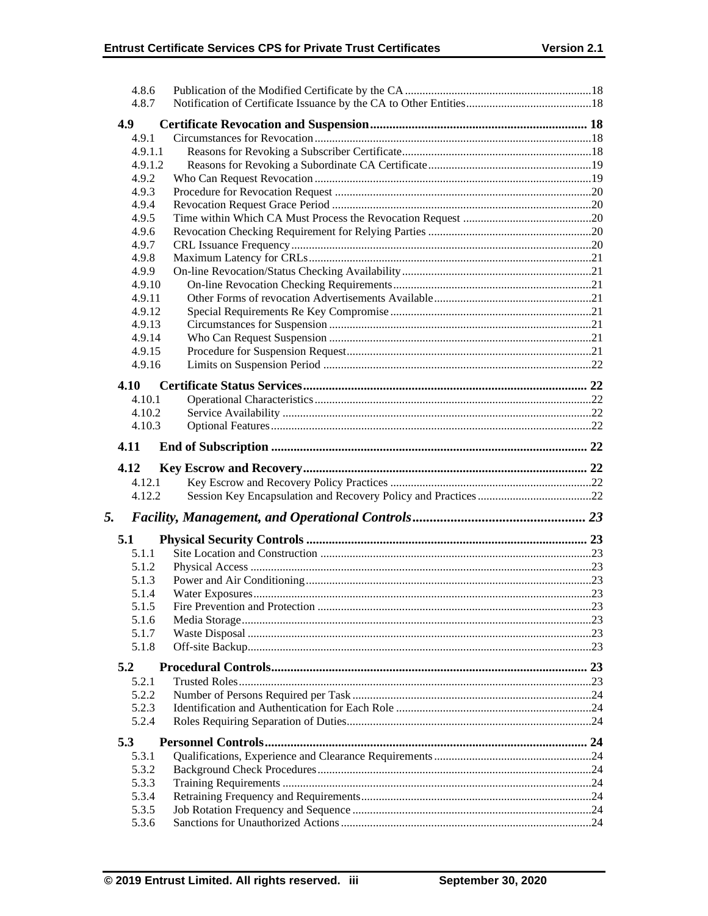| | | |
|---|---|---|
| 4.8.6 | Publication of the Modified Certificate by the CA | 18 |
| 4.8.7 | Notification of Certificate Issuance by the CA to Other Entities | 18 |
| **4.9** | **Certificate Revocation and Suspension** | **18** |
| 4.9.1 | Circumstances for Revocation | 18 |
| 4.9.1.1 | Reasons for Revoking a Subscriber Certificate | 18 |
| 4.9.1.2 | Reasons for Revoking a Subordinate CA Certificate | 19 |
| 4.9.2 | Who Can Request Revocation | 19 |
| 4.9.3 | Procedure for Revocation Request | 20 |
| 4.9.4 | Revocation Request Grace Period | 20 |
| 4.9.5 | Time within Which CA Must Process the Revocation Request | 20 |
| 4.9.6 | Revocation Checking Requirement for Relying Parties | 20 |
| 4.9.7 | CRL Issuance Frequency | 20 |
| 4.9.8 | Maximum Latency for CRLs | 21 |
| 4.9.9 | On-line Revocation/Status Checking Availability | 21 |
| 4.9.10 | On-line Revocation Checking Requirements | 21 |
| 4.9.11 | Other Forms of revocation Advertisements Available | 21 |
| 4.9.12 | Special Requirements Re Key Compromise | 21 |
| 4.9.13 | Circumstances for Suspension | 21 |
| 4.9.14 | Who Can Request Suspension | 21 |
| 4.9.15 | Procedure for Suspension Request | 21 |
| 4.9.16 | Limits on Suspension Period | 22 |
| **4.10** | **Certificate Status Services** | **22** |
| 4.10.1 | Operational Characteristics | 22 |
| 4.10.2 | Service Availability | 22 |
| 4.10.3 | Optional Features | 22 |
| **4.11** | **End of Subscription** | **22** |
| **4.12** | **Key Escrow and Recovery** | **22** |
| 4.12.1 | Key Escrow and Recovery Policy Practices | 22 |
| 4.12.2 | Session Key Encapsulation and Recovery Policy and Practices | 22 |
| ***5.*** | ***Facility, Management, and Operational Controls*** | ***23*** |
| **5.1** | **Physical Security Controls** | **23** |
| 5.1.1 | Site Location and Construction | 23 |
| 5.1.2 | Physical Access | 23 |
| 5.1.3 | Power and Air Conditioning | 23 |
| 5.1.4 | Water Exposures | 23 |
| 5.1.5 | Fire Prevention and Protection | 23 |
| 5.1.6 | Media Storage | 23 |
| 5.1.7 | Waste Disposal | 23 |
| 5.1.8 | Off-site Backup | 23 |
| **5.2** | **Procedural Controls** | **23** |
| 5.2.1 | Trusted Roles | 23 |
| 5.2.2 | Number of Persons Required per Task | 24 |
| 5.2.3 | Identification and Authentication for Each Role | 24 |
| 5.2.4 | Roles Requiring Separation of Duties | 24 |
| **5.3** | **Personnel Controls** | **24** |
| 5.3.1 | Qualifications, Experience and Clearance Requirements | 24 |
| 5.3.2 | Background Check Procedures | 24 |
| 5.3.3 | Training Requirements | 24 |
| 5.3.4 | Retraining Frequency and Requirements | 24 |
| 5.3.5 | Job Rotation Frequency and Sequence | 24 |
| 5.3.6 | Sanctions for Unauthorized Actions | 24 |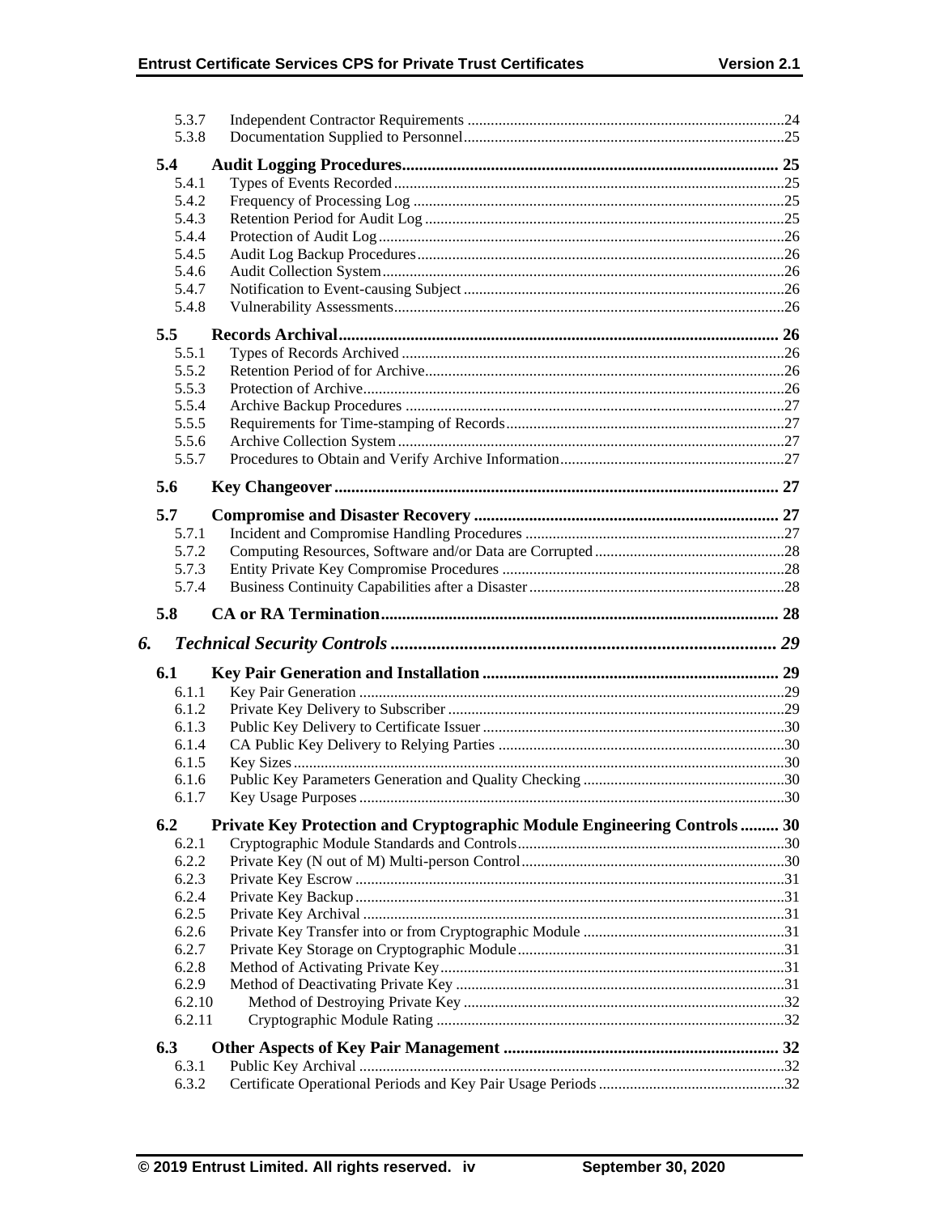| | | |
|---|---|---|
| 5.3.7 | Independent Contractor Requirements | 24 |
| 5.3.8 | Documentation Supplied to Personnel | 25 |
| **5.4** | **Audit Logging Procedures** | **25** |
| 5.4.1 | Types of Events Recorded | 25 |
| 5.4.2 | Frequency of Processing Log | 25 |
| 5.4.3 | Retention Period for Audit Log | 25 |
| 5.4.4 | Protection of Audit Log | 26 |
| 5.4.5 | Audit Log Backup Procedures | 26 |
| 5.4.6 | Audit Collection System | 26 |
| 5.4.7 | Notification to Event-causing Subject | 26 |
| 5.4.8 | Vulnerability Assessments | 26 |
| **5.5** | **Records Archival** | **26** |
| 5.5.1 | Types of Records Archived | 26 |
| 5.5.2 | Retention Period of for Archive | 26 |
| 5.5.3 | Protection of Archive | 26 |
| 5.5.4 | Archive Backup Procedures | 27 |
| 5.5.5 | Requirements for Time-stamping of Records | 27 |
| 5.5.6 | Archive Collection System | 27 |
| 5.5.7 | Procedures to Obtain and Verify Archive Information | 27 |
| **5.6** | **Key Changeover** | **27** |
| **5.7** | **Compromise and Disaster Recovery** | **27** |
| 5.7.1 | Incident and Compromise Handling Procedures | 27 |
| 5.7.2 | Computing Resources, Software and/or Data are Corrupted | 28 |
| 5.7.3 | Entity Private Key Compromise Procedures | 28 |
| 5.7.4 | Business Continuity Capabilities after a Disaster | 28 |
| **5.8** | **CA or RA Termination** | **28** |
| ***6.*** | ***Technical Security Controls*** | ***29*** |
| **6.1** | **Key Pair Generation and Installation** | **29** |
| 6.1.1 | Key Pair Generation | 29 |
| 6.1.2 | Private Key Delivery to Subscriber | 29 |
| 6.1.3 | Public Key Delivery to Certificate Issuer | 30 |
| 6.1.4 | CA Public Key Delivery to Relying Parties | 30 |
| 6.1.5 | Key Sizes | 30 |
| 6.1.6 | Public Key Parameters Generation and Quality Checking | 30 |
| 6.1.7 | Key Usage Purposes | 30 |
| **6.2** | **Private Key Protection and Cryptographic Module Engineering Controls** | **30** |
| 6.2.1 | Cryptographic Module Standards and Controls | 30 |
| 6.2.2 | Private Key (N out of M) Multi-person Control | 30 |
| 6.2.3 | Private Key Escrow | 31 |
| 6.2.4 | Private Key Backup | 31 |
| 6.2.5 | Private Key Archival | 31 |
| 6.2.6 | Private Key Transfer into or from Cryptographic Module | 31 |
| 6.2.7 | Private Key Storage on Cryptographic Module | 31 |
| 6.2.8 | Method of Activating Private Key | 31 |
| 6.2.9 | Method of Deactivating Private Key | 31 |
| 6.2.10 | Method of Destroying Private Key | 32 |
| 6.2.11 | Cryptographic Module Rating | 32 |
| **6.3** | **Other Aspects of Key Pair Management** | **32** |
| 6.3.1 | Public Key Archival | 32 |
| 6.3.2 | Certificate Operational Periods and Key Pair Usage Periods | 32 |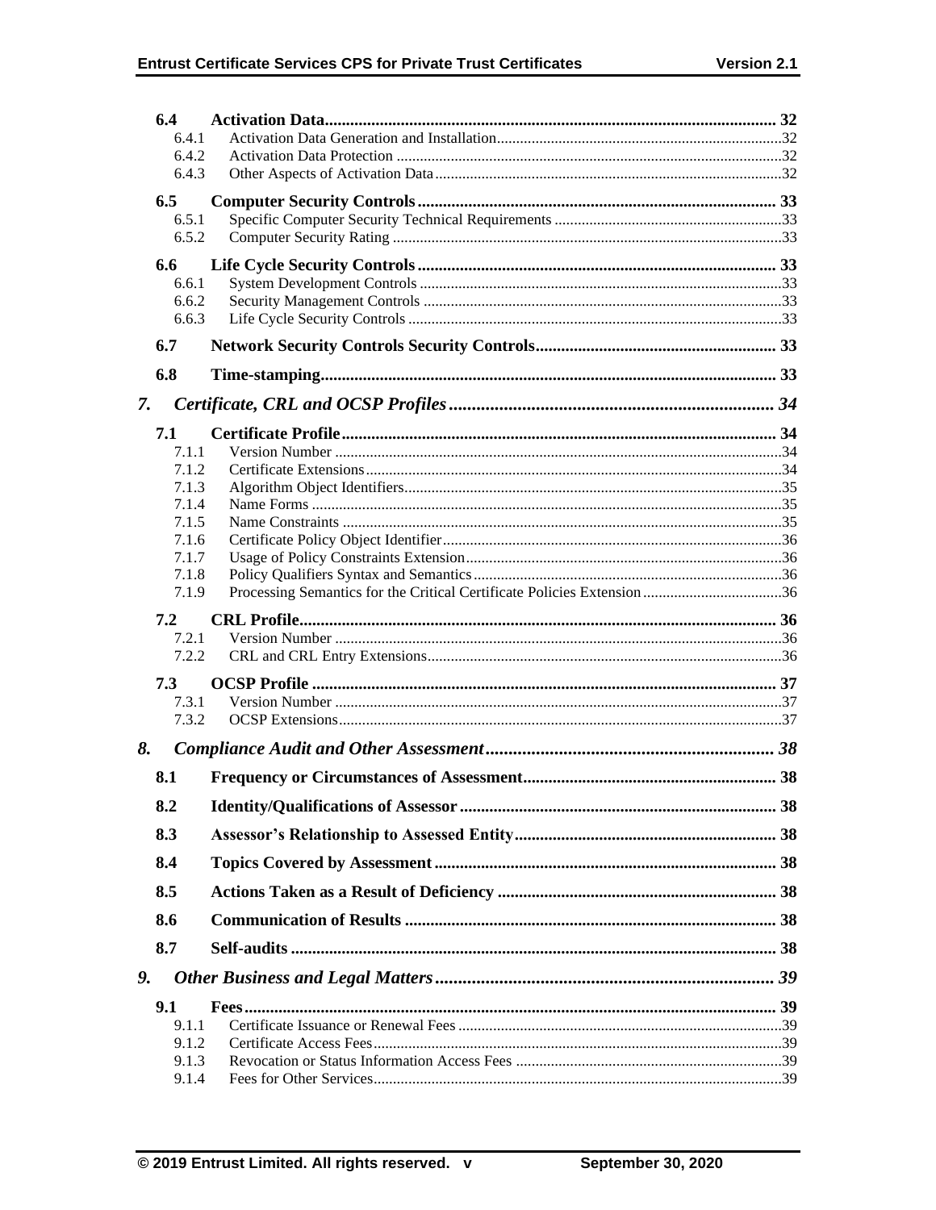| | | |
|---|---|---|
| **6.4** | **Activation Data** | **32** |
| 6.4.1 | Activation Data Generation and Installation | 32 |
| 6.4.2 | Activation Data Protection | 32 |
| 6.4.3 | Other Aspects of Activation Data | 32 |
| **6.5** | **Computer Security Controls** | **33** |
| 6.5.1 | Specific Computer Security Technical Requirements | 33 |
| 6.5.2 | Computer Security Rating | 33 |
| **6.6** | **Life Cycle Security Controls** | **33** |
| 6.6.1 | System Development Controls | 33 |
| 6.6.2 | Security Management Controls | 33 |
| 6.6.3 | Life Cycle Security Controls | 33 |
| **6.7** | **Network Security Controls Security Controls** | **33** |
| **6.8** | **Time-stamping** | **33** |
| ***7.*** | ***Certificate, CRL and OCSP Profiles*** | ***34*** |
| **7.1** | **Certificate Profile** | **34** |
| 7.1.1 | Version Number | 34 |
| 7.1.2 | Certificate Extensions | 34 |
| 7.1.3 | Algorithm Object Identifiers | 35 |
| 7.1.4 | Name Forms | 35 |
| 7.1.5 | Name Constraints | 35 |
| 7.1.6 | Certificate Policy Object Identifier | 36 |
| 7.1.7 | Usage of Policy Constraints Extension | 36 |
| 7.1.8 | Policy Qualifiers Syntax and Semantics | 36 |
| 7.1.9 | Processing Semantics for the Critical Certificate Policies Extension | 36 |
| **7.2** | **CRL Profile** | **36** |
| 7.2.1 | Version Number | 36 |
| 7.2.2 | CRL and CRL Entry Extensions | 36 |
| **7.3** | **OCSP Profile** | **37** |
| 7.3.1 | Version Number | 37 |
| 7.3.2 | OCSP Extensions | 37 |
| ***8.*** | ***Compliance Audit and Other Assessment*** | ***38*** |
| **8.1** | **Frequency or Circumstances of Assessment** | **38** |
| **8.2** | **Identity/Qualifications of Assessor** | **38** |
| **8.3** | **Assessor's Relationship to Assessed Entity** | **38** |
| **8.4** | **Topics Covered by Assessment** | **38** |
| **8.5** | **Actions Taken as a Result of Deficiency** | **38** |
| **8.6** | **Communication of Results** | **38** |
| **8.7** | **Self-audits** | **38** |
| ***9.*** | ***Other Business and Legal Matters*** | ***39*** |
| **9.1** | **Fees** | **39** |
| 9.1.1 | Certificate Issuance or Renewal Fees | 39 |
| 9.1.2 | Certificate Access Fees | 39 |
| 9.1.3 | Revocation or Status Information Access Fees | 39 |
| 9.1.4 | Fees for Other Services | 39 |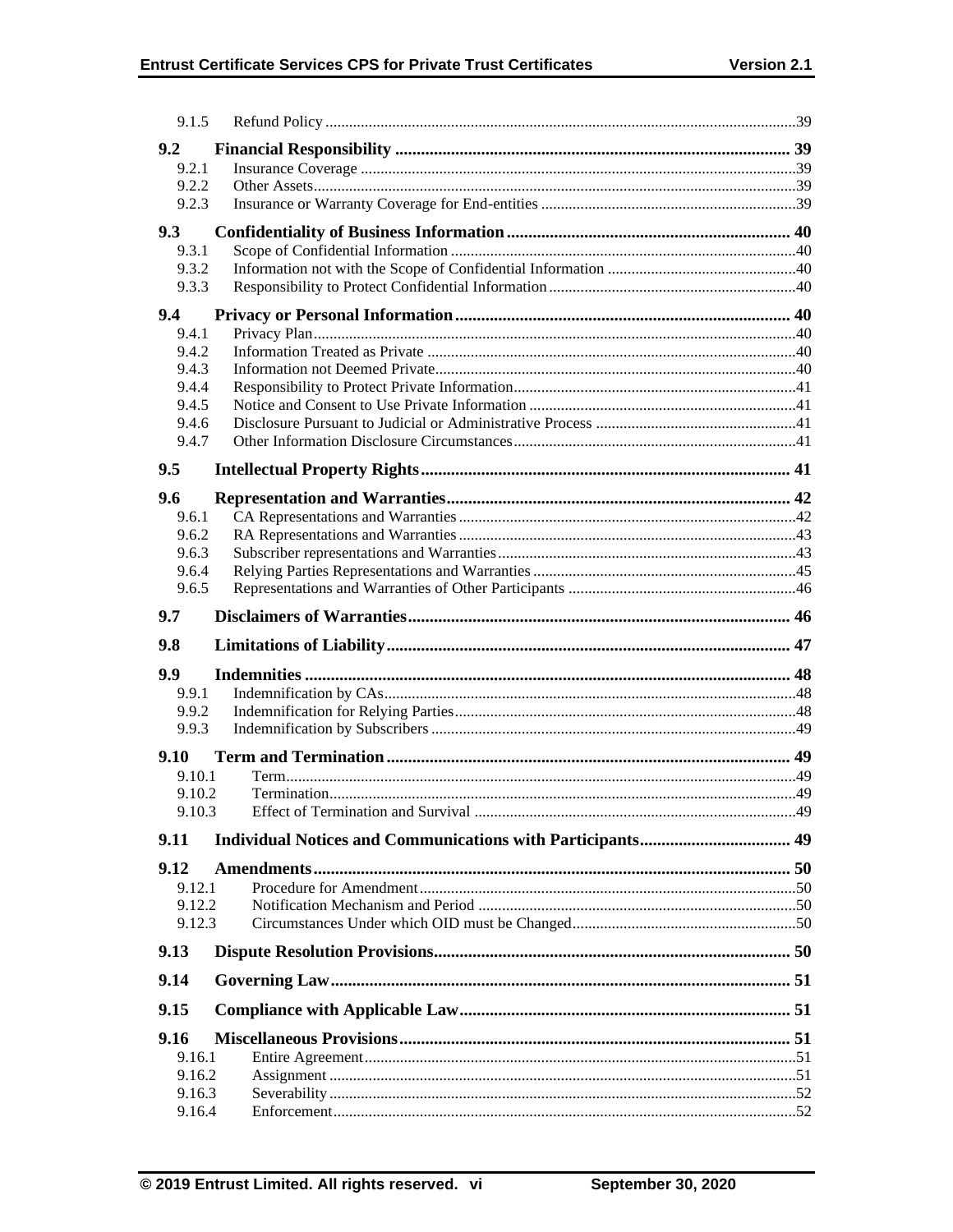9.1.5 Refund Policy ....................................................................................................................39

**9.2 Financial Responsibility ........................................................................................ 39**

9.2.1 Insurance Coverage ..........................................................................................................39
9.2.2 Other Assets.......................................................................................................................39
9.2.3 Insurance or Warranty Coverage for End-entities ...........................................................39

**9.3 Confidentiality of Business Information ............................................................. 40**

9.3.1 Scope of Confidential Information ..................................................................................40
9.3.2 Information not with the Scope of Confidential Information .........................................40
9.3.3 Responsibility to Protect Confidential Information .........................................................40

**9.4 Privacy or Personal Information .......................................................................... 40**

9.4.1 Privacy Plan.......................................................................................................................40
9.4.2 Information Treated as Private .........................................................................................40
9.4.3 Information not Deemed Private.......................................................................................40
9.4.4 Responsibility to Protect Private Information...................................................................41
9.4.5 Notice and Consent to Use Private Information ...............................................................41
9.4.6 Disclosure Pursuant to Judicial or Administrative Process ..............................................41
9.4.7 Other Information Disclosure Circumstances...................................................................41

**9.5 Intellectual Property Rights ................................................................................... 41**

**9.6 Representation and Warranties ............................................................................ 42**

9.6.1 CA Representations and Warranties ................................................................................42
9.6.2 RA Representations and Warranties .................................................................................43
9.6.3 Subscriber representations and Warranties.......................................................................43
9.6.4 Relying Parties Representations and Warranties .............................................................45
9.6.5 Representations and Warranties of Other Participants .....................................................46

**9.7 Disclaimers of Warranties ..................................................................................... 46**

**9.8 Limitations of Liability .......................................................................................... 47**

**9.9 Indemnities .............................................................................................................. 48**

9.9.1 Indemnification by CAs....................................................................................................48
9.9.2 Indemnification for Relying Parties..................................................................................48
9.9.3 Indemnification by Subscribers ........................................................................................49

**9.10 Term and Termination ........................................................................................... 49**

9.10.1 Term..................................................................................................................................49
9.10.2 Termination.......................................................................................................................49
9.10.3 Effect of Termination and Survival .................................................................................49

**9.11 Individual Notices and Communications with Participants ................................. 49**

**9.12 Amendments ............................................................................................................ 50**

9.12.1 Procedure for Amendment................................................................................................50
9.12.2 Notification Mechanism and Period .................................................................................50
9.12.3 Circumstances Under which OID must be Changed.........................................................50

**9.13 Dispute Resolution Provisions ................................................................................ 50**

**9.14 Governing Law ........................................................................................................ 51**

**9.15 Compliance with Applicable Law .......................................................................... 51**

**9.16 Miscellaneous Provisions ........................................................................................ 51**

9.16.1 Entire Agreement..............................................................................................................51
9.16.2 Assignment .......................................................................................................................51
9.16.3 Severability .......................................................................................................................52
9.16.4 Enforcement......................................................................................................................52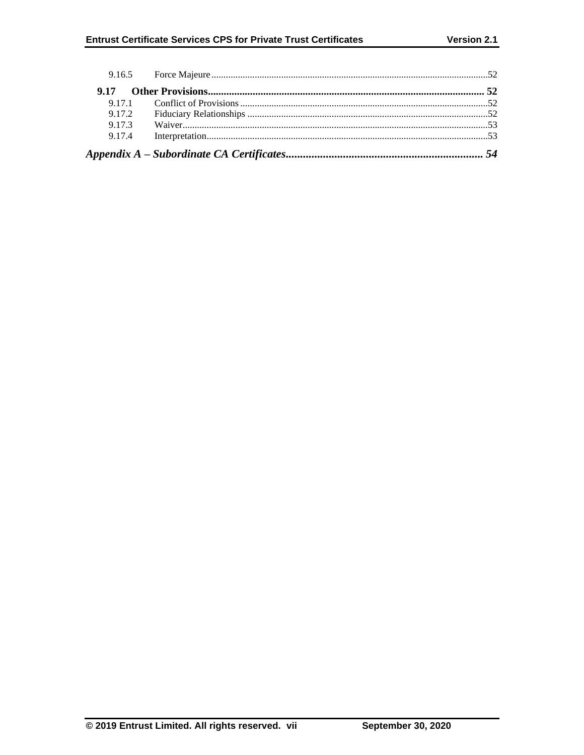9.16.5 Force Majeure ..................................................................................................................52

**9.17 Other Provisions.......................................................................................................... 52**

9.17.1 Conflict of Provisions ......................................................................................................52

9.17.2 Fiduciary Relationships ...................................................................................................52

9.17.3 Waiver..............................................................................................................................53

9.17.4 Interpretation....................................................................................................................53

***Appendix A – Subordinate CA Certificates................................................................... 54***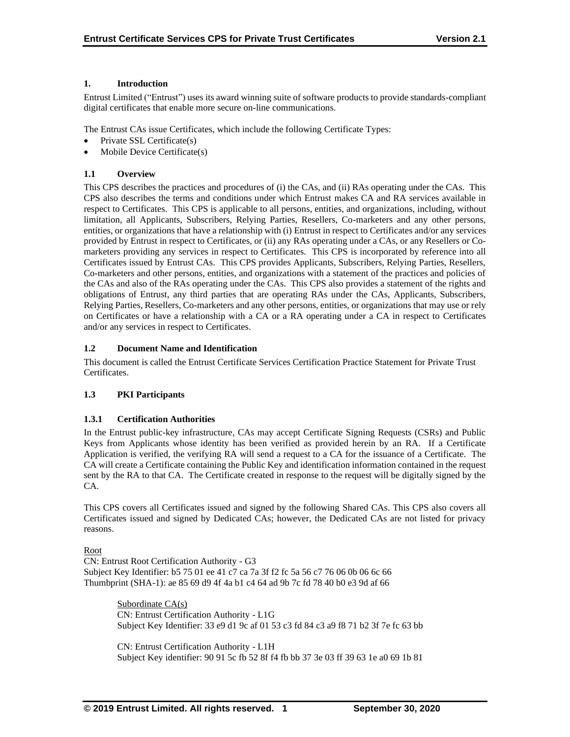## 1. Introduction

Entrust Limited ("Entrust") uses its award winning suite of software products to provide standards-compliant digital certificates that enable more secure on-line communications.

The Entrust CAs issue Certificates, which include the following Certificate Types:

- Private SSL Certificate(s)
- Mobile Device Certificate(s)

### 1.1 Overview

This CPS describes the practices and procedures of (i) the CAs, and (ii) RAs operating under the CAs. This CPS also describes the terms and conditions under which Entrust makes CA and RA services available in respect to Certificates. This CPS is applicable to all persons, entities, and organizations, including, without limitation, all Applicants, Subscribers, Relying Parties, Resellers, Co-marketers and any other persons, entities, or organizations that have a relationship with (i) Entrust in respect to Certificates and/or any services provided by Entrust in respect to Certificates, or (ii) any RAs operating under a CAs, or any Resellers or Co-marketers providing any services in respect to Certificates. This CPS is incorporated by reference into all Certificates issued by Entrust CAs. This CPS provides Applicants, Subscribers, Relying Parties, Resellers, Co-marketers and other persons, entities, and organizations with a statement of the practices and policies of the CAs and also of the RAs operating under the CAs. This CPS also provides a statement of the rights and obligations of Entrust, any third parties that are operating RAs under the CAs, Applicants, Subscribers, Relying Parties, Resellers, Co-marketers and any other persons, entities, or organizations that may use or rely on Certificates or have a relationship with a CA or a RA operating under a CA in respect to Certificates and/or any services in respect to Certificates.

### 1.2 Document Name and Identification

This document is called the Entrust Certificate Services Certification Practice Statement for Private Trust Certificates.

### 1.3 PKI Participants

#### 1.3.1 Certification Authorities

In the Entrust public-key infrastructure, CAs may accept Certificate Signing Requests (CSRs) and Public Keys from Applicants whose identity has been verified as provided herein by an RA. If a Certificate Application is verified, the verifying RA will send a request to a CA for the issuance of a Certificate. The CA will create a Certificate containing the Public Key and identification information contained in the request sent by the RA to that CA. The Certificate created in response to the request will be digitally signed by the CA.

This CPS covers all Certificates issued and signed by the following Shared CAs. This CPS also covers all Certificates issued and signed by Dedicated CAs; however, the Dedicated CAs are not listed for privacy reasons.

Root
CN: Entrust Root Certification Authority - G3
Subject Key Identifier: b5 75 01 ee 41 c7 ca 7a 3f f2 fc 5a 56 c7 76 06 0b 06 6c 66
Thumbprint (SHA-1): ae 85 69 d9 4f 4a b1 c4 64 ad 9b 7c fd 78 40 b0 e3 9d af 66

> Subordinate CA(s)
> CN: Entrust Certification Authority - L1G
> Subject Key Identifier: 33 e9 d1 9c af 01 53 c3 fd 84 c3 a9 f8 71 b2 3f 7e fc 63 bb
>
> CN: Entrust Certification Authority - L1H
> Subject Key identifier: 90 91 5c fb 52 8f f4 fb bb 37 3e 03 ff 39 63 1e a0 69 1b 81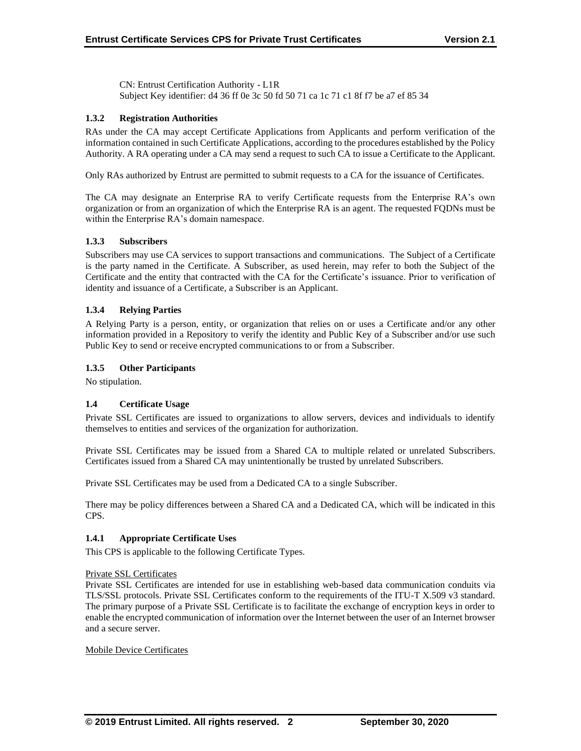CN: Entrust Certification Authority - L1R
Subject Key identifier: d4 36 ff 0e 3c 50 fd 50 71 ca 1c 71 c1 8f f7 be a7 ef 85 34

### 1.3.2 Registration Authorities

RAs under the CA may accept Certificate Applications from Applicants and perform verification of the information contained in such Certificate Applications, according to the procedures established by the Policy Authority. A RA operating under a CA may send a request to such CA to issue a Certificate to the Applicant.

Only RAs authorized by Entrust are permitted to submit requests to a CA for the issuance of Certificates.

The CA may designate an Enterprise RA to verify Certificate requests from the Enterprise RA's own organization or from an organization of which the Enterprise RA is an agent. The requested FQDNs must be within the Enterprise RA's domain namespace.

### 1.3.3 Subscribers

Subscribers may use CA services to support transactions and communications. The Subject of a Certificate is the party named in the Certificate. A Subscriber, as used herein, may refer to both the Subject of the Certificate and the entity that contracted with the CA for the Certificate's issuance. Prior to verification of identity and issuance of a Certificate, a Subscriber is an Applicant.

### 1.3.4 Relying Parties

A Relying Party is a person, entity, or organization that relies on or uses a Certificate and/or any other information provided in a Repository to verify the identity and Public Key of a Subscriber and/or use such Public Key to send or receive encrypted communications to or from a Subscriber.

### 1.3.5 Other Participants

No stipulation.

## 1.4 Certificate Usage

Private SSL Certificates are issued to organizations to allow servers, devices and individuals to identify themselves to entities and services of the organization for authorization.

Private SSL Certificates may be issued from a Shared CA to multiple related or unrelated Subscribers. Certificates issued from a Shared CA may unintentionally be trusted by unrelated Subscribers.

Private SSL Certificates may be used from a Dedicated CA to a single Subscriber.

There may be policy differences between a Shared CA and a Dedicated CA, which will be indicated in this CPS.

### 1.4.1 Appropriate Certificate Uses

This CPS is applicable to the following Certificate Types.

Private SSL Certificates

Private SSL Certificates are intended for use in establishing web-based data communication conduits via TLS/SSL protocols. Private SSL Certificates conform to the requirements of the ITU-T X.509 v3 standard. The primary purpose of a Private SSL Certificate is to facilitate the exchange of encryption keys in order to enable the encrypted communication of information over the Internet between the user of an Internet browser and a secure server.

Mobile Device Certificates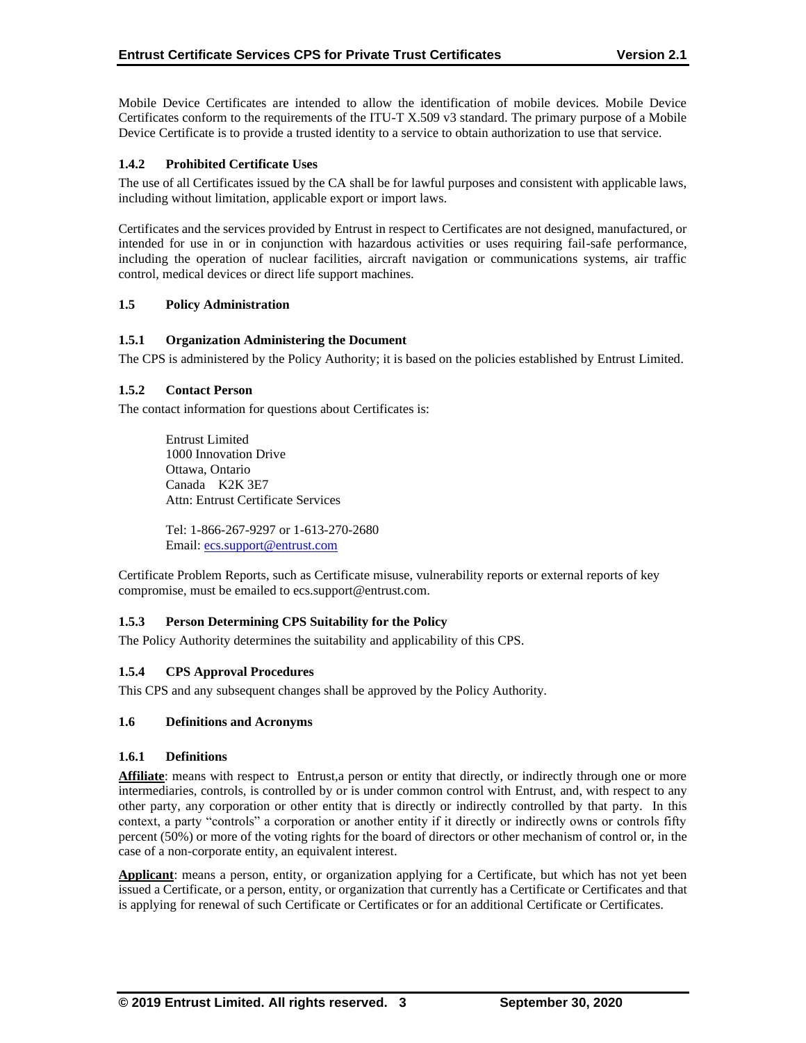Mobile Device Certificates are intended to allow the identification of mobile devices. Mobile Device Certificates conform to the requirements of the ITU-T X.509 v3 standard. The primary purpose of a Mobile Device Certificate is to provide a trusted identity to a service to obtain authorization to use that service.

### 1.4.2 Prohibited Certificate Uses

The use of all Certificates issued by the CA shall be for lawful purposes and consistent with applicable laws, including without limitation, applicable export or import laws.

Certificates and the services provided by Entrust in respect to Certificates are not designed, manufactured, or intended for use in or in conjunction with hazardous activities or uses requiring fail-safe performance, including the operation of nuclear facilities, aircraft navigation or communications systems, air traffic control, medical devices or direct life support machines.

## 1.5 Policy Administration

### 1.5.1 Organization Administering the Document

The CPS is administered by the Policy Authority; it is based on the policies established by Entrust Limited.

### 1.5.2 Contact Person

The contact information for questions about Certificates is:

Entrust Limited
1000 Innovation Drive
Ottawa, Ontario
Canada K2K 3E7
Attn: Entrust Certificate Services

Tel: 1-866-267-9297 or 1-613-270-2680
Email: ecs.support@entrust.com

Certificate Problem Reports, such as Certificate misuse, vulnerability reports or external reports of key compromise, must be emailed to ecs.support@entrust.com.

### 1.5.3 Person Determining CPS Suitability for the Policy

The Policy Authority determines the suitability and applicability of this CPS.

### 1.5.4 CPS Approval Procedures

This CPS and any subsequent changes shall be approved by the Policy Authority.

## 1.6 Definitions and Acronyms

### 1.6.1 Definitions

**Affiliate**: means with respect to Entrust,a person or entity that directly, or indirectly through one or more intermediaries, controls, is controlled by or is under common control with Entrust, and, with respect to any other party, any corporation or other entity that is directly or indirectly controlled by that party. In this context, a party "controls" a corporation or another entity if it directly or indirectly owns or controls fifty percent (50%) or more of the voting rights for the board of directors or other mechanism of control or, in the case of a non-corporate entity, an equivalent interest.

**Applicant**: means a person, entity, or organization applying for a Certificate, but which has not yet been issued a Certificate, or a person, entity, or organization that currently has a Certificate or Certificates and that is applying for renewal of such Certificate or Certificates or for an additional Certificate or Certificates.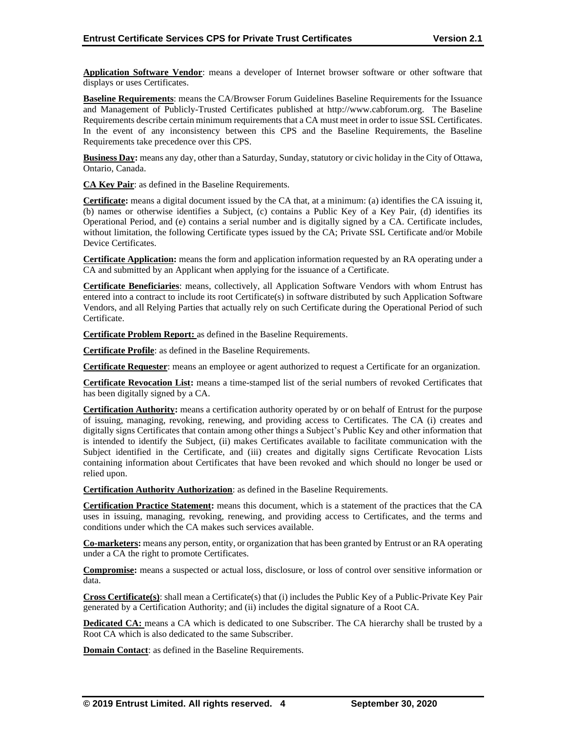**Application Software Vendor**: means a developer of Internet browser software or other software that displays or uses Certificates.

**Baseline Requirements**: means the CA/Browser Forum Guidelines Baseline Requirements for the Issuance and Management of Publicly-Trusted Certificates published at http://www.cabforum.org. The Baseline Requirements describe certain minimum requirements that a CA must meet in order to issue SSL Certificates. In the event of any inconsistency between this CPS and the Baseline Requirements, the Baseline Requirements take precedence over this CPS.

**Business Day:** means any day, other than a Saturday, Sunday, statutory or civic holiday in the City of Ottawa, Ontario, Canada.

**CA Key Pair**: as defined in the Baseline Requirements.

**Certificate:** means a digital document issued by the CA that, at a minimum: (a) identifies the CA issuing it, (b) names or otherwise identifies a Subject, (c) contains a Public Key of a Key Pair, (d) identifies its Operational Period, and (e) contains a serial number and is digitally signed by a CA. Certificate includes, without limitation, the following Certificate types issued by the CA; Private SSL Certificate and/or Mobile Device Certificates.

**Certificate Application:** means the form and application information requested by an RA operating under a CA and submitted by an Applicant when applying for the issuance of a Certificate.

**Certificate Beneficiaries**: means, collectively, all Application Software Vendors with whom Entrust has entered into a contract to include its root Certificate(s) in software distributed by such Application Software Vendors, and all Relying Parties that actually rely on such Certificate during the Operational Period of such Certificate.

**Certificate Problem Report:** as defined in the Baseline Requirements.

**Certificate Profile**: as defined in the Baseline Requirements.

**Certificate Requester**: means an employee or agent authorized to request a Certificate for an organization.

**Certificate Revocation List:** means a time-stamped list of the serial numbers of revoked Certificates that has been digitally signed by a CA.

**Certification Authority:** means a certification authority operated by or on behalf of Entrust for the purpose of issuing, managing, revoking, renewing, and providing access to Certificates. The CA (i) creates and digitally signs Certificates that contain among other things a Subject's Public Key and other information that is intended to identify the Subject, (ii) makes Certificates available to facilitate communication with the Subject identified in the Certificate, and (iii) creates and digitally signs Certificate Revocation Lists containing information about Certificates that have been revoked and which should no longer be used or relied upon.

**Certification Authority Authorization**: as defined in the Baseline Requirements.

**Certification Practice Statement:** means this document, which is a statement of the practices that the CA uses in issuing, managing, revoking, renewing, and providing access to Certificates, and the terms and conditions under which the CA makes such services available.

**Co-marketers:** means any person, entity, or organization that has been granted by Entrust or an RA operating under a CA the right to promote Certificates.

**Compromise:** means a suspected or actual loss, disclosure, or loss of control over sensitive information or data.

**Cross Certificate(s)**: shall mean a Certificate(s) that (i) includes the Public Key of a Public-Private Key Pair generated by a Certification Authority; and (ii) includes the digital signature of a Root CA.

**Dedicated CA:** means a CA which is dedicated to one Subscriber. The CA hierarchy shall be trusted by a Root CA which is also dedicated to the same Subscriber.

**Domain Contact**: as defined in the Baseline Requirements.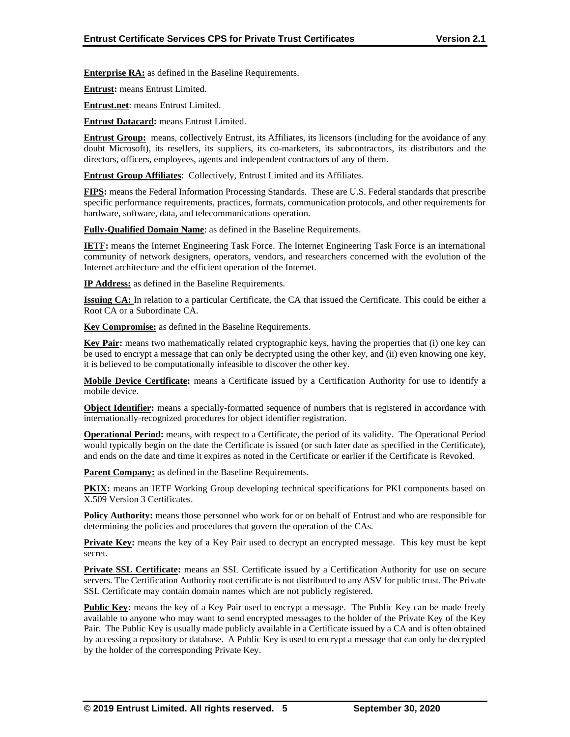**Enterprise RA:** as defined in the Baseline Requirements.

**Entrust:** means Entrust Limited.

**Entrust.net**: means Entrust Limited.

**Entrust Datacard:** means Entrust Limited.

**Entrust Group:** means, collectively Entrust, its Affiliates, its licensors (including for the avoidance of any doubt Microsoft), its resellers, its suppliers, its co-marketers, its subcontractors, its distributors and the directors, officers, employees, agents and independent contractors of any of them.

**Entrust Group Affiliates**: Collectively, Entrust Limited and its Affiliates.

**FIPS:** means the Federal Information Processing Standards. These are U.S. Federal standards that prescribe specific performance requirements, practices, formats, communication protocols, and other requirements for hardware, software, data, and telecommunications operation.

**Fully-Qualified Domain Name**: as defined in the Baseline Requirements.

**IETF:** means the Internet Engineering Task Force. The Internet Engineering Task Force is an international community of network designers, operators, vendors, and researchers concerned with the evolution of the Internet architecture and the efficient operation of the Internet.

**IP Address:** as defined in the Baseline Requirements.

**Issuing CA:** In relation to a particular Certificate, the CA that issued the Certificate. This could be either a Root CA or a Subordinate CA.

**Key Compromise:** as defined in the Baseline Requirements.

**Key Pair:** means two mathematically related cryptographic keys, having the properties that (i) one key can be used to encrypt a message that can only be decrypted using the other key, and (ii) even knowing one key, it is believed to be computationally infeasible to discover the other key.

**Mobile Device Certificate:** means a Certificate issued by a Certification Authority for use to identify a mobile device.

**Object Identifier:** means a specially-formatted sequence of numbers that is registered in accordance with internationally-recognized procedures for object identifier registration.

**Operational Period:** means, with respect to a Certificate, the period of its validity. The Operational Period would typically begin on the date the Certificate is issued (or such later date as specified in the Certificate), and ends on the date and time it expires as noted in the Certificate or earlier if the Certificate is Revoked.

**Parent Company:** as defined in the Baseline Requirements.

**PKIX:** means an IETF Working Group developing technical specifications for PKI components based on X.509 Version 3 Certificates.

**Policy Authority:** means those personnel who work for or on behalf of Entrust and who are responsible for determining the policies and procedures that govern the operation of the CAs.

**Private Key:** means the key of a Key Pair used to decrypt an encrypted message. This key must be kept secret.

**Private SSL Certificate:** means an SSL Certificate issued by a Certification Authority for use on secure servers. The Certification Authority root certificate is not distributed to any ASV for public trust. The Private SSL Certificate may contain domain names which are not publicly registered.

**Public Key:** means the key of a Key Pair used to encrypt a message. The Public Key can be made freely available to anyone who may want to send encrypted messages to the holder of the Private Key of the Key Pair. The Public Key is usually made publicly available in a Certificate issued by a CA and is often obtained by accessing a repository or database. A Public Key is used to encrypt a message that can only be decrypted by the holder of the corresponding Private Key.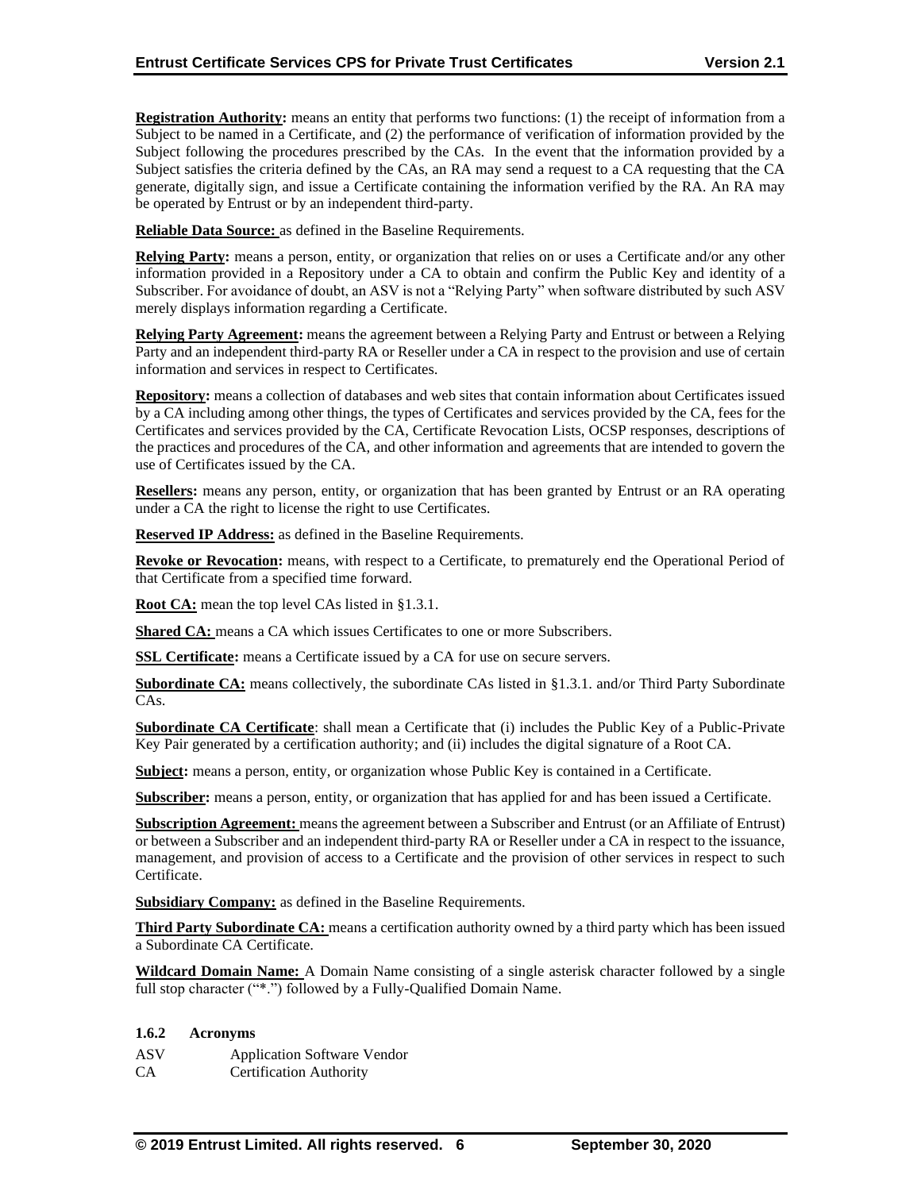**Registration Authority:** means an entity that performs two functions: (1) the receipt of information from a Subject to be named in a Certificate, and (2) the performance of verification of information provided by the Subject following the procedures prescribed by the CAs. In the event that the information provided by a Subject satisfies the criteria defined by the CAs, an RA may send a request to a CA requesting that the CA generate, digitally sign, and issue a Certificate containing the information verified by the RA. An RA may be operated by Entrust or by an independent third-party.

**Reliable Data Source:** as defined in the Baseline Requirements.

**Relying Party:** means a person, entity, or organization that relies on or uses a Certificate and/or any other information provided in a Repository under a CA to obtain and confirm the Public Key and identity of a Subscriber. For avoidance of doubt, an ASV is not a "Relying Party" when software distributed by such ASV merely displays information regarding a Certificate.

**Relying Party Agreement:** means the agreement between a Relying Party and Entrust or between a Relying Party and an independent third-party RA or Reseller under a CA in respect to the provision and use of certain information and services in respect to Certificates.

**Repository:** means a collection of databases and web sites that contain information about Certificates issued by a CA including among other things, the types of Certificates and services provided by the CA, fees for the Certificates and services provided by the CA, Certificate Revocation Lists, OCSP responses, descriptions of the practices and procedures of the CA, and other information and agreements that are intended to govern the use of Certificates issued by the CA.

**Resellers:** means any person, entity, or organization that has been granted by Entrust or an RA operating under a CA the right to license the right to use Certificates.

**Reserved IP Address:** as defined in the Baseline Requirements.

**Revoke or Revocation:** means, with respect to a Certificate, to prematurely end the Operational Period of that Certificate from a specified time forward.

**Root CA:** mean the top level CAs listed in §1.3.1.

**Shared CA:** means a CA which issues Certificates to one or more Subscribers.

**SSL Certificate:** means a Certificate issued by a CA for use on secure servers.

**Subordinate CA:** means collectively, the subordinate CAs listed in §1.3.1. and/or Third Party Subordinate CAs.

**Subordinate CA Certificate**: shall mean a Certificate that (i) includes the Public Key of a Public-Private Key Pair generated by a certification authority; and (ii) includes the digital signature of a Root CA.

**Subject:** means a person, entity, or organization whose Public Key is contained in a Certificate.

**Subscriber:** means a person, entity, or organization that has applied for and has been issued a Certificate.

**Subscription Agreement:** means the agreement between a Subscriber and Entrust (or an Affiliate of Entrust) or between a Subscriber and an independent third-party RA or Reseller under a CA in respect to the issuance, management, and provision of access to a Certificate and the provision of other services in respect to such Certificate.

**Subsidiary Company:** as defined in the Baseline Requirements.

**Third Party Subordinate CA:** means a certification authority owned by a third party which has been issued a Subordinate CA Certificate.

**Wildcard Domain Name:** A Domain Name consisting of a single asterisk character followed by a single full stop character ("*.") followed by a Fully-Qualified Domain Name.

### 1.6.2 Acronyms

| | |
|---|---|
| ASV | Application Software Vendor |
| CA | Certification Authority |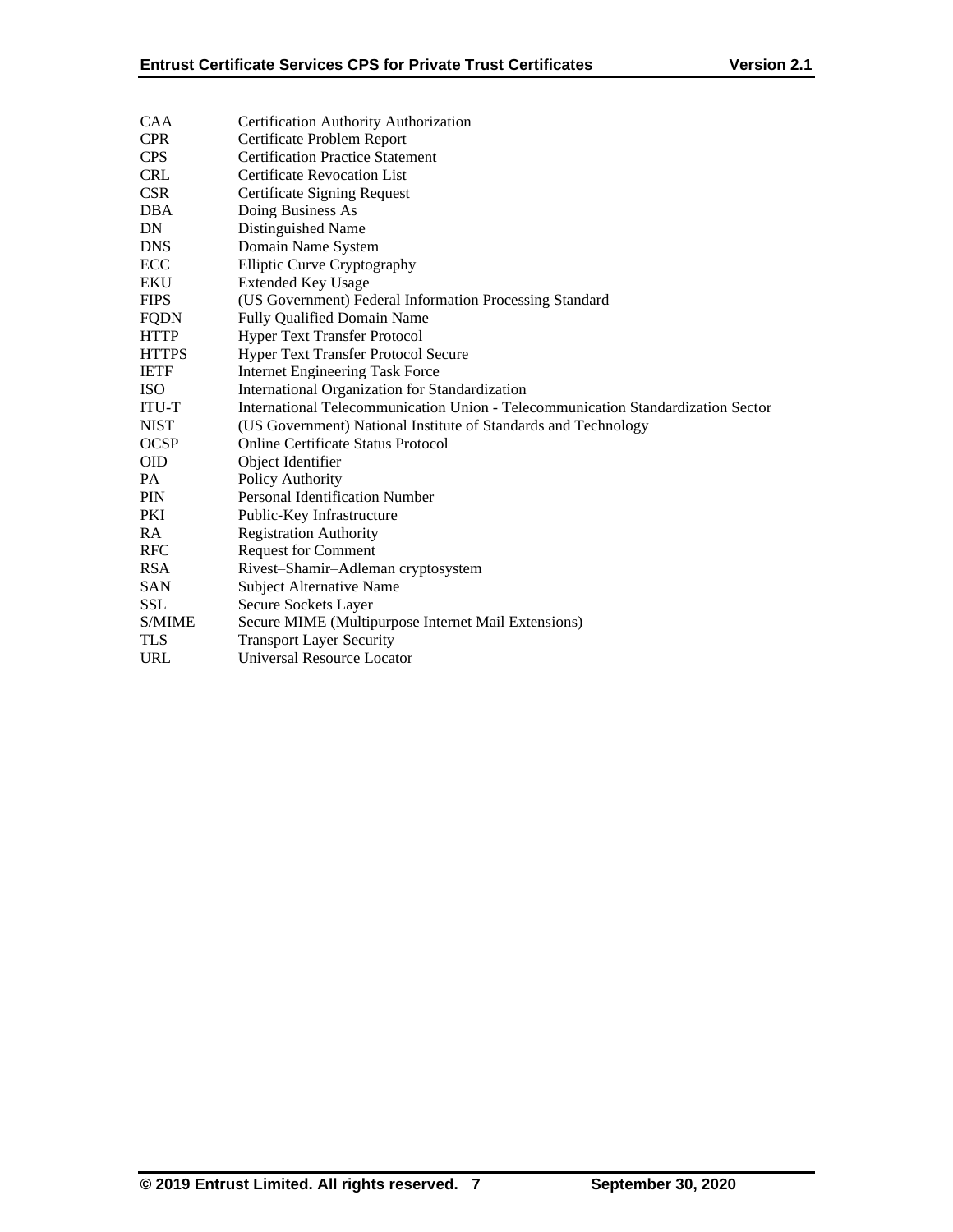| | |
|---|---|
| CAA | Certification Authority Authorization |
| CPR | Certificate Problem Report |
| CPS | Certification Practice Statement |
| CRL | Certificate Revocation List |
| CSR | Certificate Signing Request |
| DBA | Doing Business As |
| DN | Distinguished Name |
| DNS | Domain Name System |
| ECC | Elliptic Curve Cryptography |
| EKU | Extended Key Usage |
| FIPS | (US Government) Federal Information Processing Standard |
| FQDN | Fully Qualified Domain Name |
| HTTP | Hyper Text Transfer Protocol |
| HTTPS | Hyper Text Transfer Protocol Secure |
| IETF | Internet Engineering Task Force |
| ISO | International Organization for Standardization |
| ITU-T | International Telecommunication Union - Telecommunication Standardization Sector |
| NIST | (US Government) National Institute of Standards and Technology |
| OCSP | Online Certificate Status Protocol |
| OID | Object Identifier |
| PA | Policy Authority |
| PIN | Personal Identification Number |
| PKI | Public-Key Infrastructure |
| RA | Registration Authority |
| RFC | Request for Comment |
| RSA | Rivest–Shamir–Adleman cryptosystem |
| SAN | Subject Alternative Name |
| SSL | Secure Sockets Layer |
| S/MIME | Secure MIME (Multipurpose Internet Mail Extensions) |
| TLS | Transport Layer Security |
| URL | Universal Resource Locator |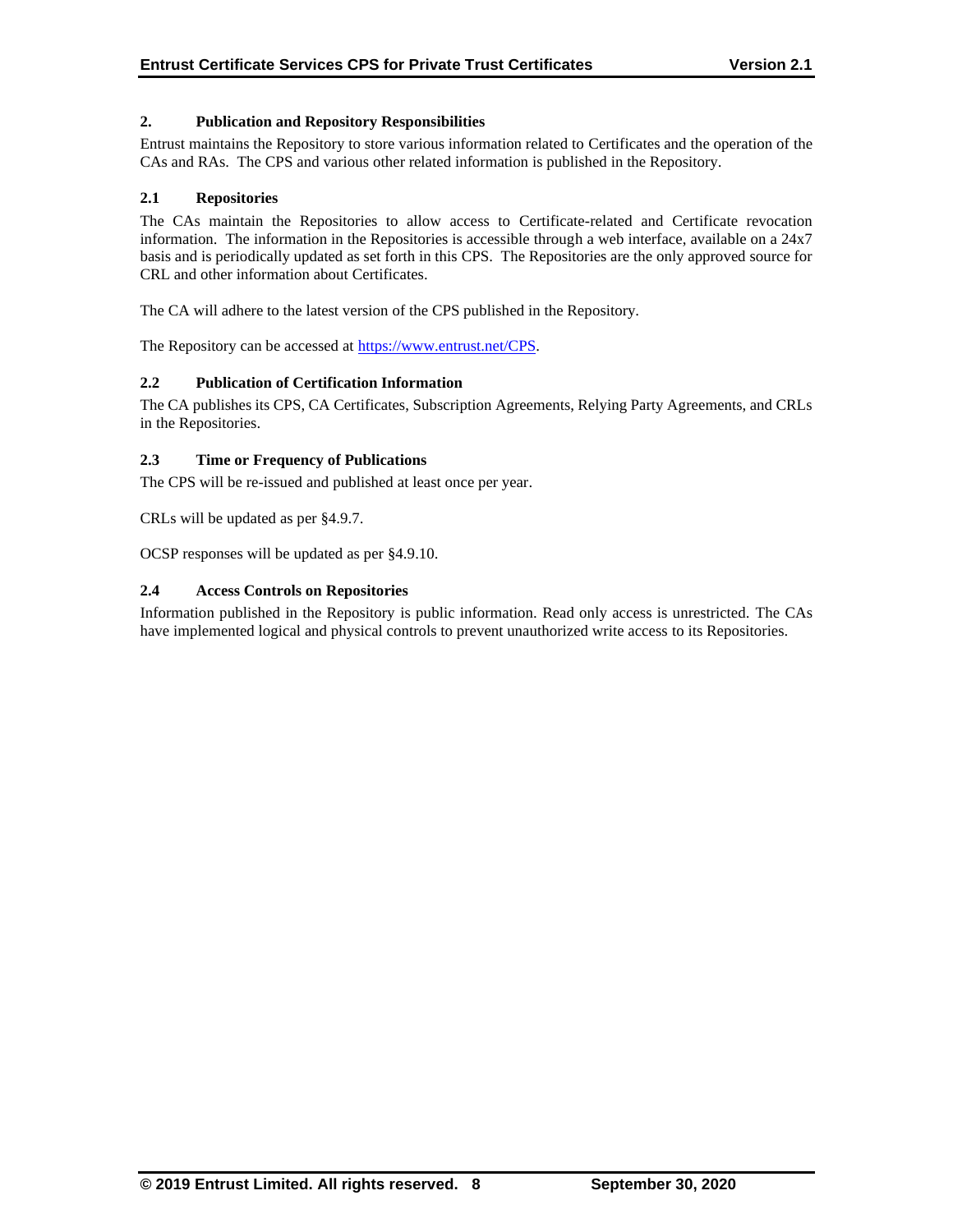## 2. Publication and Repository Responsibilities

Entrust maintains the Repository to store various information related to Certificates and the operation of the CAs and RAs. The CPS and various other related information is published in the Repository.

### 2.1 Repositories

The CAs maintain the Repositories to allow access to Certificate-related and Certificate revocation information. The information in the Repositories is accessible through a web interface, available on a 24x7 basis and is periodically updated as set forth in this CPS. The Repositories are the only approved source for CRL and other information about Certificates.

The CA will adhere to the latest version of the CPS published in the Repository.

The Repository can be accessed at https://www.entrust.net/CPS.

### 2.2 Publication of Certification Information

The CA publishes its CPS, CA Certificates, Subscription Agreements, Relying Party Agreements, and CRLs in the Repositories.

### 2.3 Time or Frequency of Publications

The CPS will be re-issued and published at least once per year.

CRLs will be updated as per §4.9.7.

OCSP responses will be updated as per §4.9.10.

### 2.4 Access Controls on Repositories

Information published in the Repository is public information. Read only access is unrestricted. The CAs have implemented logical and physical controls to prevent unauthorized write access to its Repositories.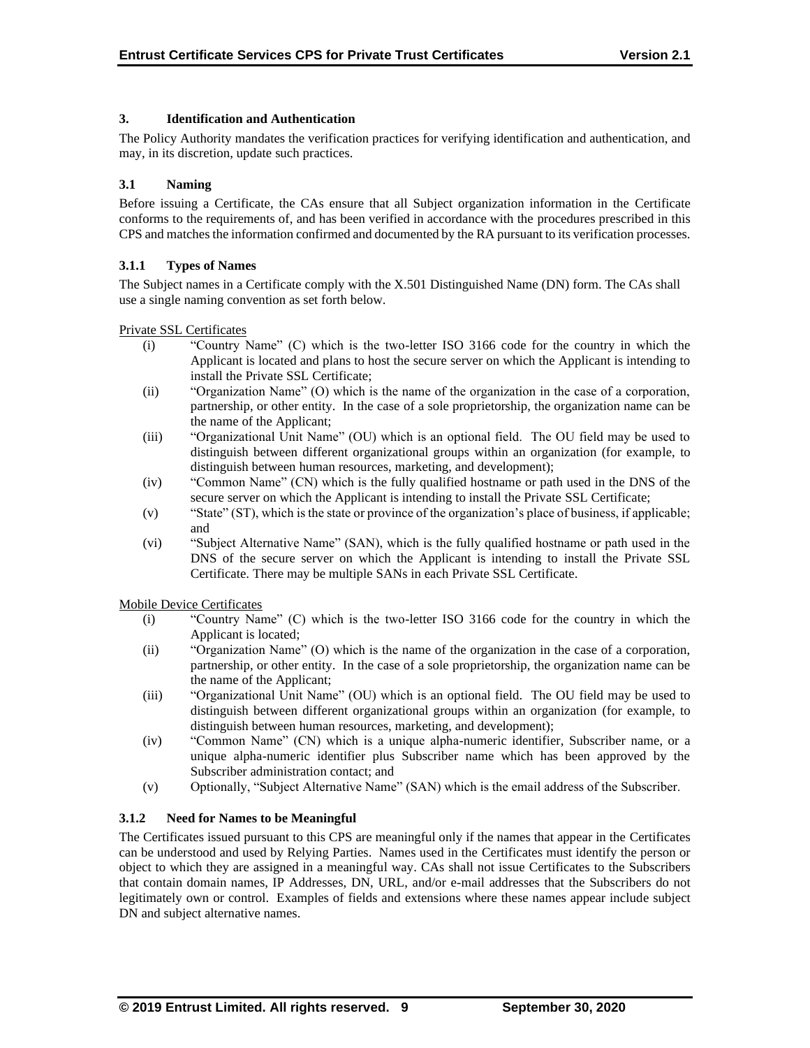## 3. Identification and Authentication

The Policy Authority mandates the verification practices for verifying identification and authentication, and may, in its discretion, update such practices.

### 3.1 Naming

Before issuing a Certificate, the CAs ensure that all Subject organization information in the Certificate conforms to the requirements of, and has been verified in accordance with the procedures prescribed in this CPS and matches the information confirmed and documented by the RA pursuant to its verification processes.

#### 3.1.1 Types of Names

The Subject names in a Certificate comply with the X.501 Distinguished Name (DN) form. The CAs shall use a single naming convention as set forth below.

Private SSL Certificates

- (i) "Country Name" (C) which is the two-letter ISO 3166 code for the country in which the Applicant is located and plans to host the secure server on which the Applicant is intending to install the Private SSL Certificate;
- (ii) "Organization Name" (O) which is the name of the organization in the case of a corporation, partnership, or other entity. In the case of a sole proprietorship, the organization name can be the name of the Applicant;
- (iii) "Organizational Unit Name" (OU) which is an optional field. The OU field may be used to distinguish between different organizational groups within an organization (for example, to distinguish between human resources, marketing, and development);
- (iv) "Common Name" (CN) which is the fully qualified hostname or path used in the DNS of the secure server on which the Applicant is intending to install the Private SSL Certificate;
- (v) "State" (ST), which is the state or province of the organization's place of business, if applicable; and
- (vi) "Subject Alternative Name" (SAN), which is the fully qualified hostname or path used in the DNS of the secure server on which the Applicant is intending to install the Private SSL Certificate. There may be multiple SANs in each Private SSL Certificate.

Mobile Device Certificates

- (i) "Country Name" (C) which is the two-letter ISO 3166 code for the country in which the Applicant is located;
- (ii) "Organization Name" (O) which is the name of the organization in the case of a corporation, partnership, or other entity. In the case of a sole proprietorship, the organization name can be the name of the Applicant;
- (iii) "Organizational Unit Name" (OU) which is an optional field. The OU field may be used to distinguish between different organizational groups within an organization (for example, to distinguish between human resources, marketing, and development);
- (iv) "Common Name" (CN) which is a unique alpha-numeric identifier, Subscriber name, or a unique alpha-numeric identifier plus Subscriber name which has been approved by the Subscriber administration contact; and
- (v) Optionally, "Subject Alternative Name" (SAN) which is the email address of the Subscriber.

#### 3.1.2 Need for Names to be Meaningful

The Certificates issued pursuant to this CPS are meaningful only if the names that appear in the Certificates can be understood and used by Relying Parties. Names used in the Certificates must identify the person or object to which they are assigned in a meaningful way. CAs shall not issue Certificates to the Subscribers that contain domain names, IP Addresses, DN, URL, and/or e-mail addresses that the Subscribers do not legitimately own or control. Examples of fields and extensions where these names appear include subject DN and subject alternative names.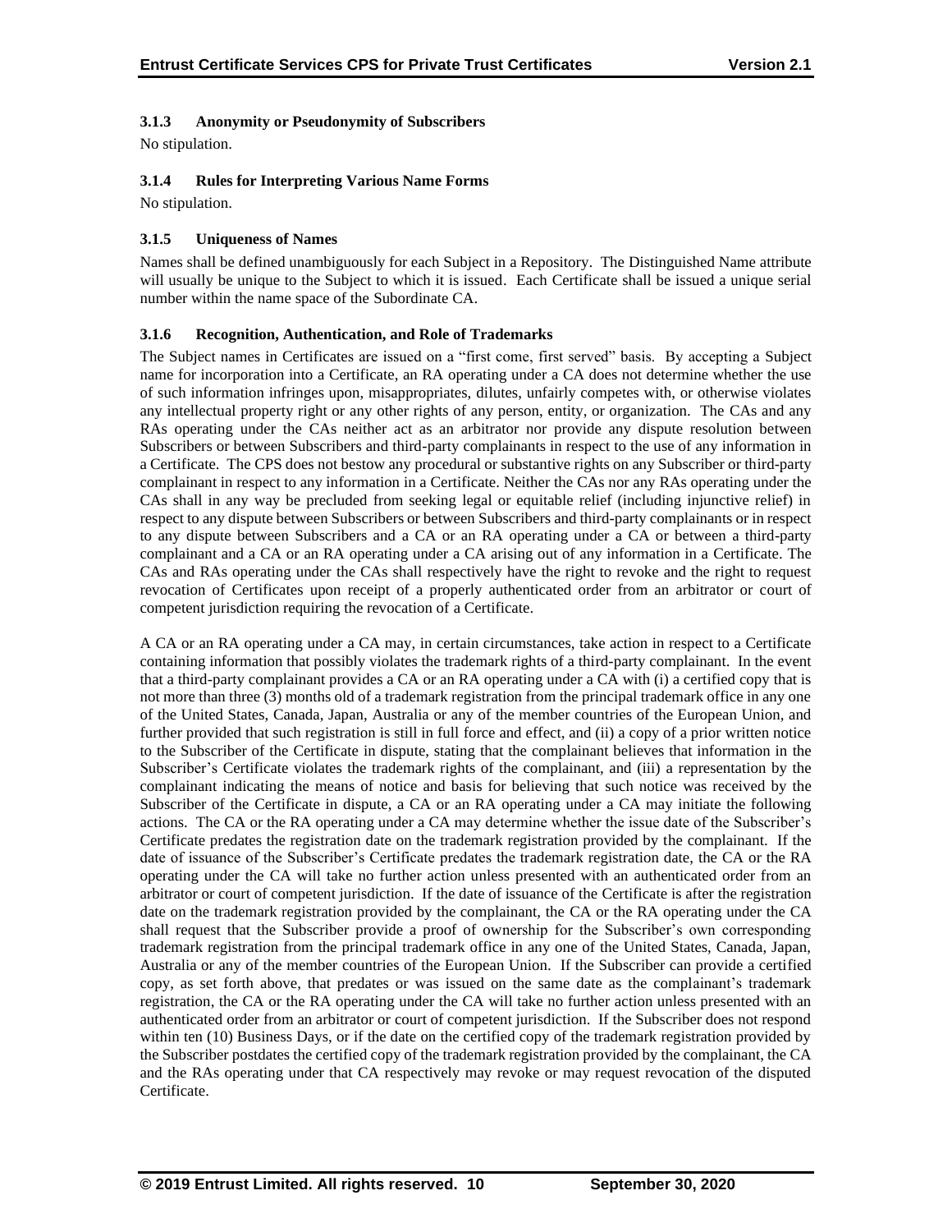### 3.1.3 Anonymity or Pseudonymity of Subscribers

No stipulation.

### 3.1.4 Rules for Interpreting Various Name Forms

No stipulation.

### 3.1.5 Uniqueness of Names

Names shall be defined unambiguously for each Subject in a Repository. The Distinguished Name attribute will usually be unique to the Subject to which it is issued. Each Certificate shall be issued a unique serial number within the name space of the Subordinate CA.

### 3.1.6 Recognition, Authentication, and Role of Trademarks

The Subject names in Certificates are issued on a "first come, first served" basis. By accepting a Subject name for incorporation into a Certificate, an RA operating under a CA does not determine whether the use of such information infringes upon, misappropriates, dilutes, unfairly competes with, or otherwise violates any intellectual property right or any other rights of any person, entity, or organization. The CAs and any RAs operating under the CAs neither act as an arbitrator nor provide any dispute resolution between Subscribers or between Subscribers and third-party complainants in respect to the use of any information in a Certificate. The CPS does not bestow any procedural or substantive rights on any Subscriber or third-party complainant in respect to any information in a Certificate. Neither the CAs nor any RAs operating under the CAs shall in any way be precluded from seeking legal or equitable relief (including injunctive relief) in respect to any dispute between Subscribers or between Subscribers and third-party complainants or in respect to any dispute between Subscribers and a CA or an RA operating under a CA or between a third-party complainant and a CA or an RA operating under a CA arising out of any information in a Certificate. The CAs and RAs operating under the CAs shall respectively have the right to revoke and the right to request revocation of Certificates upon receipt of a properly authenticated order from an arbitrator or court of competent jurisdiction requiring the revocation of a Certificate.

A CA or an RA operating under a CA may, in certain circumstances, take action in respect to a Certificate containing information that possibly violates the trademark rights of a third-party complainant. In the event that a third-party complainant provides a CA or an RA operating under a CA with (i) a certified copy that is not more than three (3) months old of a trademark registration from the principal trademark office in any one of the United States, Canada, Japan, Australia or any of the member countries of the European Union, and further provided that such registration is still in full force and effect, and (ii) a copy of a prior written notice to the Subscriber of the Certificate in dispute, stating that the complainant believes that information in the Subscriber's Certificate violates the trademark rights of the complainant, and (iii) a representation by the complainant indicating the means of notice and basis for believing that such notice was received by the Subscriber of the Certificate in dispute, a CA or an RA operating under a CA may initiate the following actions. The CA or the RA operating under a CA may determine whether the issue date of the Subscriber's Certificate predates the registration date on the trademark registration provided by the complainant. If the date of issuance of the Subscriber's Certificate predates the trademark registration date, the CA or the RA operating under the CA will take no further action unless presented with an authenticated order from an arbitrator or court of competent jurisdiction. If the date of issuance of the Certificate is after the registration date on the trademark registration provided by the complainant, the CA or the RA operating under the CA shall request that the Subscriber provide a proof of ownership for the Subscriber's own corresponding trademark registration from the principal trademark office in any one of the United States, Canada, Japan, Australia or any of the member countries of the European Union. If the Subscriber can provide a certified copy, as set forth above, that predates or was issued on the same date as the complainant's trademark registration, the CA or the RA operating under the CA will take no further action unless presented with an authenticated order from an arbitrator or court of competent jurisdiction. If the Subscriber does not respond within ten (10) Business Days, or if the date on the certified copy of the trademark registration provided by the Subscriber postdates the certified copy of the trademark registration provided by the complainant, the CA and the RAs operating under that CA respectively may revoke or may request revocation of the disputed Certificate.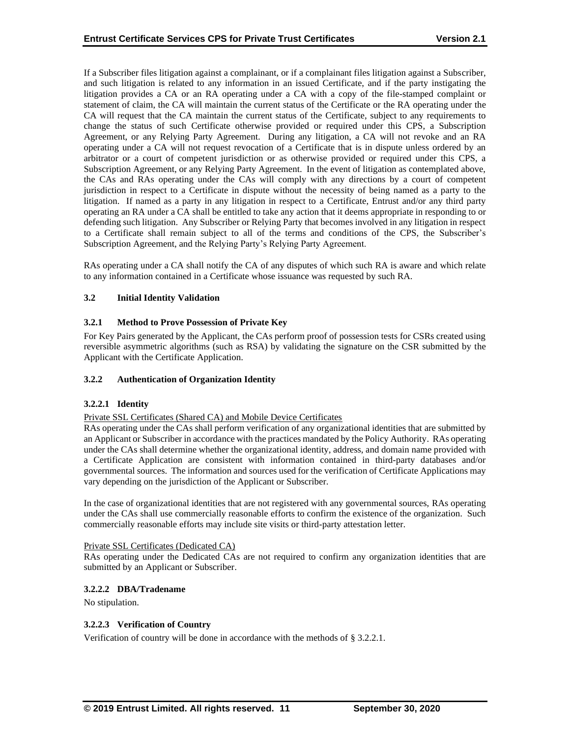If a Subscriber files litigation against a complainant, or if a complainant files litigation against a Subscriber, and such litigation is related to any information in an issued Certificate, and if the party instigating the litigation provides a CA or an RA operating under a CA with a copy of the file-stamped complaint or statement of claim, the CA will maintain the current status of the Certificate or the RA operating under the CA will request that the CA maintain the current status of the Certificate, subject to any requirements to change the status of such Certificate otherwise provided or required under this CPS, a Subscription Agreement, or any Relying Party Agreement. During any litigation, a CA will not revoke and an RA operating under a CA will not request revocation of a Certificate that is in dispute unless ordered by an arbitrator or a court of competent jurisdiction or as otherwise provided or required under this CPS, a Subscription Agreement, or any Relying Party Agreement. In the event of litigation as contemplated above, the CAs and RAs operating under the CAs will comply with any directions by a court of competent jurisdiction in respect to a Certificate in dispute without the necessity of being named as a party to the litigation. If named as a party in any litigation in respect to a Certificate, Entrust and/or any third party operating an RA under a CA shall be entitled to take any action that it deems appropriate in responding to or defending such litigation. Any Subscriber or Relying Party that becomes involved in any litigation in respect to a Certificate shall remain subject to all of the terms and conditions of the CPS, the Subscriber's Subscription Agreement, and the Relying Party's Relying Party Agreement.

RAs operating under a CA shall notify the CA of any disputes of which such RA is aware and which relate to any information contained in a Certificate whose issuance was requested by such RA.

## 3.2 Initial Identity Validation

### 3.2.1 Method to Prove Possession of Private Key

For Key Pairs generated by the Applicant, the CAs perform proof of possession tests for CSRs created using reversible asymmetric algorithms (such as RSA) by validating the signature on the CSR submitted by the Applicant with the Certificate Application.

### 3.2.2 Authentication of Organization Identity

#### 3.2.2.1 Identity

Private SSL Certificates (Shared CA) and Mobile Device Certificates

RAs operating under the CAs shall perform verification of any organizational identities that are submitted by an Applicant or Subscriber in accordance with the practices mandated by the Policy Authority. RAs operating under the CAs shall determine whether the organizational identity, address, and domain name provided with a Certificate Application are consistent with information contained in third-party databases and/or governmental sources. The information and sources used for the verification of Certificate Applications may vary depending on the jurisdiction of the Applicant or Subscriber.

In the case of organizational identities that are not registered with any governmental sources, RAs operating under the CAs shall use commercially reasonable efforts to confirm the existence of the organization. Such commercially reasonable efforts may include site visits or third-party attestation letter.

Private SSL Certificates (Dedicated CA)

RAs operating under the Dedicated CAs are not required to confirm any organization identities that are submitted by an Applicant or Subscriber.

#### 3.2.2.2 DBA/Tradename

No stipulation.

#### 3.2.2.3 Verification of Country

Verification of country will be done in accordance with the methods of § 3.2.2.1.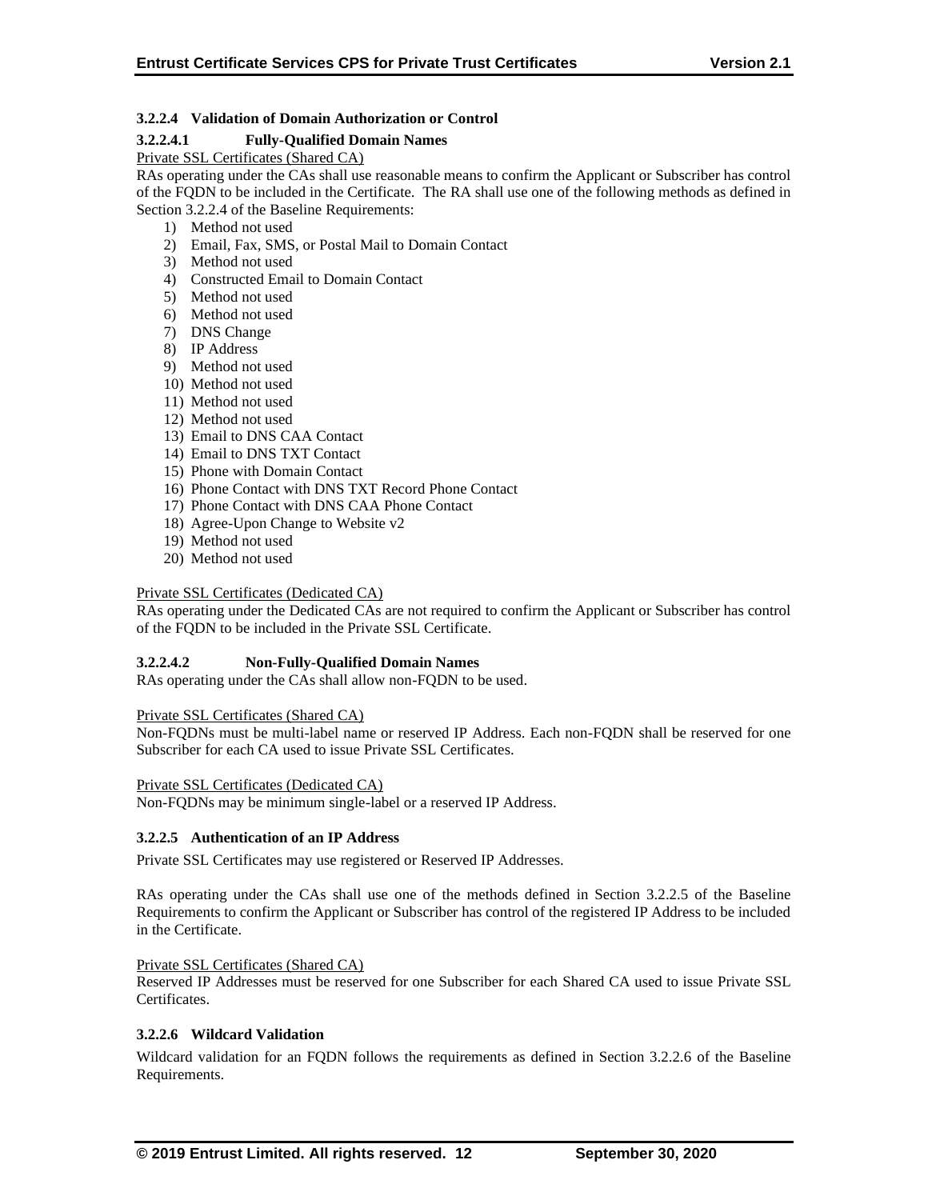#### 3.2.2.4 Validation of Domain Authorization or Control

##### 3.2.2.4.1 Fully-Qualified Domain Names

Private SSL Certificates (Shared CA)

RAs operating under the CAs shall use reasonable means to confirm the Applicant or Subscriber has control of the FQDN to be included in the Certificate. The RA shall use one of the following methods as defined in Section 3.2.2.4 of the Baseline Requirements:

1) Method not used
2) Email, Fax, SMS, or Postal Mail to Domain Contact
3) Method not used
4) Constructed Email to Domain Contact
5) Method not used
6) Method not used
7) DNS Change
8) IP Address
9) Method not used
10) Method not used
11) Method not used
12) Method not used
13) Email to DNS CAA Contact
14) Email to DNS TXT Contact
15) Phone with Domain Contact
16) Phone Contact with DNS TXT Record Phone Contact
17) Phone Contact with DNS CAA Phone Contact
18) Agree-Upon Change to Website v2
19) Method not used
20) Method not used

Private SSL Certificates (Dedicated CA)

RAs operating under the Dedicated CAs are not required to confirm the Applicant or Subscriber has control of the FQDN to be included in the Private SSL Certificate.

##### 3.2.2.4.2 Non-Fully-Qualified Domain Names

RAs operating under the CAs shall allow non-FQDN to be used.

Private SSL Certificates (Shared CA)

Non-FQDNs must be multi-label name or reserved IP Address. Each non-FQDN shall be reserved for one Subscriber for each CA used to issue Private SSL Certificates.

Private SSL Certificates (Dedicated CA)

Non-FQDNs may be minimum single-label or a reserved IP Address.

#### 3.2.2.5 Authentication of an IP Address

Private SSL Certificates may use registered or Reserved IP Addresses.

RAs operating under the CAs shall use one of the methods defined in Section 3.2.2.5 of the Baseline Requirements to confirm the Applicant or Subscriber has control of the registered IP Address to be included in the Certificate.

Private SSL Certificates (Shared CA)

Reserved IP Addresses must be reserved for one Subscriber for each Shared CA used to issue Private SSL Certificates.

#### 3.2.2.6 Wildcard Validation

Wildcard validation for an FQDN follows the requirements as defined in Section 3.2.2.6 of the Baseline Requirements.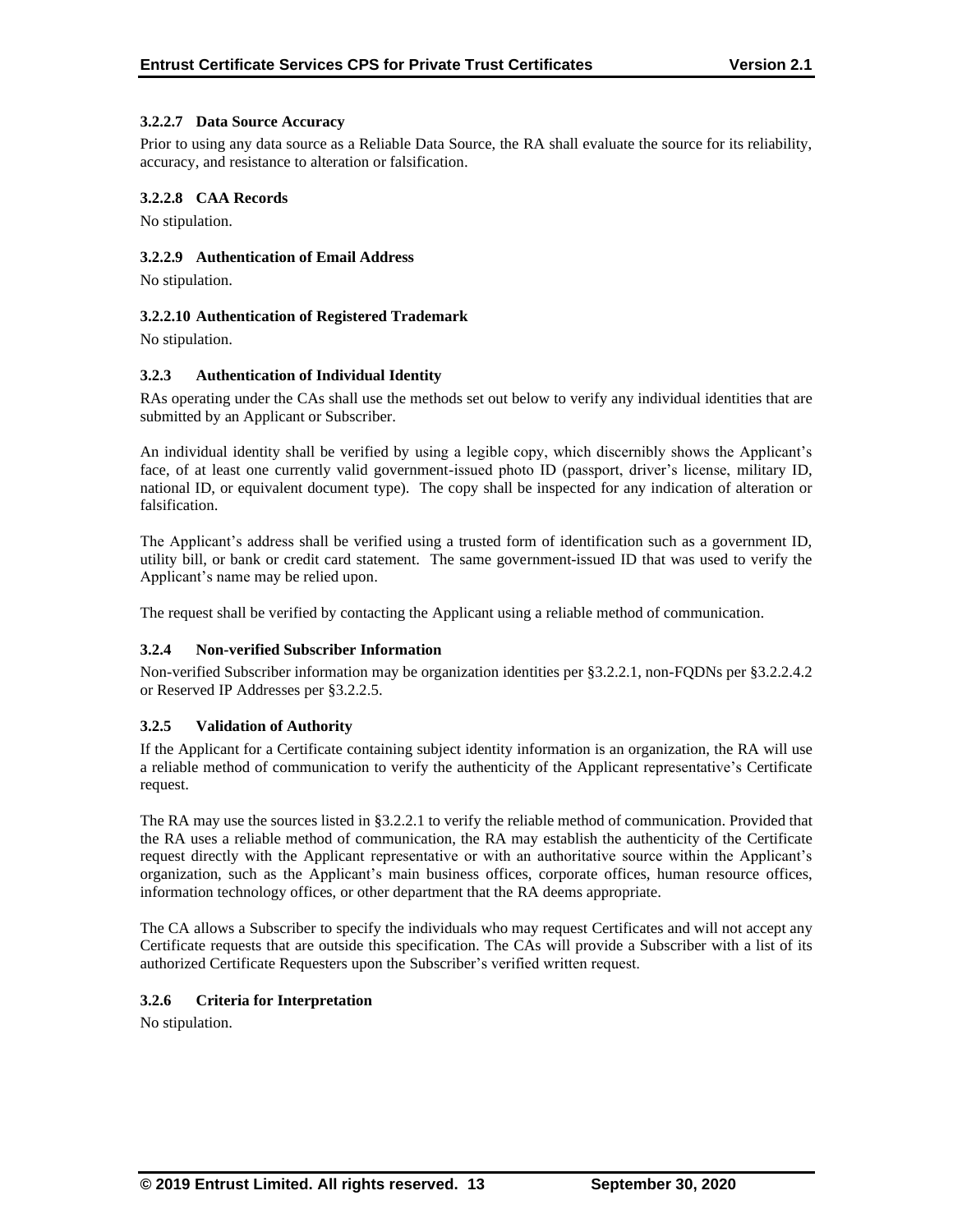#### 3.2.2.7 Data Source Accuracy

Prior to using any data source as a Reliable Data Source, the RA shall evaluate the source for its reliability, accuracy, and resistance to alteration or falsification.

#### 3.2.2.8 CAA Records

No stipulation.

#### 3.2.2.9 Authentication of Email Address

No stipulation.

#### 3.2.2.10 Authentication of Registered Trademark

No stipulation.

### 3.2.3 Authentication of Individual Identity

RAs operating under the CAs shall use the methods set out below to verify any individual identities that are submitted by an Applicant or Subscriber.

An individual identity shall be verified by using a legible copy, which discernibly shows the Applicant's face, of at least one currently valid government-issued photo ID (passport, driver's license, military ID, national ID, or equivalent document type). The copy shall be inspected for any indication of alteration or falsification.

The Applicant's address shall be verified using a trusted form of identification such as a government ID, utility bill, or bank or credit card statement. The same government-issued ID that was used to verify the Applicant's name may be relied upon.

The request shall be verified by contacting the Applicant using a reliable method of communication.

### 3.2.4 Non-verified Subscriber Information

Non-verified Subscriber information may be organization identities per §3.2.2.1, non-FQDNs per §3.2.2.4.2 or Reserved IP Addresses per §3.2.2.5.

### 3.2.5 Validation of Authority

If the Applicant for a Certificate containing subject identity information is an organization, the RA will use a reliable method of communication to verify the authenticity of the Applicant representative's Certificate request.

The RA may use the sources listed in §3.2.2.1 to verify the reliable method of communication. Provided that the RA uses a reliable method of communication, the RA may establish the authenticity of the Certificate request directly with the Applicant representative or with an authoritative source within the Applicant's organization, such as the Applicant's main business offices, corporate offices, human resource offices, information technology offices, or other department that the RA deems appropriate.

The CA allows a Subscriber to specify the individuals who may request Certificates and will not accept any Certificate requests that are outside this specification. The CAs will provide a Subscriber with a list of its authorized Certificate Requesters upon the Subscriber's verified written request.

### 3.2.6 Criteria for Interpretation

No stipulation.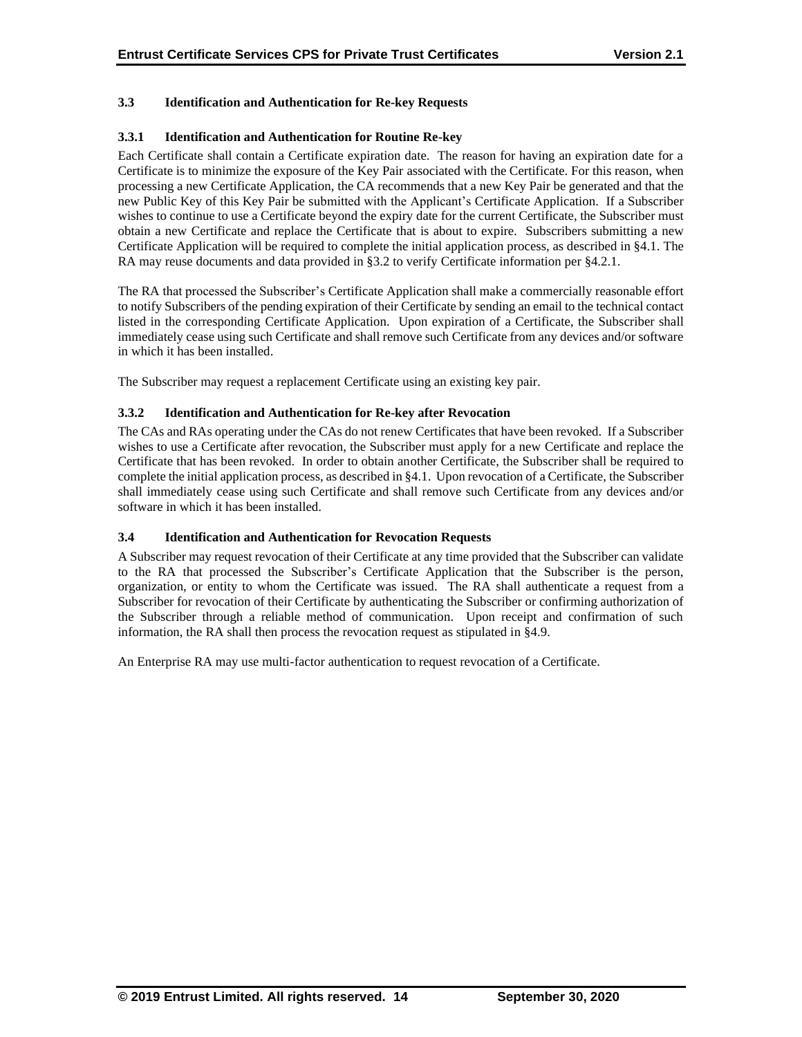### 3.3 Identification and Authentication for Re-key Requests

#### 3.3.1 Identification and Authentication for Routine Re-key

Each Certificate shall contain a Certificate expiration date. The reason for having an expiration date for a Certificate is to minimize the exposure of the Key Pair associated with the Certificate. For this reason, when processing a new Certificate Application, the CA recommends that a new Key Pair be generated and that the new Public Key of this Key Pair be submitted with the Applicant's Certificate Application. If a Subscriber wishes to continue to use a Certificate beyond the expiry date for the current Certificate, the Subscriber must obtain a new Certificate and replace the Certificate that is about to expire. Subscribers submitting a new Certificate Application will be required to complete the initial application process, as described in §4.1. The RA may reuse documents and data provided in §3.2 to verify Certificate information per §4.2.1.

The RA that processed the Subscriber's Certificate Application shall make a commercially reasonable effort to notify Subscribers of the pending expiration of their Certificate by sending an email to the technical contact listed in the corresponding Certificate Application. Upon expiration of a Certificate, the Subscriber shall immediately cease using such Certificate and shall remove such Certificate from any devices and/or software in which it has been installed.

The Subscriber may request a replacement Certificate using an existing key pair.

#### 3.3.2 Identification and Authentication for Re-key after Revocation

The CAs and RAs operating under the CAs do not renew Certificates that have been revoked. If a Subscriber wishes to use a Certificate after revocation, the Subscriber must apply for a new Certificate and replace the Certificate that has been revoked. In order to obtain another Certificate, the Subscriber shall be required to complete the initial application process, as described in §4.1. Upon revocation of a Certificate, the Subscriber shall immediately cease using such Certificate and shall remove such Certificate from any devices and/or software in which it has been installed.

### 3.4 Identification and Authentication for Revocation Requests

A Subscriber may request revocation of their Certificate at any time provided that the Subscriber can validate to the RA that processed the Subscriber's Certificate Application that the Subscriber is the person, organization, or entity to whom the Certificate was issued. The RA shall authenticate a request from a Subscriber for revocation of their Certificate by authenticating the Subscriber or confirming authorization of the Subscriber through a reliable method of communication. Upon receipt and confirmation of such information, the RA shall then process the revocation request as stipulated in §4.9.

An Enterprise RA may use multi-factor authentication to request revocation of a Certificate.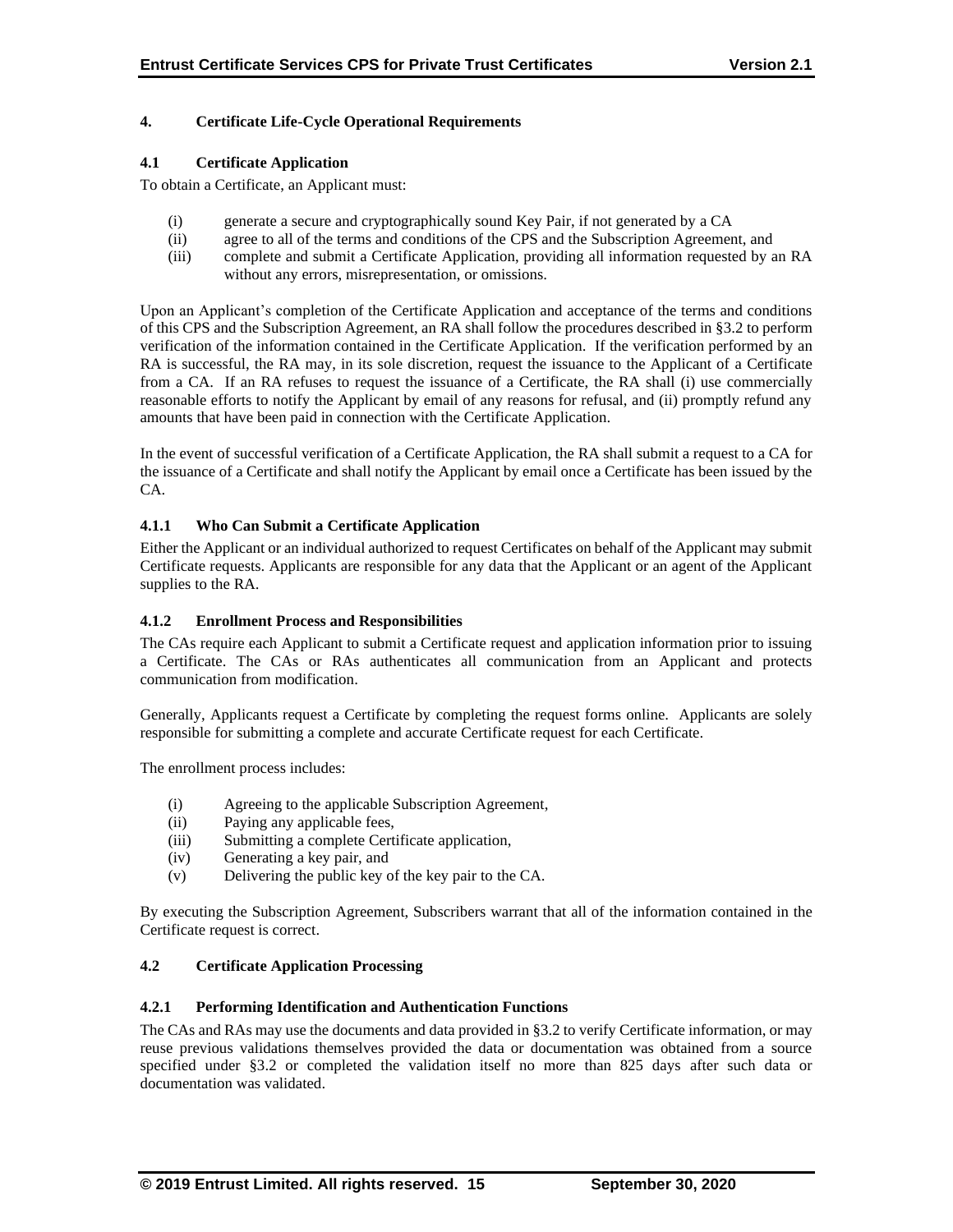# 4. Certificate Life-Cycle Operational Requirements

## 4.1 Certificate Application

To obtain a Certificate, an Applicant must:

(i) generate a secure and cryptographically sound Key Pair, if not generated by a CA
(ii) agree to all of the terms and conditions of the CPS and the Subscription Agreement, and
(iii) complete and submit a Certificate Application, providing all information requested by an RA without any errors, misrepresentation, or omissions.

Upon an Applicant's completion of the Certificate Application and acceptance of the terms and conditions of this CPS and the Subscription Agreement, an RA shall follow the procedures described in §3.2 to perform verification of the information contained in the Certificate Application. If the verification performed by an RA is successful, the RA may, in its sole discretion, request the issuance to the Applicant of a Certificate from a CA. If an RA refuses to request the issuance of a Certificate, the RA shall (i) use commercially reasonable efforts to notify the Applicant by email of any reasons for refusal, and (ii) promptly refund any amounts that have been paid in connection with the Certificate Application.

In the event of successful verification of a Certificate Application, the RA shall submit a request to a CA for the issuance of a Certificate and shall notify the Applicant by email once a Certificate has been issued by the CA.

### 4.1.1 Who Can Submit a Certificate Application

Either the Applicant or an individual authorized to request Certificates on behalf of the Applicant may submit Certificate requests. Applicants are responsible for any data that the Applicant or an agent of the Applicant supplies to the RA.

### 4.1.2 Enrollment Process and Responsibilities

The CAs require each Applicant to submit a Certificate request and application information prior to issuing a Certificate. The CAs or RAs authenticates all communication from an Applicant and protects communication from modification.

Generally, Applicants request a Certificate by completing the request forms online. Applicants are solely responsible for submitting a complete and accurate Certificate request for each Certificate.

The enrollment process includes:

(i) Agreeing to the applicable Subscription Agreement,
(ii) Paying any applicable fees,
(iii) Submitting a complete Certificate application,
(iv) Generating a key pair, and
(v) Delivering the public key of the key pair to the CA.

By executing the Subscription Agreement, Subscribers warrant that all of the information contained in the Certificate request is correct.

## 4.2 Certificate Application Processing

### 4.2.1 Performing Identification and Authentication Functions

The CAs and RAs may use the documents and data provided in §3.2 to verify Certificate information, or may reuse previous validations themselves provided the data or documentation was obtained from a source specified under §3.2 or completed the validation itself no more than 825 days after such data or documentation was validated.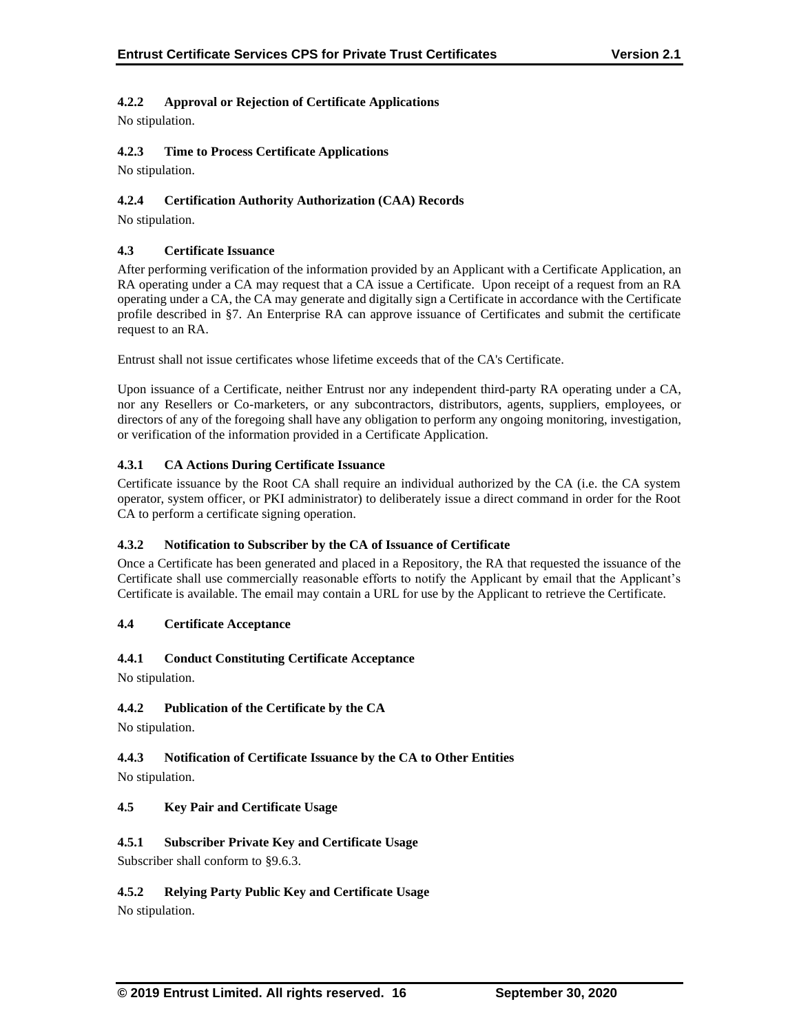#### 4.2.2 Approval or Rejection of Certificate Applications

No stipulation.

#### 4.2.3 Time to Process Certificate Applications

No stipulation.

#### 4.2.4 Certification Authority Authorization (CAA) Records

No stipulation.

### 4.3 Certificate Issuance

After performing verification of the information provided by an Applicant with a Certificate Application, an RA operating under a CA may request that a CA issue a Certificate. Upon receipt of a request from an RA operating under a CA, the CA may generate and digitally sign a Certificate in accordance with the Certificate profile described in §7. An Enterprise RA can approve issuance of Certificates and submit the certificate request to an RA.

Entrust shall not issue certificates whose lifetime exceeds that of the CA's Certificate.

Upon issuance of a Certificate, neither Entrust nor any independent third-party RA operating under a CA, nor any Resellers or Co-marketers, or any subcontractors, distributors, agents, suppliers, employees, or directors of any of the foregoing shall have any obligation to perform any ongoing monitoring, investigation, or verification of the information provided in a Certificate Application.

#### 4.3.1 CA Actions During Certificate Issuance

Certificate issuance by the Root CA shall require an individual authorized by the CA (i.e. the CA system operator, system officer, or PKI administrator) to deliberately issue a direct command in order for the Root CA to perform a certificate signing operation.

#### 4.3.2 Notification to Subscriber by the CA of Issuance of Certificate

Once a Certificate has been generated and placed in a Repository, the RA that requested the issuance of the Certificate shall use commercially reasonable efforts to notify the Applicant by email that the Applicant's Certificate is available. The email may contain a URL for use by the Applicant to retrieve the Certificate.

### 4.4 Certificate Acceptance

#### 4.4.1 Conduct Constituting Certificate Acceptance

No stipulation.

#### 4.4.2 Publication of the Certificate by the CA

No stipulation.

#### 4.4.3 Notification of Certificate Issuance by the CA to Other Entities

No stipulation.

### 4.5 Key Pair and Certificate Usage

#### 4.5.1 Subscriber Private Key and Certificate Usage

Subscriber shall conform to §9.6.3.

#### 4.5.2 Relying Party Public Key and Certificate Usage

No stipulation.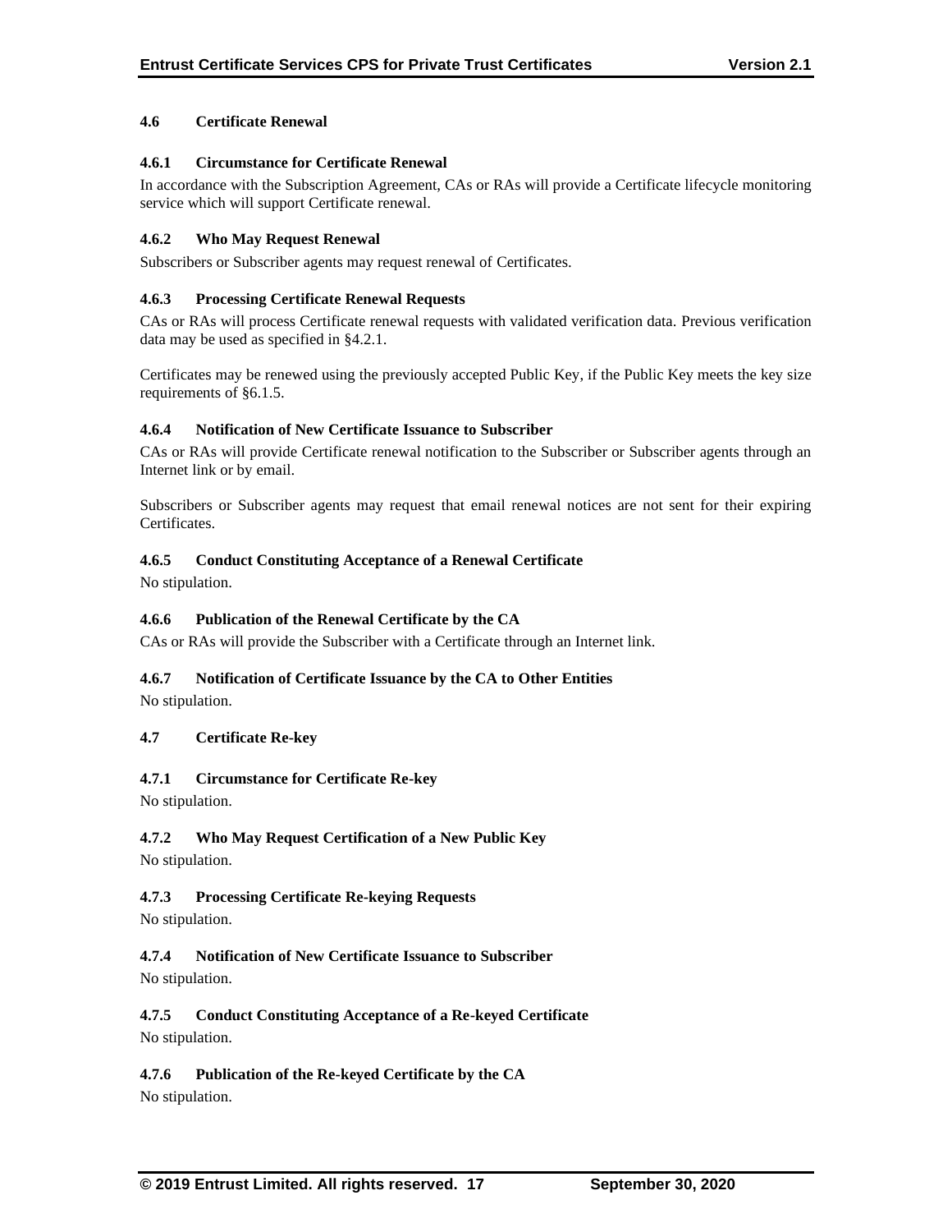### 4.6 Certificate Renewal

#### 4.6.1 Circumstance for Certificate Renewal

In accordance with the Subscription Agreement, CAs or RAs will provide a Certificate lifecycle monitoring service which will support Certificate renewal.

#### 4.6.2 Who May Request Renewal

Subscribers or Subscriber agents may request renewal of Certificates.

#### 4.6.3 Processing Certificate Renewal Requests

CAs or RAs will process Certificate renewal requests with validated verification data. Previous verification data may be used as specified in §4.2.1.

Certificates may be renewed using the previously accepted Public Key, if the Public Key meets the key size requirements of §6.1.5.

#### 4.6.4 Notification of New Certificate Issuance to Subscriber

CAs or RAs will provide Certificate renewal notification to the Subscriber or Subscriber agents through an Internet link or by email.

Subscribers or Subscriber agents may request that email renewal notices are not sent for their expiring Certificates.

#### 4.6.5 Conduct Constituting Acceptance of a Renewal Certificate

No stipulation.

#### 4.6.6 Publication of the Renewal Certificate by the CA

CAs or RAs will provide the Subscriber with a Certificate through an Internet link.

#### 4.6.7 Notification of Certificate Issuance by the CA to Other Entities

No stipulation.

### 4.7 Certificate Re-key

#### 4.7.1 Circumstance for Certificate Re-key

No stipulation.

#### 4.7.2 Who May Request Certification of a New Public Key

No stipulation.

#### 4.7.3 Processing Certificate Re-keying Requests

No stipulation.

#### 4.7.4 Notification of New Certificate Issuance to Subscriber

No stipulation.

#### 4.7.5 Conduct Constituting Acceptance of a Re-keyed Certificate

No stipulation.

#### 4.7.6 Publication of the Re-keyed Certificate by the CA

No stipulation.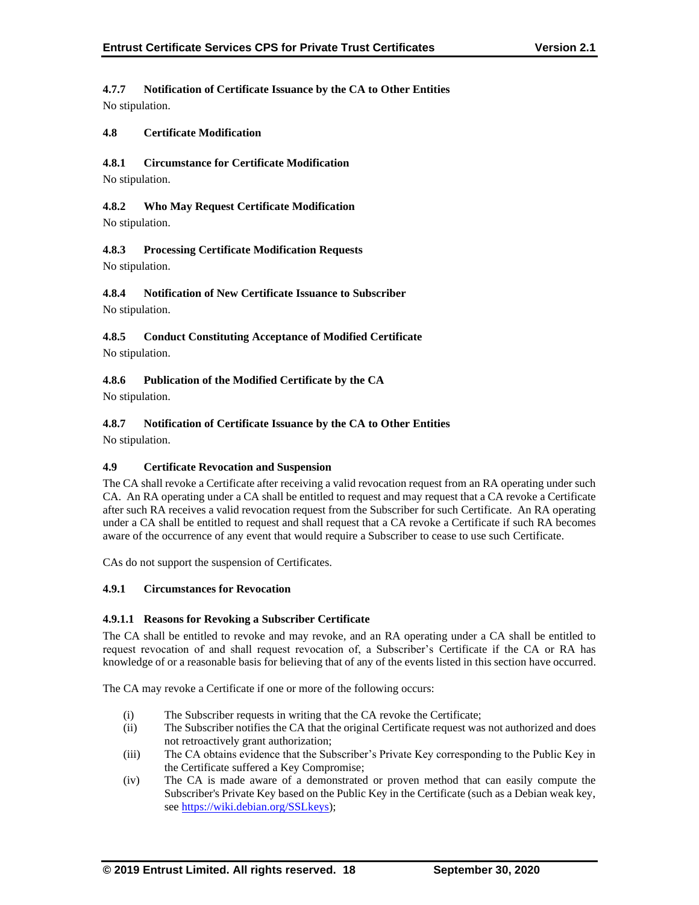#### 4.7.7 Notification of Certificate Issuance by the CA to Other Entities

No stipulation.

### 4.8 Certificate Modification

#### 4.8.1 Circumstance for Certificate Modification

No stipulation.

#### 4.8.2 Who May Request Certificate Modification

No stipulation.

#### 4.8.3 Processing Certificate Modification Requests

No stipulation.

#### 4.8.4 Notification of New Certificate Issuance to Subscriber

No stipulation.

#### 4.8.5 Conduct Constituting Acceptance of Modified Certificate

No stipulation.

#### 4.8.6 Publication of the Modified Certificate by the CA

No stipulation.

#### 4.8.7 Notification of Certificate Issuance by the CA to Other Entities

No stipulation.

### 4.9 Certificate Revocation and Suspension

The CA shall revoke a Certificate after receiving a valid revocation request from an RA operating under such CA. An RA operating under a CA shall be entitled to request and may request that a CA revoke a Certificate after such RA receives a valid revocation request from the Subscriber for such Certificate. An RA operating under a CA shall be entitled to request and shall request that a CA revoke a Certificate if such RA becomes aware of the occurrence of any event that would require a Subscriber to cease to use such Certificate.

CAs do not support the suspension of Certificates.

#### 4.9.1 Circumstances for Revocation

##### 4.9.1.1 Reasons for Revoking a Subscriber Certificate

The CA shall be entitled to revoke and may revoke, and an RA operating under a CA shall be entitled to request revocation of and shall request revocation of, a Subscriber's Certificate if the CA or RA has knowledge of or a reasonable basis for believing that of any of the events listed in this section have occurred.

The CA may revoke a Certificate if one or more of the following occurs:

(i) The Subscriber requests in writing that the CA revoke the Certificate;

(ii) The Subscriber notifies the CA that the original Certificate request was not authorized and does not retroactively grant authorization;

(iii) The CA obtains evidence that the Subscriber's Private Key corresponding to the Public Key in the Certificate suffered a Key Compromise;

(iv) The CA is made aware of a demonstrated or proven method that can easily compute the Subscriber's Private Key based on the Public Key in the Certificate (such as a Debian weak key, see https://wiki.debian.org/SSLkeys);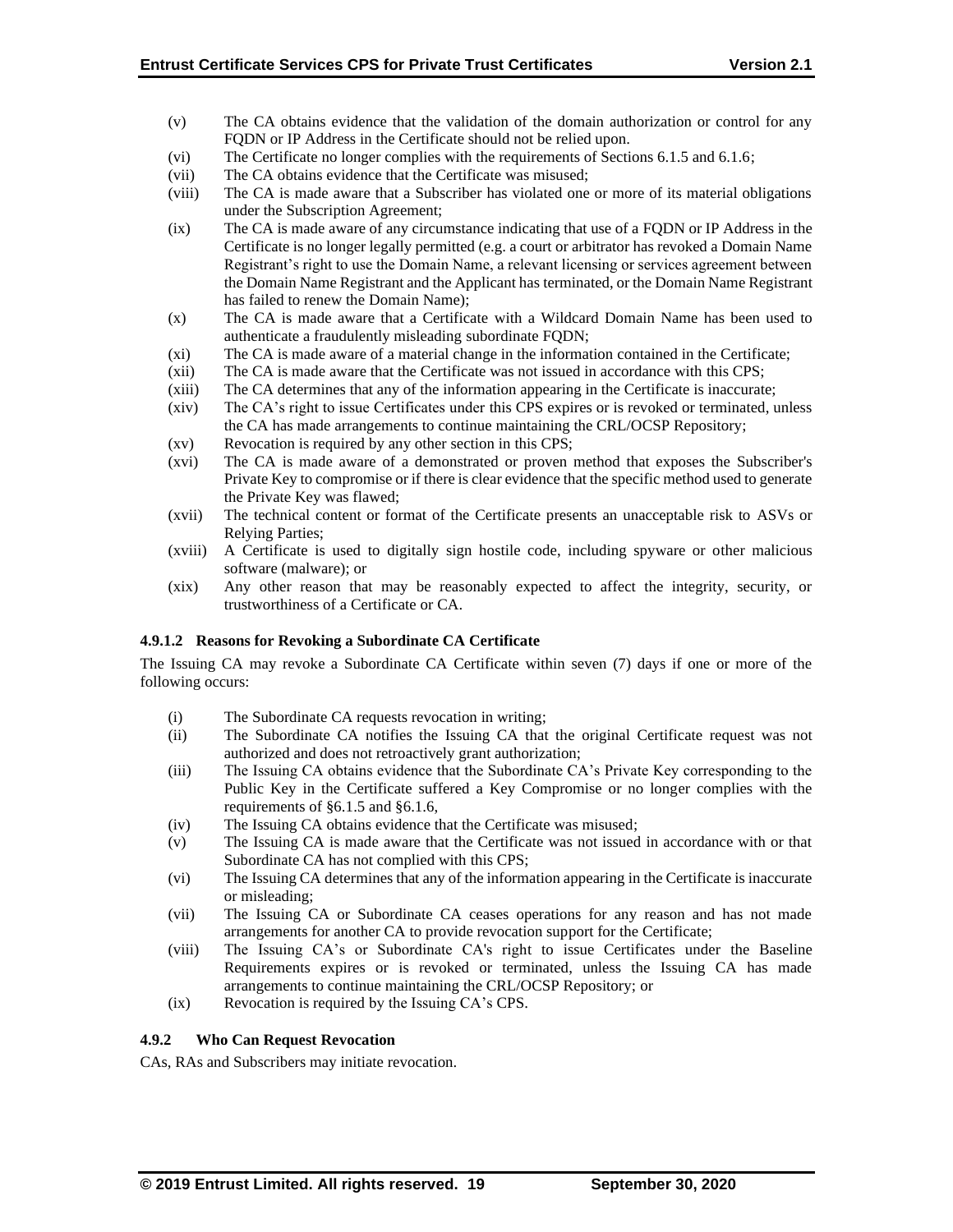(v) The CA obtains evidence that the validation of the domain authorization or control for any FQDN or IP Address in the Certificate should not be relied upon.

(vi) The Certificate no longer complies with the requirements of Sections 6.1.5 and 6.1.6;

(vii) The CA obtains evidence that the Certificate was misused;

(viii) The CA is made aware that a Subscriber has violated one or more of its material obligations under the Subscription Agreement;

(ix) The CA is made aware of any circumstance indicating that use of a FQDN or IP Address in the Certificate is no longer legally permitted (e.g. a court or arbitrator has revoked a Domain Name Registrant's right to use the Domain Name, a relevant licensing or services agreement between the Domain Name Registrant and the Applicant has terminated, or the Domain Name Registrant has failed to renew the Domain Name);

(x) The CA is made aware that a Certificate with a Wildcard Domain Name has been used to authenticate a fraudulently misleading subordinate FQDN;

(xi) The CA is made aware of a material change in the information contained in the Certificate;

(xii) The CA is made aware that the Certificate was not issued in accordance with this CPS;

(xiii) The CA determines that any of the information appearing in the Certificate is inaccurate;

(xiv) The CA's right to issue Certificates under this CPS expires or is revoked or terminated, unless the CA has made arrangements to continue maintaining the CRL/OCSP Repository;

(xv) Revocation is required by any other section in this CPS;

(xvi) The CA is made aware of a demonstrated or proven method that exposes the Subscriber's Private Key to compromise or if there is clear evidence that the specific method used to generate the Private Key was flawed;

(xvii) The technical content or format of the Certificate presents an unacceptable risk to ASVs or Relying Parties;

(xviii) A Certificate is used to digitally sign hostile code, including spyware or other malicious software (malware); or

(xix) Any other reason that may be reasonably expected to affect the integrity, security, or trustworthiness of a Certificate or CA.

#### 4.9.1.2 Reasons for Revoking a Subordinate CA Certificate

The Issuing CA may revoke a Subordinate CA Certificate within seven (7) days if one or more of the following occurs:

(i) The Subordinate CA requests revocation in writing;

(ii) The Subordinate CA notifies the Issuing CA that the original Certificate request was not authorized and does not retroactively grant authorization;

(iii) The Issuing CA obtains evidence that the Subordinate CA's Private Key corresponding to the Public Key in the Certificate suffered a Key Compromise or no longer complies with the requirements of §6.1.5 and §6.1.6,

(iv) The Issuing CA obtains evidence that the Certificate was misused;

(v) The Issuing CA is made aware that the Certificate was not issued in accordance with or that Subordinate CA has not complied with this CPS;

(vi) The Issuing CA determines that any of the information appearing in the Certificate is inaccurate or misleading;

(vii) The Issuing CA or Subordinate CA ceases operations for any reason and has not made arrangements for another CA to provide revocation support for the Certificate;

(viii) The Issuing CA's or Subordinate CA's right to issue Certificates under the Baseline Requirements expires or is revoked or terminated, unless the Issuing CA has made arrangements to continue maintaining the CRL/OCSP Repository; or

(ix) Revocation is required by the Issuing CA's CPS.

### 4.9.2 Who Can Request Revocation

CAs, RAs and Subscribers may initiate revocation.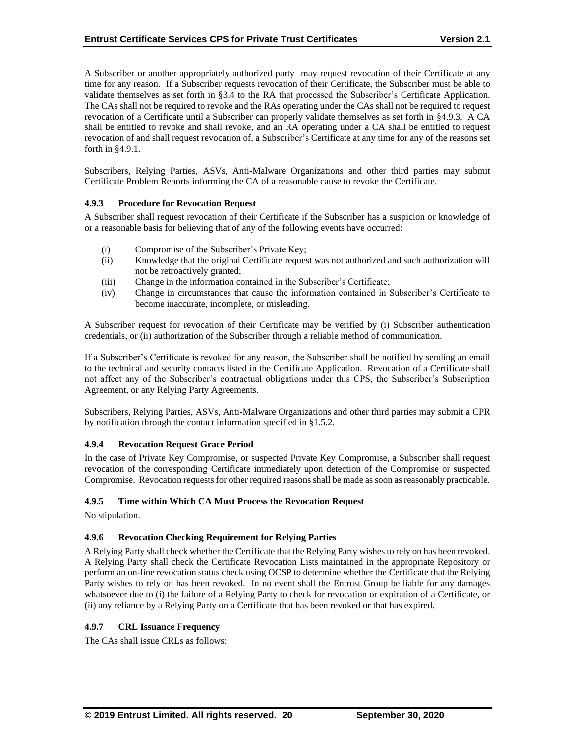A Subscriber or another appropriately authorized party may request revocation of their Certificate at any time for any reason. If a Subscriber requests revocation of their Certificate, the Subscriber must be able to validate themselves as set forth in §3.4 to the RA that processed the Subscriber's Certificate Application. The CAs shall not be required to revoke and the RAs operating under the CAs shall not be required to request revocation of a Certificate until a Subscriber can properly validate themselves as set forth in §4.9.3. A CA shall be entitled to revoke and shall revoke, and an RA operating under a CA shall be entitled to request revocation of and shall request revocation of, a Subscriber's Certificate at any time for any of the reasons set forth in §4.9.1.

Subscribers, Relying Parties, ASVs, Anti-Malware Organizations and other third parties may submit Certificate Problem Reports informing the CA of a reasonable cause to revoke the Certificate.

### 4.9.3 Procedure for Revocation Request

A Subscriber shall request revocation of their Certificate if the Subscriber has a suspicion or knowledge of or a reasonable basis for believing that of any of the following events have occurred:

(i) Compromise of the Subscriber's Private Key;
(ii) Knowledge that the original Certificate request was not authorized and such authorization will not be retroactively granted;
(iii) Change in the information contained in the Subscriber's Certificate;
(iv) Change in circumstances that cause the information contained in Subscriber's Certificate to become inaccurate, incomplete, or misleading.

A Subscriber request for revocation of their Certificate may be verified by (i) Subscriber authentication credentials, or (ii) authorization of the Subscriber through a reliable method of communication.

If a Subscriber's Certificate is revoked for any reason, the Subscriber shall be notified by sending an email to the technical and security contacts listed in the Certificate Application. Revocation of a Certificate shall not affect any of the Subscriber's contractual obligations under this CPS, the Subscriber's Subscription Agreement, or any Relying Party Agreements.

Subscribers, Relying Parties, ASVs, Anti-Malware Organizations and other third parties may submit a CPR by notification through the contact information specified in §1.5.2.

### 4.9.4 Revocation Request Grace Period

In the case of Private Key Compromise, or suspected Private Key Compromise, a Subscriber shall request revocation of the corresponding Certificate immediately upon detection of the Compromise or suspected Compromise. Revocation requests for other required reasons shall be made as soon as reasonably practicable.

### 4.9.5 Time within Which CA Must Process the Revocation Request

No stipulation.

### 4.9.6 Revocation Checking Requirement for Relying Parties

A Relying Party shall check whether the Certificate that the Relying Party wishes to rely on has been revoked. A Relying Party shall check the Certificate Revocation Lists maintained in the appropriate Repository or perform an on-line revocation status check using OCSP to determine whether the Certificate that the Relying Party wishes to rely on has been revoked. In no event shall the Entrust Group be liable for any damages whatsoever due to (i) the failure of a Relying Party to check for revocation or expiration of a Certificate, or (ii) any reliance by a Relying Party on a Certificate that has been revoked or that has expired.

### 4.9.7 CRL Issuance Frequency

The CAs shall issue CRLs as follows: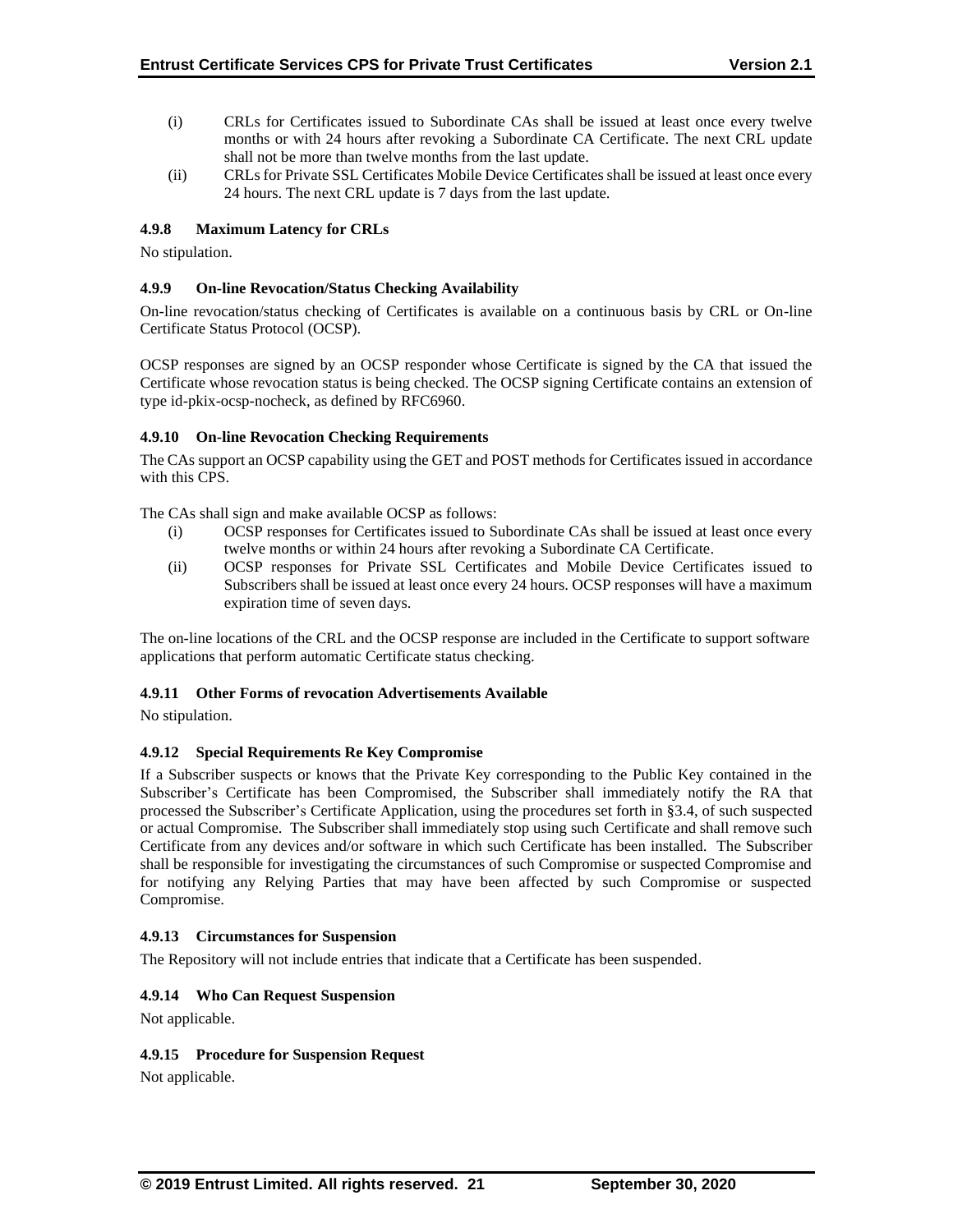(i) CRLs for Certificates issued to Subordinate CAs shall be issued at least once every twelve months or with 24 hours after revoking a Subordinate CA Certificate. The next CRL update shall not be more than twelve months from the last update.

(ii) CRLs for Private SSL Certificates Mobile Device Certificates shall be issued at least once every 24 hours. The next CRL update is 7 days from the last update.

### 4.9.8 Maximum Latency for CRLs

No stipulation.

### 4.9.9 On-line Revocation/Status Checking Availability

On-line revocation/status checking of Certificates is available on a continuous basis by CRL or On-line Certificate Status Protocol (OCSP).

OCSP responses are signed by an OCSP responder whose Certificate is signed by the CA that issued the Certificate whose revocation status is being checked. The OCSP signing Certificate contains an extension of type id-pkix-ocsp-nocheck, as defined by RFC6960.

### 4.9.10 On-line Revocation Checking Requirements

The CAs support an OCSP capability using the GET and POST methods for Certificates issued in accordance with this CPS.

The CAs shall sign and make available OCSP as follows:

(i) OCSP responses for Certificates issued to Subordinate CAs shall be issued at least once every twelve months or within 24 hours after revoking a Subordinate CA Certificate.

(ii) OCSP responses for Private SSL Certificates and Mobile Device Certificates issued to Subscribers shall be issued at least once every 24 hours. OCSP responses will have a maximum expiration time of seven days.

The on-line locations of the CRL and the OCSP response are included in the Certificate to support software applications that perform automatic Certificate status checking.

### 4.9.11 Other Forms of revocation Advertisements Available

No stipulation.

### 4.9.12 Special Requirements Re Key Compromise

If a Subscriber suspects or knows that the Private Key corresponding to the Public Key contained in the Subscriber's Certificate has been Compromised, the Subscriber shall immediately notify the RA that processed the Subscriber's Certificate Application, using the procedures set forth in §3.4, of such suspected or actual Compromise. The Subscriber shall immediately stop using such Certificate and shall remove such Certificate from any devices and/or software in which such Certificate has been installed. The Subscriber shall be responsible for investigating the circumstances of such Compromise or suspected Compromise and for notifying any Relying Parties that may have been affected by such Compromise or suspected Compromise.

### 4.9.13 Circumstances for Suspension

The Repository will not include entries that indicate that a Certificate has been suspended.

### 4.9.14 Who Can Request Suspension

Not applicable.

### 4.9.15 Procedure for Suspension Request

Not applicable.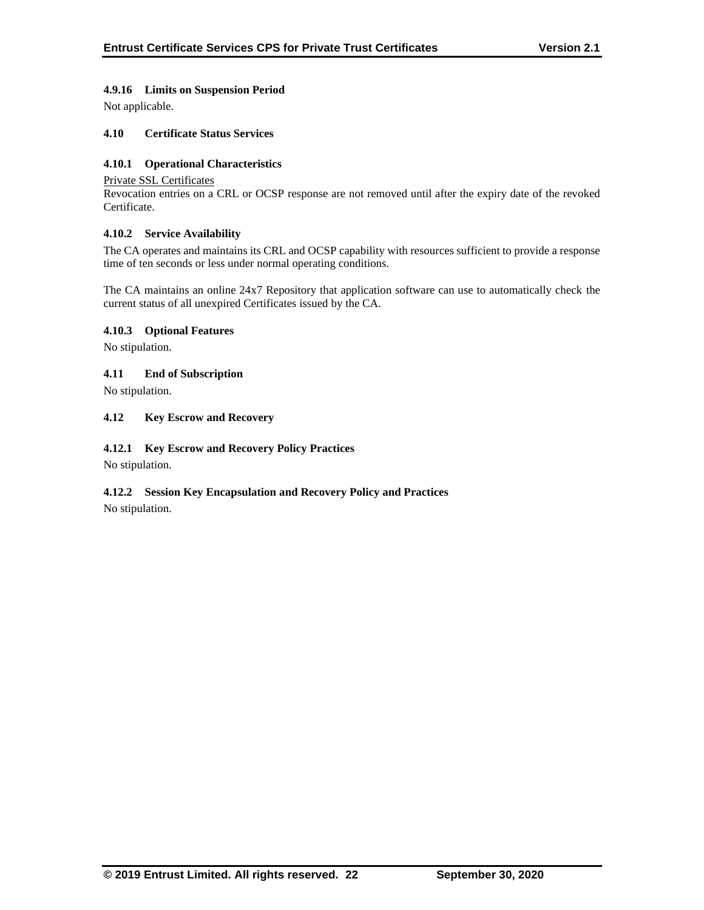#### 4.9.16 Limits on Suspension Period

Not applicable.

### 4.10 Certificate Status Services

#### 4.10.1 Operational Characteristics

Private SSL Certificates

Revocation entries on a CRL or OCSP response are not removed until after the expiry date of the revoked Certificate.

#### 4.10.2 Service Availability

The CA operates and maintains its CRL and OCSP capability with resources sufficient to provide a response time of ten seconds or less under normal operating conditions.

The CA maintains an online 24x7 Repository that application software can use to automatically check the current status of all unexpired Certificates issued by the CA.

#### 4.10.3 Optional Features

No stipulation.

### 4.11 End of Subscription

No stipulation.

### 4.12 Key Escrow and Recovery

#### 4.12.1 Key Escrow and Recovery Policy Practices

No stipulation.

#### 4.12.2 Session Key Encapsulation and Recovery Policy and Practices

No stipulation.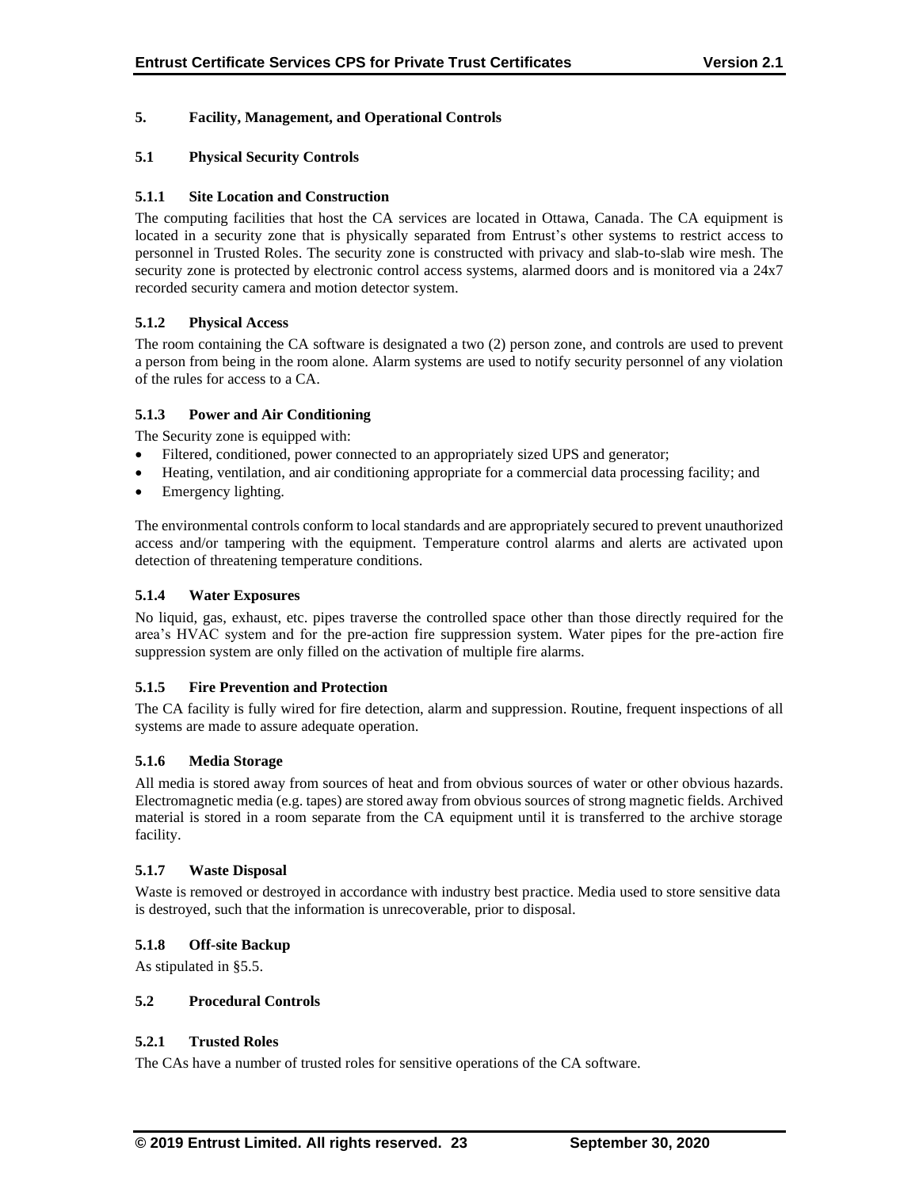# 5. Facility, Management, and Operational Controls

## 5.1 Physical Security Controls

### 5.1.1 Site Location and Construction

The computing facilities that host the CA services are located in Ottawa, Canada. The CA equipment is located in a security zone that is physically separated from Entrust's other systems to restrict access to personnel in Trusted Roles. The security zone is constructed with privacy and slab-to-slab wire mesh. The security zone is protected by electronic control access systems, alarmed doors and is monitored via a 24x7 recorded security camera and motion detector system.

### 5.1.2 Physical Access

The room containing the CA software is designated a two (2) person zone, and controls are used to prevent a person from being in the room alone. Alarm systems are used to notify security personnel of any violation of the rules for access to a CA.

### 5.1.3 Power and Air Conditioning

The Security zone is equipped with:

- Filtered, conditioned, power connected to an appropriately sized UPS and generator;
- Heating, ventilation, and air conditioning appropriate for a commercial data processing facility; and
- Emergency lighting.

The environmental controls conform to local standards and are appropriately secured to prevent unauthorized access and/or tampering with the equipment. Temperature control alarms and alerts are activated upon detection of threatening temperature conditions.

### 5.1.4 Water Exposures

No liquid, gas, exhaust, etc. pipes traverse the controlled space other than those directly required for the area's HVAC system and for the pre-action fire suppression system. Water pipes for the pre-action fire suppression system are only filled on the activation of multiple fire alarms.

### 5.1.5 Fire Prevention and Protection

The CA facility is fully wired for fire detection, alarm and suppression. Routine, frequent inspections of all systems are made to assure adequate operation.

### 5.1.6 Media Storage

All media is stored away from sources of heat and from obvious sources of water or other obvious hazards. Electromagnetic media (e.g. tapes) are stored away from obvious sources of strong magnetic fields. Archived material is stored in a room separate from the CA equipment until it is transferred to the archive storage facility.

### 5.1.7 Waste Disposal

Waste is removed or destroyed in accordance with industry best practice. Media used to store sensitive data is destroyed, such that the information is unrecoverable, prior to disposal.

### 5.1.8 Off-site Backup

As stipulated in §5.5.

## 5.2 Procedural Controls

### 5.2.1 Trusted Roles

The CAs have a number of trusted roles for sensitive operations of the CA software.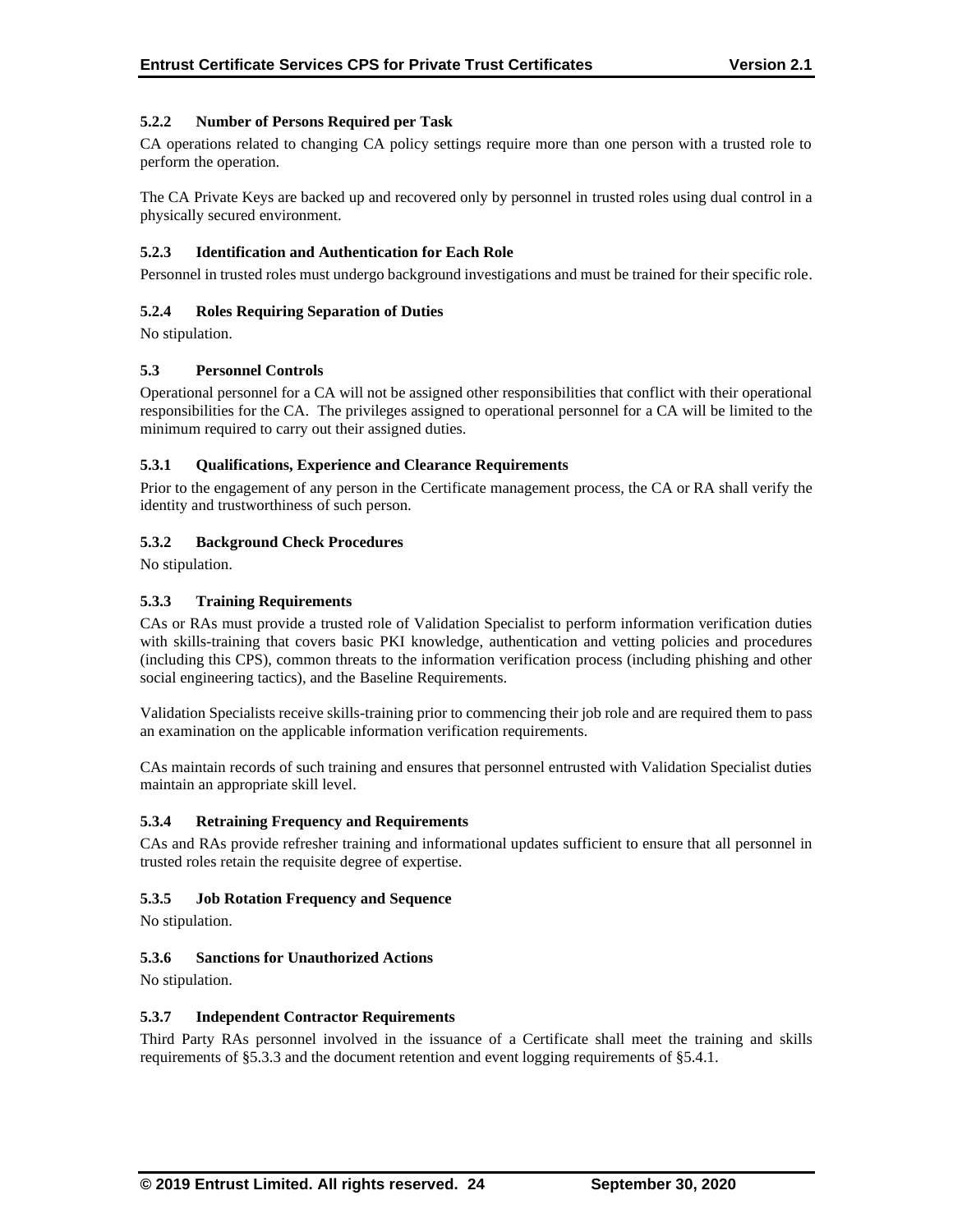### 5.2.2 Number of Persons Required per Task

CA operations related to changing CA policy settings require more than one person with a trusted role to perform the operation.

The CA Private Keys are backed up and recovered only by personnel in trusted roles using dual control in a physically secured environment.

### 5.2.3 Identification and Authentication for Each Role

Personnel in trusted roles must undergo background investigations and must be trained for their specific role.

### 5.2.4 Roles Requiring Separation of Duties

No stipulation.

## 5.3 Personnel Controls

Operational personnel for a CA will not be assigned other responsibilities that conflict with their operational responsibilities for the CA. The privileges assigned to operational personnel for a CA will be limited to the minimum required to carry out their assigned duties.

### 5.3.1 Qualifications, Experience and Clearance Requirements

Prior to the engagement of any person in the Certificate management process, the CA or RA shall verify the identity and trustworthiness of such person.

### 5.3.2 Background Check Procedures

No stipulation.

### 5.3.3 Training Requirements

CAs or RAs must provide a trusted role of Validation Specialist to perform information verification duties with skills-training that covers basic PKI knowledge, authentication and vetting policies and procedures (including this CPS), common threats to the information verification process (including phishing and other social engineering tactics), and the Baseline Requirements.

Validation Specialists receive skills-training prior to commencing their job role and are required them to pass an examination on the applicable information verification requirements.

CAs maintain records of such training and ensures that personnel entrusted with Validation Specialist duties maintain an appropriate skill level.

### 5.3.4 Retraining Frequency and Requirements

CAs and RAs provide refresher training and informational updates sufficient to ensure that all personnel in trusted roles retain the requisite degree of expertise.

### 5.3.5 Job Rotation Frequency and Sequence

No stipulation.

### 5.3.6 Sanctions for Unauthorized Actions

No stipulation.

### 5.3.7 Independent Contractor Requirements

Third Party RAs personnel involved in the issuance of a Certificate shall meet the training and skills requirements of §5.3.3 and the document retention and event logging requirements of §5.4.1.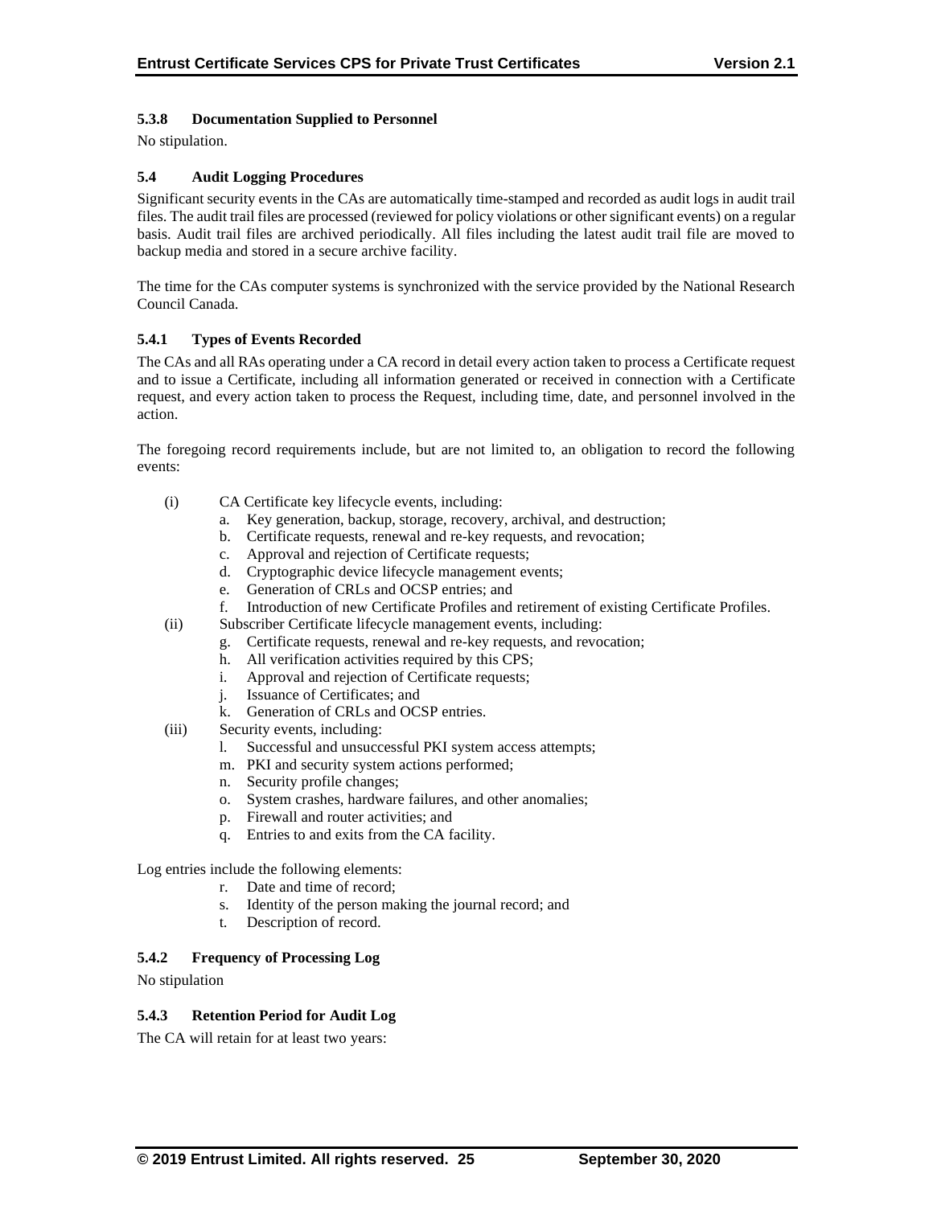### 5.3.8 Documentation Supplied to Personnel

No stipulation.

## 5.4 Audit Logging Procedures

Significant security events in the CAs are automatically time-stamped and recorded as audit logs in audit trail files. The audit trail files are processed (reviewed for policy violations or other significant events) on a regular basis. Audit trail files are archived periodically. All files including the latest audit trail file are moved to backup media and stored in a secure archive facility.

The time for the CAs computer systems is synchronized with the service provided by the National Research Council Canada.

### 5.4.1 Types of Events Recorded

The CAs and all RAs operating under a CA record in detail every action taken to process a Certificate request and to issue a Certificate, including all information generated or received in connection with a Certificate request, and every action taken to process the Request, including time, date, and personnel involved in the action.

The foregoing record requirements include, but are not limited to, an obligation to record the following events:

(i) CA Certificate key lifecycle events, including:
  a. Key generation, backup, storage, recovery, archival, and destruction;
  b. Certificate requests, renewal and re-key requests, and revocation;
  c. Approval and rejection of Certificate requests;
  d. Cryptographic device lifecycle management events;
  e. Generation of CRLs and OCSP entries; and
  f. Introduction of new Certificate Profiles and retirement of existing Certificate Profiles.

(ii) Subscriber Certificate lifecycle management events, including:
  g. Certificate requests, renewal and re-key requests, and revocation;
  h. All verification activities required by this CPS;
  i. Approval and rejection of Certificate requests;
  j. Issuance of Certificates; and
  k. Generation of CRLs and OCSP entries.

(iii) Security events, including:
  l. Successful and unsuccessful PKI system access attempts;
  m. PKI and security system actions performed;
  n. Security profile changes;
  o. System crashes, hardware failures, and other anomalies;
  p. Firewall and router activities; and
  q. Entries to and exits from the CA facility.

Log entries include the following elements:

  r. Date and time of record;
  s. Identity of the person making the journal record; and
  t. Description of record.

### 5.4.2 Frequency of Processing Log

No stipulation

### 5.4.3 Retention Period for Audit Log

The CA will retain for at least two years: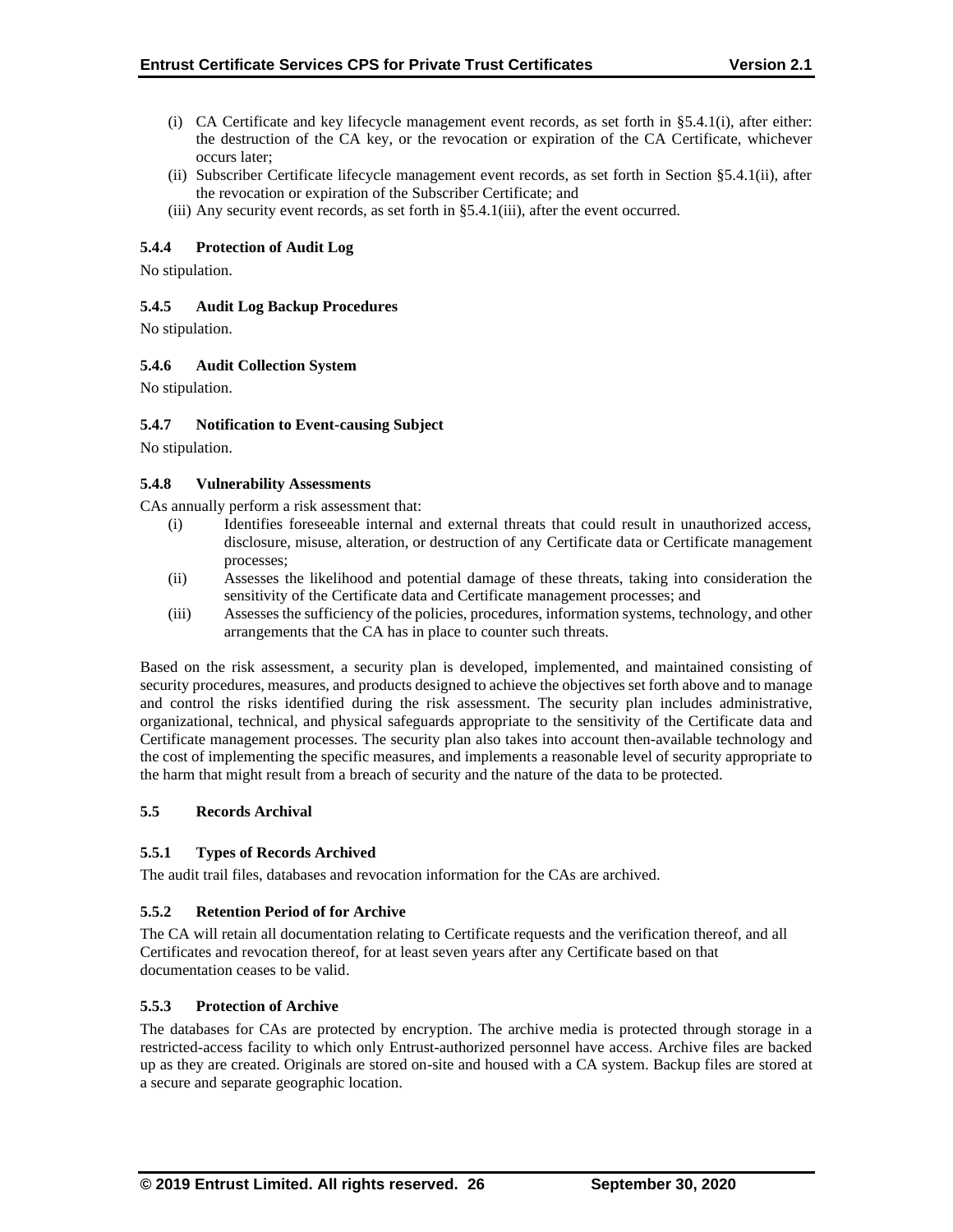(i) CA Certificate and key lifecycle management event records, as set forth in §5.4.1(i), after either: the destruction of the CA key, or the revocation or expiration of the CA Certificate, whichever occurs later;
(ii) Subscriber Certificate lifecycle management event records, as set forth in Section §5.4.1(ii), after the revocation or expiration of the Subscriber Certificate; and
(iii) Any security event records, as set forth in §5.4.1(iii), after the event occurred.

### 5.4.4 Protection of Audit Log

No stipulation.

### 5.4.5 Audit Log Backup Procedures

No stipulation.

### 5.4.6 Audit Collection System

No stipulation.

### 5.4.7 Notification to Event-causing Subject

No stipulation.

### 5.4.8 Vulnerability Assessments

CAs annually perform a risk assessment that:

(i) Identifies foreseeable internal and external threats that could result in unauthorized access, disclosure, misuse, alteration, or destruction of any Certificate data or Certificate management processes;
(ii) Assesses the likelihood and potential damage of these threats, taking into consideration the sensitivity of the Certificate data and Certificate management processes; and
(iii) Assesses the sufficiency of the policies, procedures, information systems, technology, and other arrangements that the CA has in place to counter such threats.

Based on the risk assessment, a security plan is developed, implemented, and maintained consisting of security procedures, measures, and products designed to achieve the objectives set forth above and to manage and control the risks identified during the risk assessment. The security plan includes administrative, organizational, technical, and physical safeguards appropriate to the sensitivity of the Certificate data and Certificate management processes. The security plan also takes into account then-available technology and the cost of implementing the specific measures, and implements a reasonable level of security appropriate to the harm that might result from a breach of security and the nature of the data to be protected.

## 5.5 Records Archival

### 5.5.1 Types of Records Archived

The audit trail files, databases and revocation information for the CAs are archived.

### 5.5.2 Retention Period of for Archive

The CA will retain all documentation relating to Certificate requests and the verification thereof, and all Certificates and revocation thereof, for at least seven years after any Certificate based on that documentation ceases to be valid.

### 5.5.3 Protection of Archive

The databases for CAs are protected by encryption. The archive media is protected through storage in a restricted-access facility to which only Entrust-authorized personnel have access. Archive files are backed up as they are created. Originals are stored on-site and housed with a CA system. Backup files are stored at a secure and separate geographic location.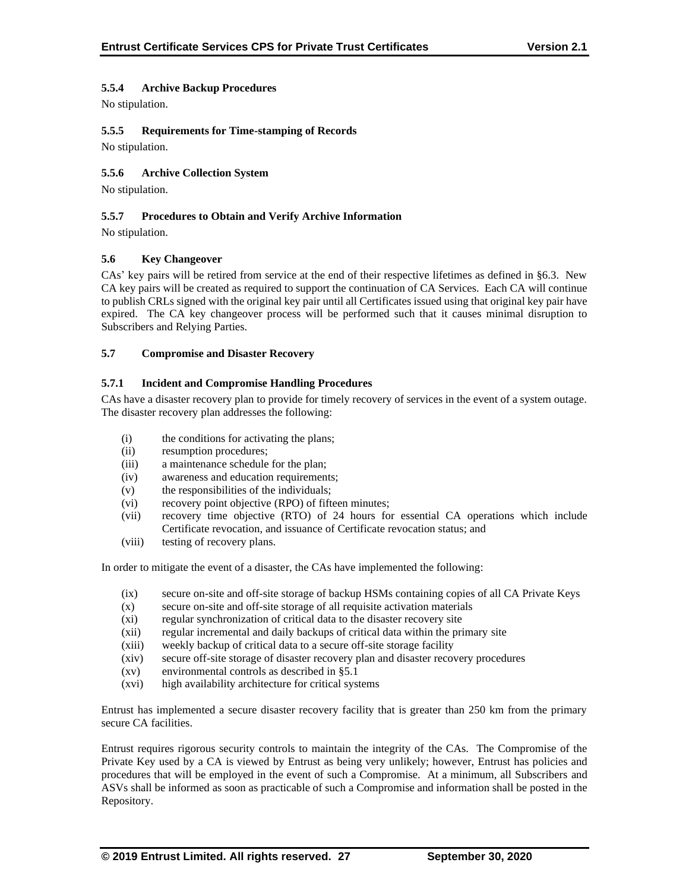#### 5.5.4 Archive Backup Procedures

No stipulation.

#### 5.5.5 Requirements for Time-stamping of Records

No stipulation.

#### 5.5.6 Archive Collection System

No stipulation.

#### 5.5.7 Procedures to Obtain and Verify Archive Information

No stipulation.

### 5.6 Key Changeover

CAs' key pairs will be retired from service at the end of their respective lifetimes as defined in §6.3. New CA key pairs will be created as required to support the continuation of CA Services. Each CA will continue to publish CRLs signed with the original key pair until all Certificates issued using that original key pair have expired. The CA key changeover process will be performed such that it causes minimal disruption to Subscribers and Relying Parties.

### 5.7 Compromise and Disaster Recovery

#### 5.7.1 Incident and Compromise Handling Procedures

CAs have a disaster recovery plan to provide for timely recovery of services in the event of a system outage. The disaster recovery plan addresses the following:

(i) the conditions for activating the plans;
(ii) resumption procedures;
(iii) a maintenance schedule for the plan;
(iv) awareness and education requirements;
(v) the responsibilities of the individuals;
(vi) recovery point objective (RPO) of fifteen minutes;
(vii) recovery time objective (RTO) of 24 hours for essential CA operations which include Certificate revocation, and issuance of Certificate revocation status; and
(viii) testing of recovery plans.

In order to mitigate the event of a disaster, the CAs have implemented the following:

(ix) secure on-site and off-site storage of backup HSMs containing copies of all CA Private Keys
(x) secure on-site and off-site storage of all requisite activation materials
(xi) regular synchronization of critical data to the disaster recovery site
(xii) regular incremental and daily backups of critical data within the primary site
(xiii) weekly backup of critical data to a secure off-site storage facility
(xiv) secure off-site storage of disaster recovery plan and disaster recovery procedures
(xv) environmental controls as described in §5.1
(xvi) high availability architecture for critical systems

Entrust has implemented a secure disaster recovery facility that is greater than 250 km from the primary secure CA facilities.

Entrust requires rigorous security controls to maintain the integrity of the CAs. The Compromise of the Private Key used by a CA is viewed by Entrust as being very unlikely; however, Entrust has policies and procedures that will be employed in the event of such a Compromise. At a minimum, all Subscribers and ASVs shall be informed as soon as practicable of such a Compromise and information shall be posted in the Repository.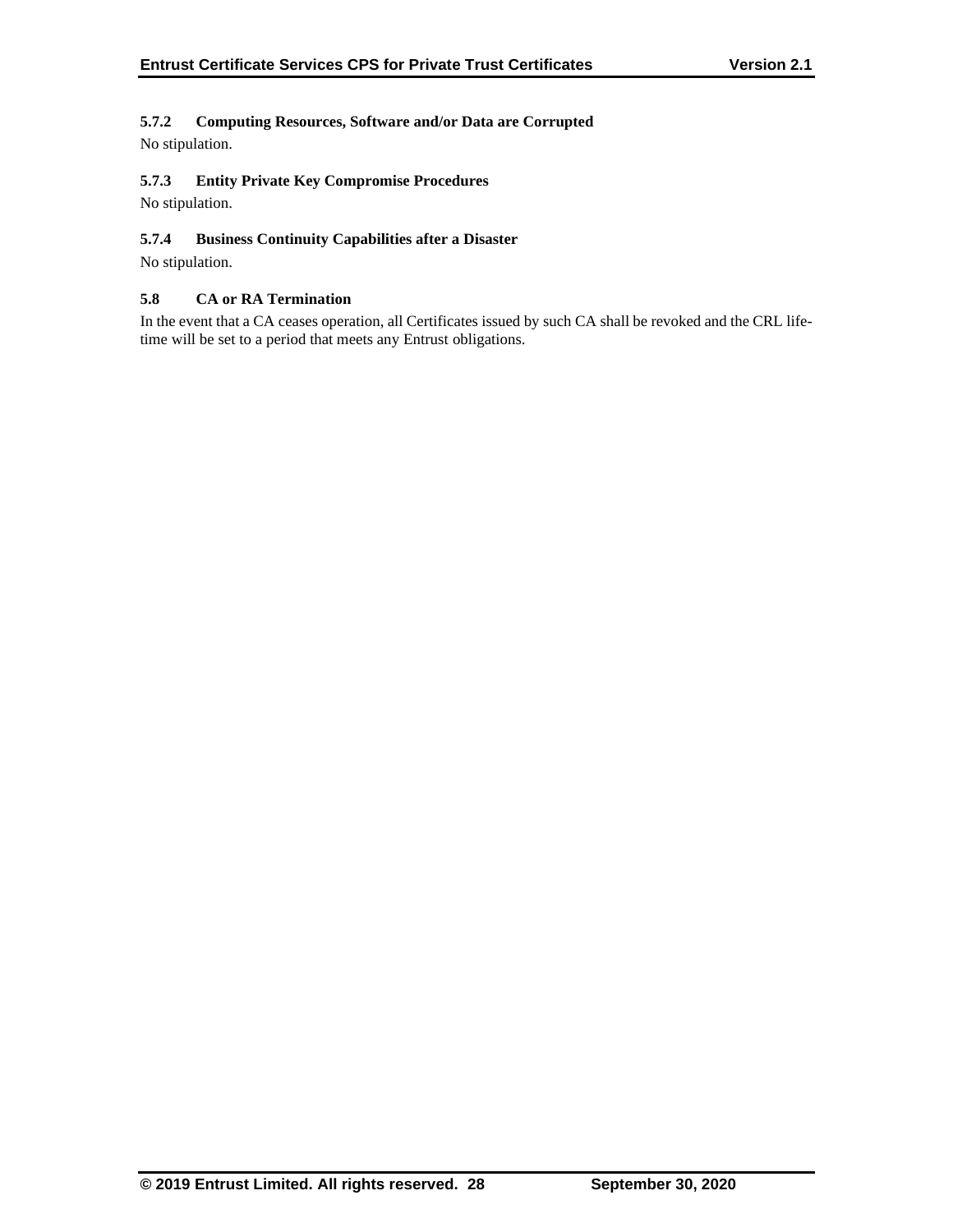#### 5.7.2 Computing Resources, Software and/or Data are Corrupted

No stipulation.

#### 5.7.3 Entity Private Key Compromise Procedures

No stipulation.

#### 5.7.4 Business Continuity Capabilities after a Disaster

No stipulation.

### 5.8 CA or RA Termination

In the event that a CA ceases operation, all Certificates issued by such CA shall be revoked and the CRL life-time will be set to a period that meets any Entrust obligations.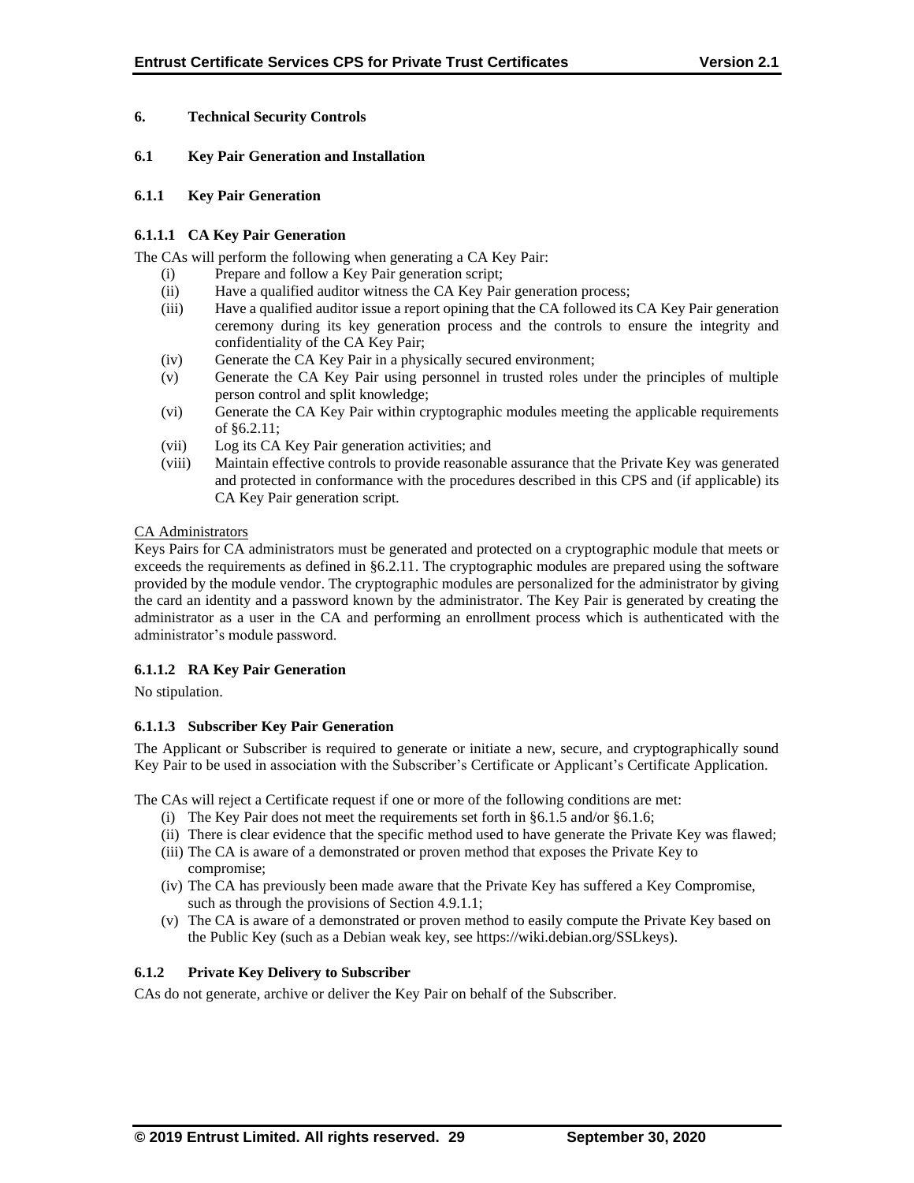# 6. Technical Security Controls

## 6.1 Key Pair Generation and Installation

### 6.1.1 Key Pair Generation

#### 6.1.1.1 CA Key Pair Generation

The CAs will perform the following when generating a CA Key Pair:

- (i) Prepare and follow a Key Pair generation script;
- (ii) Have a qualified auditor witness the CA Key Pair generation process;
- (iii) Have a qualified auditor issue a report opining that the CA followed its CA Key Pair generation ceremony during its key generation process and the controls to ensure the integrity and confidentiality of the CA Key Pair;
- (iv) Generate the CA Key Pair in a physically secured environment;
- (v) Generate the CA Key Pair using personnel in trusted roles under the principles of multiple person control and split knowledge;
- (vi) Generate the CA Key Pair within cryptographic modules meeting the applicable requirements of §6.2.11;
- (vii) Log its CA Key Pair generation activities; and
- (viii) Maintain effective controls to provide reasonable assurance that the Private Key was generated and protected in conformance with the procedures described in this CPS and (if applicable) its CA Key Pair generation script.

CA Administrators

Keys Pairs for CA administrators must be generated and protected on a cryptographic module that meets or exceeds the requirements as defined in §6.2.11. The cryptographic modules are prepared using the software provided by the module vendor. The cryptographic modules are personalized for the administrator by giving the card an identity and a password known by the administrator. The Key Pair is generated by creating the administrator as a user in the CA and performing an enrollment process which is authenticated with the administrator's module password.

#### 6.1.1.2 RA Key Pair Generation

No stipulation.

#### 6.1.1.3 Subscriber Key Pair Generation

The Applicant or Subscriber is required to generate or initiate a new, secure, and cryptographically sound Key Pair to be used in association with the Subscriber's Certificate or Applicant's Certificate Application.

The CAs will reject a Certificate request if one or more of the following conditions are met:

- (i) The Key Pair does not meet the requirements set forth in §6.1.5 and/or §6.1.6;
- (ii) There is clear evidence that the specific method used to have generate the Private Key was flawed;
- (iii) The CA is aware of a demonstrated or proven method that exposes the Private Key to compromise;
- (iv) The CA has previously been made aware that the Private Key has suffered a Key Compromise, such as through the provisions of Section 4.9.1.1;
- (v) The CA is aware of a demonstrated or proven method to easily compute the Private Key based on the Public Key (such as a Debian weak key, see https://wiki.debian.org/SSLkeys).

### 6.1.2 Private Key Delivery to Subscriber

CAs do not generate, archive or deliver the Key Pair on behalf of the Subscriber.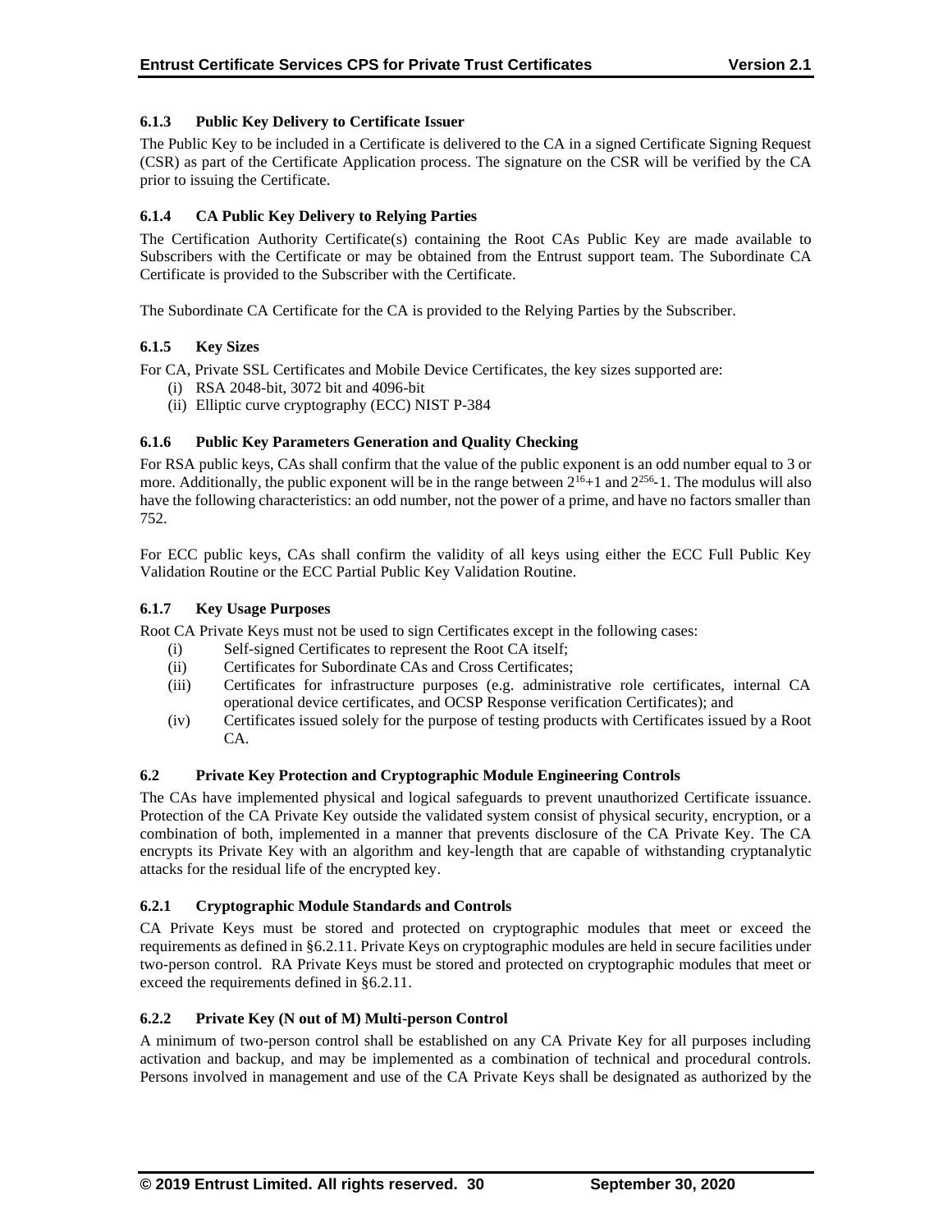### 6.1.3 Public Key Delivery to Certificate Issuer

The Public Key to be included in a Certificate is delivered to the CA in a signed Certificate Signing Request (CSR) as part of the Certificate Application process. The signature on the CSR will be verified by the CA prior to issuing the Certificate.

### 6.1.4 CA Public Key Delivery to Relying Parties

The Certification Authority Certificate(s) containing the Root CAs Public Key are made available to Subscribers with the Certificate or may be obtained from the Entrust support team. The Subordinate CA Certificate is provided to the Subscriber with the Certificate.

The Subordinate CA Certificate for the CA is provided to the Relying Parties by the Subscriber.

### 6.1.5 Key Sizes

For CA, Private SSL Certificates and Mobile Device Certificates, the key sizes supported are:

(i) RSA 2048-bit, 3072 bit and 4096-bit
(ii) Elliptic curve cryptography (ECC) NIST P-384

### 6.1.6 Public Key Parameters Generation and Quality Checking

For RSA public keys, CAs shall confirm that the value of the public exponent is an odd number equal to 3 or more. Additionally, the public exponent will be in the range between $2^{16}+1$ and $2^{256}-1$. The modulus will also have the following characteristics: an odd number, not the power of a prime, and have no factors smaller than 752.

For ECC public keys, CAs shall confirm the validity of all keys using either the ECC Full Public Key Validation Routine or the ECC Partial Public Key Validation Routine.

### 6.1.7 Key Usage Purposes

Root CA Private Keys must not be used to sign Certificates except in the following cases:

(i) Self-signed Certificates to represent the Root CA itself;
(ii) Certificates for Subordinate CAs and Cross Certificates;
(iii) Certificates for infrastructure purposes (e.g. administrative role certificates, internal CA operational device certificates, and OCSP Response verification Certificates); and
(iv) Certificates issued solely for the purpose of testing products with Certificates issued by a Root CA.

## 6.2 Private Key Protection and Cryptographic Module Engineering Controls

The CAs have implemented physical and logical safeguards to prevent unauthorized Certificate issuance. Protection of the CA Private Key outside the validated system consist of physical security, encryption, or a combination of both, implemented in a manner that prevents disclosure of the CA Private Key. The CA encrypts its Private Key with an algorithm and key-length that are capable of withstanding cryptanalytic attacks for the residual life of the encrypted key.

### 6.2.1 Cryptographic Module Standards and Controls

CA Private Keys must be stored and protected on cryptographic modules that meet or exceed the requirements as defined in §6.2.11. Private Keys on cryptographic modules are held in secure facilities under two-person control. RA Private Keys must be stored and protected on cryptographic modules that meet or exceed the requirements defined in §6.2.11.

### 6.2.2 Private Key (N out of M) Multi-person Control

A minimum of two-person control shall be established on any CA Private Key for all purposes including activation and backup, and may be implemented as a combination of technical and procedural controls. Persons involved in management and use of the CA Private Keys shall be designated as authorized by the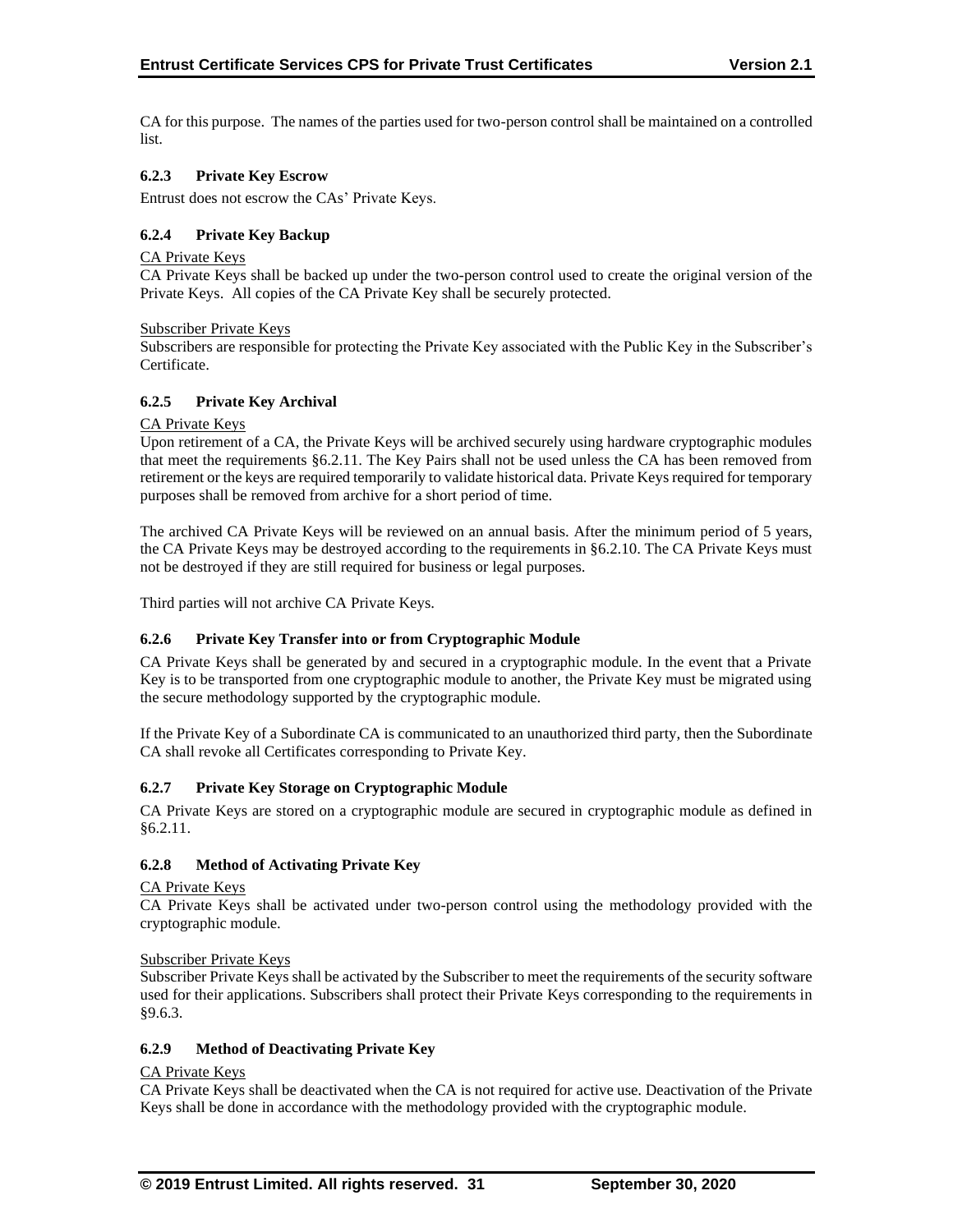CA for this purpose. The names of the parties used for two-person control shall be maintained on a controlled list.

### 6.2.3 Private Key Escrow

Entrust does not escrow the CAs' Private Keys.

### 6.2.4 Private Key Backup

<u>CA Private Keys</u>

CA Private Keys shall be backed up under the two-person control used to create the original version of the Private Keys. All copies of the CA Private Key shall be securely protected.

<u>Subscriber Private Keys</u>

Subscribers are responsible for protecting the Private Key associated with the Public Key in the Subscriber's Certificate.

### 6.2.5 Private Key Archival

<u>CA Private Keys</u>

Upon retirement of a CA, the Private Keys will be archived securely using hardware cryptographic modules that meet the requirements §6.2.11. The Key Pairs shall not be used unless the CA has been removed from retirement or the keys are required temporarily to validate historical data. Private Keys required for temporary purposes shall be removed from archive for a short period of time.

The archived CA Private Keys will be reviewed on an annual basis. After the minimum period of 5 years, the CA Private Keys may be destroyed according to the requirements in §6.2.10. The CA Private Keys must not be destroyed if they are still required for business or legal purposes.

Third parties will not archive CA Private Keys.

### 6.2.6 Private Key Transfer into or from Cryptographic Module

CA Private Keys shall be generated by and secured in a cryptographic module. In the event that a Private Key is to be transported from one cryptographic module to another, the Private Key must be migrated using the secure methodology supported by the cryptographic module.

If the Private Key of a Subordinate CA is communicated to an unauthorized third party, then the Subordinate CA shall revoke all Certificates corresponding to Private Key.

### 6.2.7 Private Key Storage on Cryptographic Module

CA Private Keys are stored on a cryptographic module are secured in cryptographic module as defined in §6.2.11.

### 6.2.8 Method of Activating Private Key

<u>CA Private Keys</u>

CA Private Keys shall be activated under two-person control using the methodology provided with the cryptographic module.

<u>Subscriber Private Keys</u>

Subscriber Private Keys shall be activated by the Subscriber to meet the requirements of the security software used for their applications. Subscribers shall protect their Private Keys corresponding to the requirements in §9.6.3.

### 6.2.9 Method of Deactivating Private Key

<u>CA Private Keys</u>

CA Private Keys shall be deactivated when the CA is not required for active use. Deactivation of the Private Keys shall be done in accordance with the methodology provided with the cryptographic module.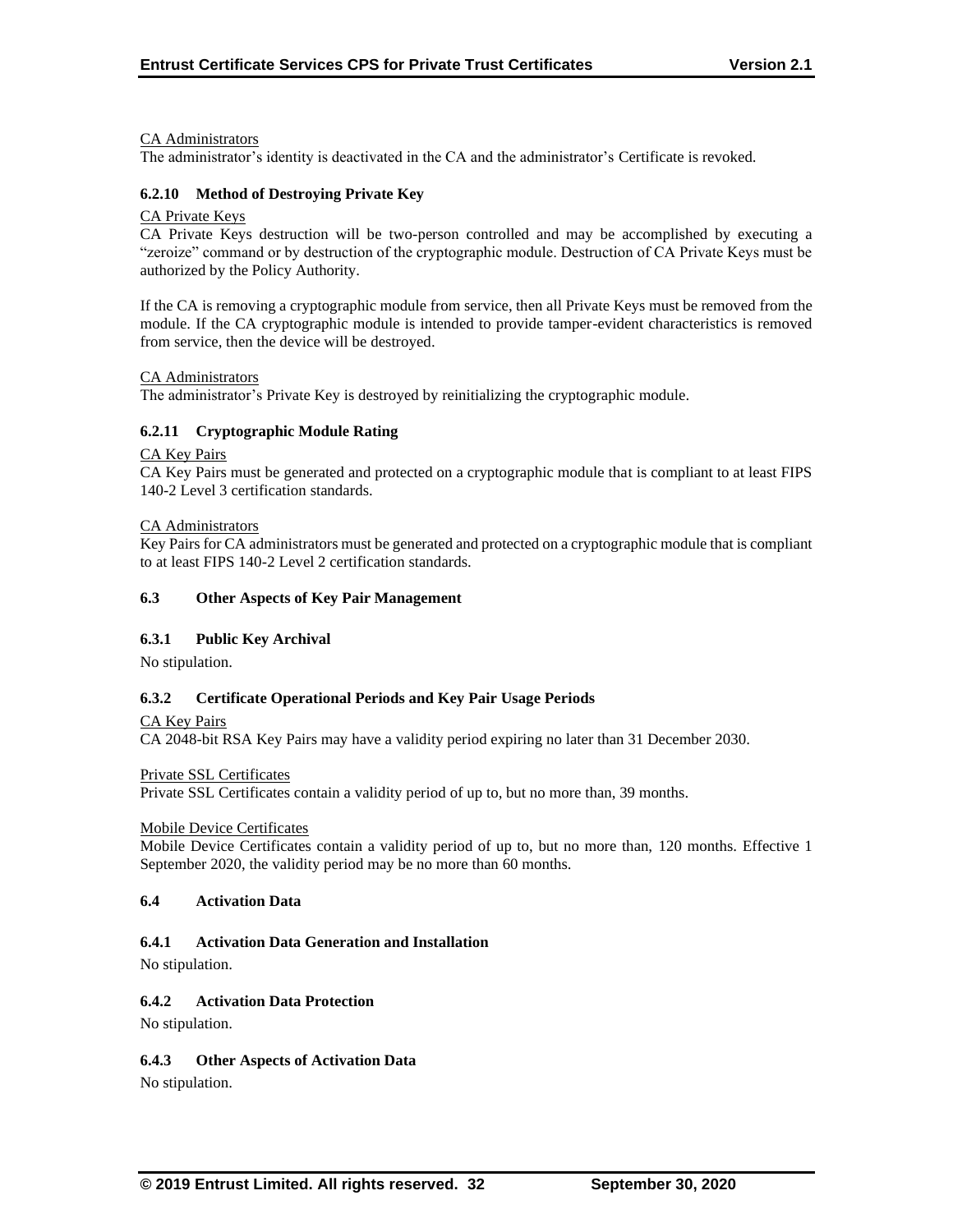CA Administrators

The administrator's identity is deactivated in the CA and the administrator's Certificate is revoked.

#### 6.2.10 Method of Destroying Private Key

CA Private Keys

CA Private Keys destruction will be two-person controlled and may be accomplished by executing a "zeroize" command or by destruction of the cryptographic module. Destruction of CA Private Keys must be authorized by the Policy Authority.

If the CA is removing a cryptographic module from service, then all Private Keys must be removed from the module. If the CA cryptographic module is intended to provide tamper-evident characteristics is removed from service, then the device will be destroyed.

CA Administrators

The administrator's Private Key is destroyed by reinitializing the cryptographic module.

#### 6.2.11 Cryptographic Module Rating

CA Key Pairs

CA Key Pairs must be generated and protected on a cryptographic module that is compliant to at least FIPS 140-2 Level 3 certification standards.

CA Administrators

Key Pairs for CA administrators must be generated and protected on a cryptographic module that is compliant to at least FIPS 140-2 Level 2 certification standards.

### 6.3 Other Aspects of Key Pair Management

#### 6.3.1 Public Key Archival

No stipulation.

#### 6.3.2 Certificate Operational Periods and Key Pair Usage Periods

CA Key Pairs

CA 2048-bit RSA Key Pairs may have a validity period expiring no later than 31 December 2030.

Private SSL Certificates

Private SSL Certificates contain a validity period of up to, but no more than, 39 months.

Mobile Device Certificates

Mobile Device Certificates contain a validity period of up to, but no more than, 120 months. Effective 1 September 2020, the validity period may be no more than 60 months.

### 6.4 Activation Data

#### 6.4.1 Activation Data Generation and Installation

No stipulation.

#### 6.4.2 Activation Data Protection

No stipulation.

#### 6.4.3 Other Aspects of Activation Data

No stipulation.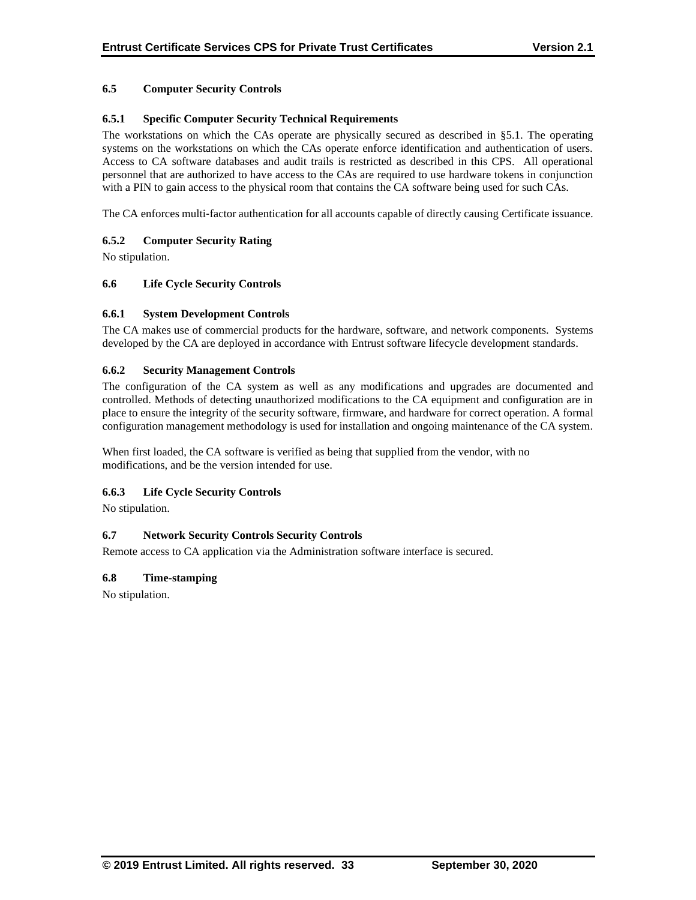### 6.5 Computer Security Controls

#### 6.5.1 Specific Computer Security Technical Requirements

The workstations on which the CAs operate are physically secured as described in §5.1. The operating systems on the workstations on which the CAs operate enforce identification and authentication of users. Access to CA software databases and audit trails is restricted as described in this CPS. All operational personnel that are authorized to have access to the CAs are required to use hardware tokens in conjunction with a PIN to gain access to the physical room that contains the CA software being used for such CAs.

The CA enforces multi-factor authentication for all accounts capable of directly causing Certificate issuance.

#### 6.5.2 Computer Security Rating

No stipulation.

### 6.6 Life Cycle Security Controls

#### 6.6.1 System Development Controls

The CA makes use of commercial products for the hardware, software, and network components. Systems developed by the CA are deployed in accordance with Entrust software lifecycle development standards.

#### 6.6.2 Security Management Controls

The configuration of the CA system as well as any modifications and upgrades are documented and controlled. Methods of detecting unauthorized modifications to the CA equipment and configuration are in place to ensure the integrity of the security software, firmware, and hardware for correct operation. A formal configuration management methodology is used for installation and ongoing maintenance of the CA system.

When first loaded, the CA software is verified as being that supplied from the vendor, with no modifications, and be the version intended for use.

#### 6.6.3 Life Cycle Security Controls

No stipulation.

### 6.7 Network Security Controls Security Controls

Remote access to CA application via the Administration software interface is secured.

### 6.8 Time-stamping

No stipulation.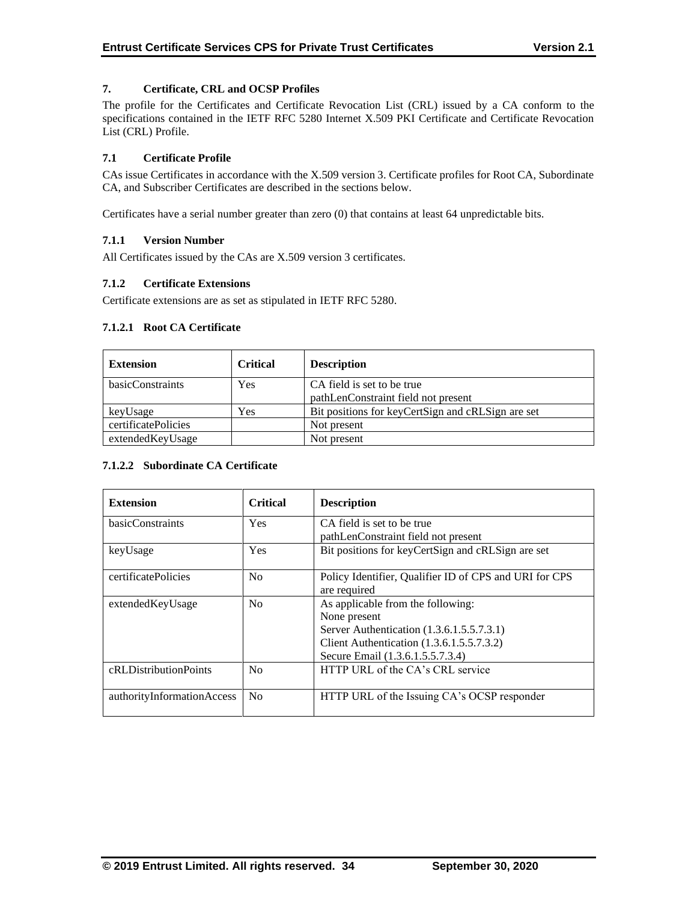## 7. Certificate, CRL and OCSP Profiles

The profile for the Certificates and Certificate Revocation List (CRL) issued by a CA conform to the specifications contained in the IETF RFC 5280 Internet X.509 PKI Certificate and Certificate Revocation List (CRL) Profile.

### 7.1 Certificate Profile

CAs issue Certificates in accordance with the X.509 version 3. Certificate profiles for Root CA, Subordinate CA, and Subscriber Certificates are described in the sections below.

Certificates have a serial number greater than zero (0) that contains at least 64 unpredictable bits.

#### 7.1.1 Version Number

All Certificates issued by the CAs are X.509 version 3 certificates.

#### 7.1.2 Certificate Extensions

Certificate extensions are as set as stipulated in IETF RFC 5280.

##### 7.1.2.1 Root CA Certificate

| Extension | Critical | Description |
|---|---|---|
| basicConstraints | Yes | CA field is set to be true<br>pathLenConstraint field not present |
| keyUsage | Yes | Bit positions for keyCertSign and cRLSign are set |
| certificatePolicies | | Not present |
| extendedKeyUsage | | Not present |

##### 7.1.2.2 Subordinate CA Certificate

| Extension | Critical | Description |
|---|---|---|
| basicConstraints | Yes | CA field is set to be true<br>pathLenConstraint field not present |
| keyUsage | Yes | Bit positions for keyCertSign and cRLSign are set |
| certificatePolicies | No | Policy Identifier, Qualifier ID of CPS and URI for CPS are required |
| extendedKeyUsage | No | As applicable from the following:<br>None present<br>Server Authentication (1.3.6.1.5.5.7.3.1)<br>Client Authentication (1.3.6.1.5.5.7.3.2)<br>Secure Email (1.3.6.1.5.5.7.3.4) |
| cRLDistributionPoints | No | HTTP URL of the CA's CRL service |
| authorityInformationAccess | No | HTTP URL of the Issuing CA's OCSP responder |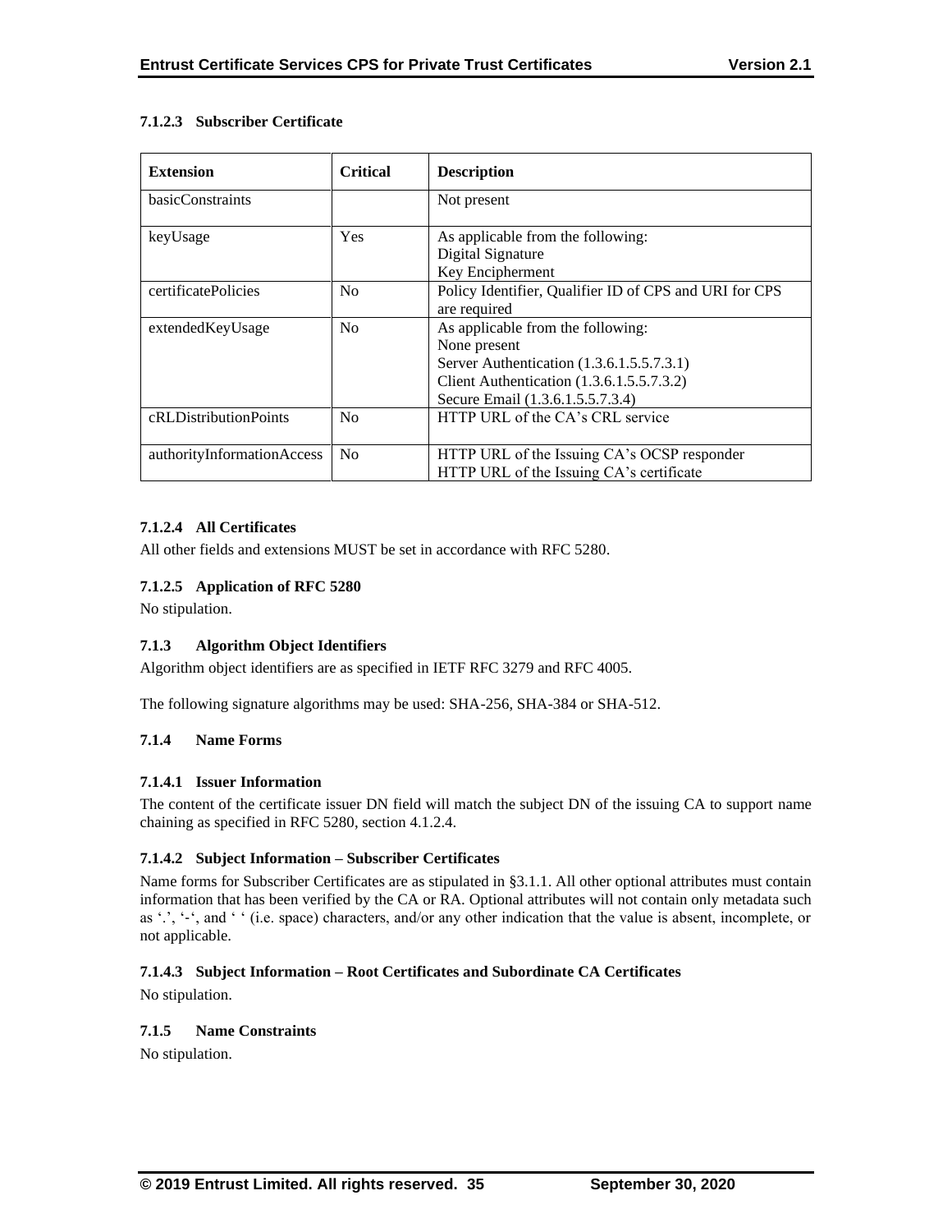#### 7.1.2.3 Subscriber Certificate

| Extension | Critical | Description |
|---|---|---|
| basicConstraints | | Not present |
| keyUsage | Yes | As applicable from the following:<br>Digital Signature<br>Key Encipherment |
| certificatePolicies | No | Policy Identifier, Qualifier ID of CPS and URI for CPS are required |
| extendedKeyUsage | No | As applicable from the following:<br>None present<br>Server Authentication (1.3.6.1.5.5.7.3.1)<br>Client Authentication (1.3.6.1.5.5.7.3.2)<br>Secure Email (1.3.6.1.5.5.7.3.4) |
| cRLDistributionPoints | No | HTTP URL of the CA's CRL service |
| authorityInformationAccess | No | HTTP URL of the Issuing CA's OCSP responder<br>HTTP URL of the Issuing CA's certificate |

#### 7.1.2.4 All Certificates

All other fields and extensions MUST be set in accordance with RFC 5280.

#### 7.1.2.5 Application of RFC 5280

No stipulation.

### 7.1.3 Algorithm Object Identifiers

Algorithm object identifiers are as specified in IETF RFC 3279 and RFC 4005.

The following signature algorithms may be used: SHA-256, SHA-384 or SHA-512.

### 7.1.4 Name Forms

#### 7.1.4.1 Issuer Information

The content of the certificate issuer DN field will match the subject DN of the issuing CA to support name chaining as specified in RFC 5280, section 4.1.2.4.

#### 7.1.4.2 Subject Information – Subscriber Certificates

Name forms for Subscriber Certificates are as stipulated in §3.1.1. All other optional attributes must contain information that has been verified by the CA or RA. Optional attributes will not contain only metadata such as '.', '-', and ' ' (i.e. space) characters, and/or any other indication that the value is absent, incomplete, or not applicable.

#### 7.1.4.3 Subject Information – Root Certificates and Subordinate CA Certificates

No stipulation.

### 7.1.5 Name Constraints

No stipulation.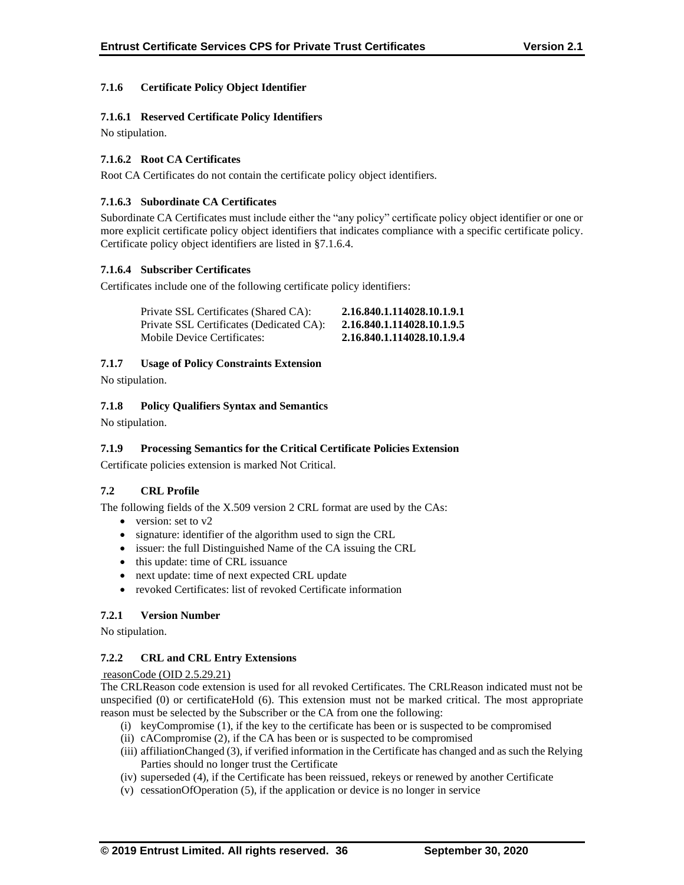### 7.1.6 Certificate Policy Object Identifier

#### 7.1.6.1 Reserved Certificate Policy Identifiers

No stipulation.

#### 7.1.6.2 Root CA Certificates

Root CA Certificates do not contain the certificate policy object identifiers.

#### 7.1.6.3 Subordinate CA Certificates

Subordinate CA Certificates must include either the "any policy" certificate policy object identifier or one or more explicit certificate policy object identifiers that indicates compliance with a specific certificate policy. Certificate policy object identifiers are listed in §7.1.6.4.

#### 7.1.6.4 Subscriber Certificates

Certificates include one of the following certificate policy identifiers:

| | |
|---|---|
| Private SSL Certificates (Shared CA): | **2.16.840.1.114028.10.1.9.1** |
| Private SSL Certificates (Dedicated CA): | **2.16.840.1.114028.10.1.9.5** |
| Mobile Device Certificates: | **2.16.840.1.114028.10.1.9.4** |

### 7.1.7 Usage of Policy Constraints Extension

No stipulation.

### 7.1.8 Policy Qualifiers Syntax and Semantics

No stipulation.

### 7.1.9 Processing Semantics for the Critical Certificate Policies Extension

Certificate policies extension is marked Not Critical.

## 7.2 CRL Profile

The following fields of the X.509 version 2 CRL format are used by the CAs:

- version: set to v2
- signature: identifier of the algorithm used to sign the CRL
- issuer: the full Distinguished Name of the CA issuing the CRL
- this update: time of CRL issuance
- next update: time of next expected CRL update
- revoked Certificates: list of revoked Certificate information

### 7.2.1 Version Number

No stipulation.

### 7.2.2 CRL and CRL Entry Extensions

reasonCode (OID 2.5.29.21)

The CRLReason code extension is used for all revoked Certificates. The CRLReason indicated must not be unspecified (0) or certificateHold (6). This extension must not be marked critical. The most appropriate reason must be selected by the Subscriber or the CA from one the following:

(i) keyCompromise (1), if the key to the certificate has been or is suspected to be compromised
(ii) cACompromise (2), if the CA has been or is suspected to be compromised
(iii) affiliationChanged (3), if verified information in the Certificate has changed and as such the Relying Parties should no longer trust the Certificate
(iv) superseded (4), if the Certificate has been reissued, rekeys or renewed by another Certificate
(v) cessationOfOperation (5), if the application or device is no longer in service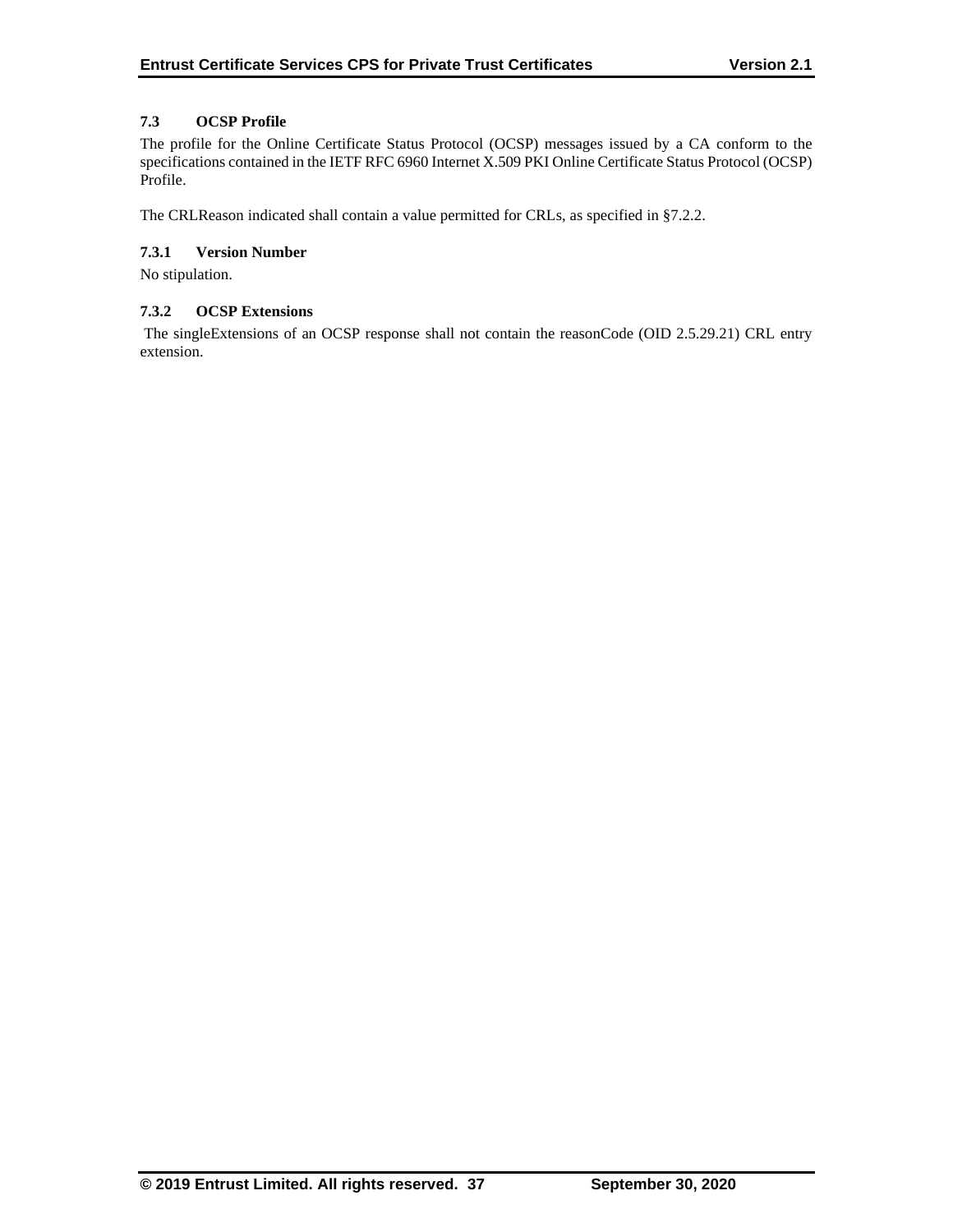### 7.3 OCSP Profile

The profile for the Online Certificate Status Protocol (OCSP) messages issued by a CA conform to the specifications contained in the IETF RFC 6960 Internet X.509 PKI Online Certificate Status Protocol (OCSP) Profile.

The CRLReason indicated shall contain a value permitted for CRLs, as specified in §7.2.2.

#### 7.3.1 Version Number

No stipulation.

#### 7.3.2 OCSP Extensions

The singleExtensions of an OCSP response shall not contain the reasonCode (OID 2.5.29.21) CRL entry extension.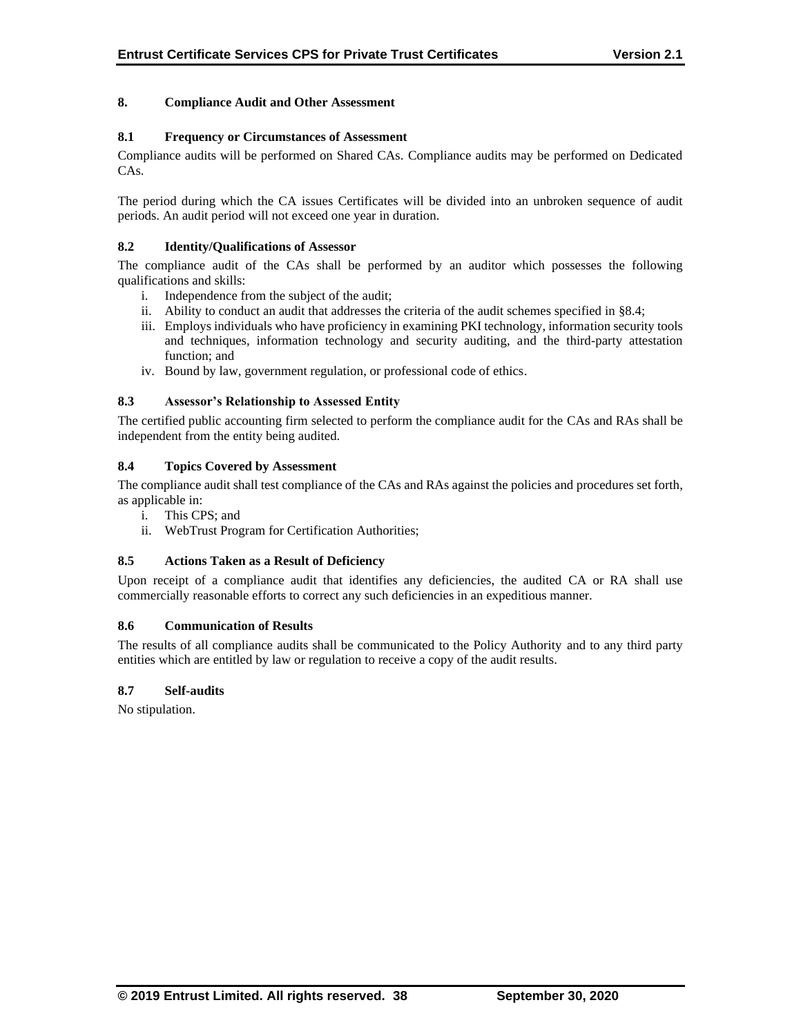## 8. Compliance Audit and Other Assessment

### 8.1 Frequency or Circumstances of Assessment

Compliance audits will be performed on Shared CAs. Compliance audits may be performed on Dedicated CAs.

The period during which the CA issues Certificates will be divided into an unbroken sequence of audit periods. An audit period will not exceed one year in duration.

### 8.2 Identity/Qualifications of Assessor

The compliance audit of the CAs shall be performed by an auditor which possesses the following qualifications and skills:

i. Independence from the subject of the audit;
ii. Ability to conduct an audit that addresses the criteria of the audit schemes specified in §8.4;
iii. Employs individuals who have proficiency in examining PKI technology, information security tools and techniques, information technology and security auditing, and the third-party attestation function; and
iv. Bound by law, government regulation, or professional code of ethics.

### 8.3 Assessor's Relationship to Assessed Entity

The certified public accounting firm selected to perform the compliance audit for the CAs and RAs shall be independent from the entity being audited.

### 8.4 Topics Covered by Assessment

The compliance audit shall test compliance of the CAs and RAs against the policies and procedures set forth, as applicable in:

i. This CPS; and
ii. WebTrust Program for Certification Authorities;

### 8.5 Actions Taken as a Result of Deficiency

Upon receipt of a compliance audit that identifies any deficiencies, the audited CA or RA shall use commercially reasonable efforts to correct any such deficiencies in an expeditious manner.

### 8.6 Communication of Results

The results of all compliance audits shall be communicated to the Policy Authority and to any third party entities which are entitled by law or regulation to receive a copy of the audit results.

### 8.7 Self-audits

No stipulation.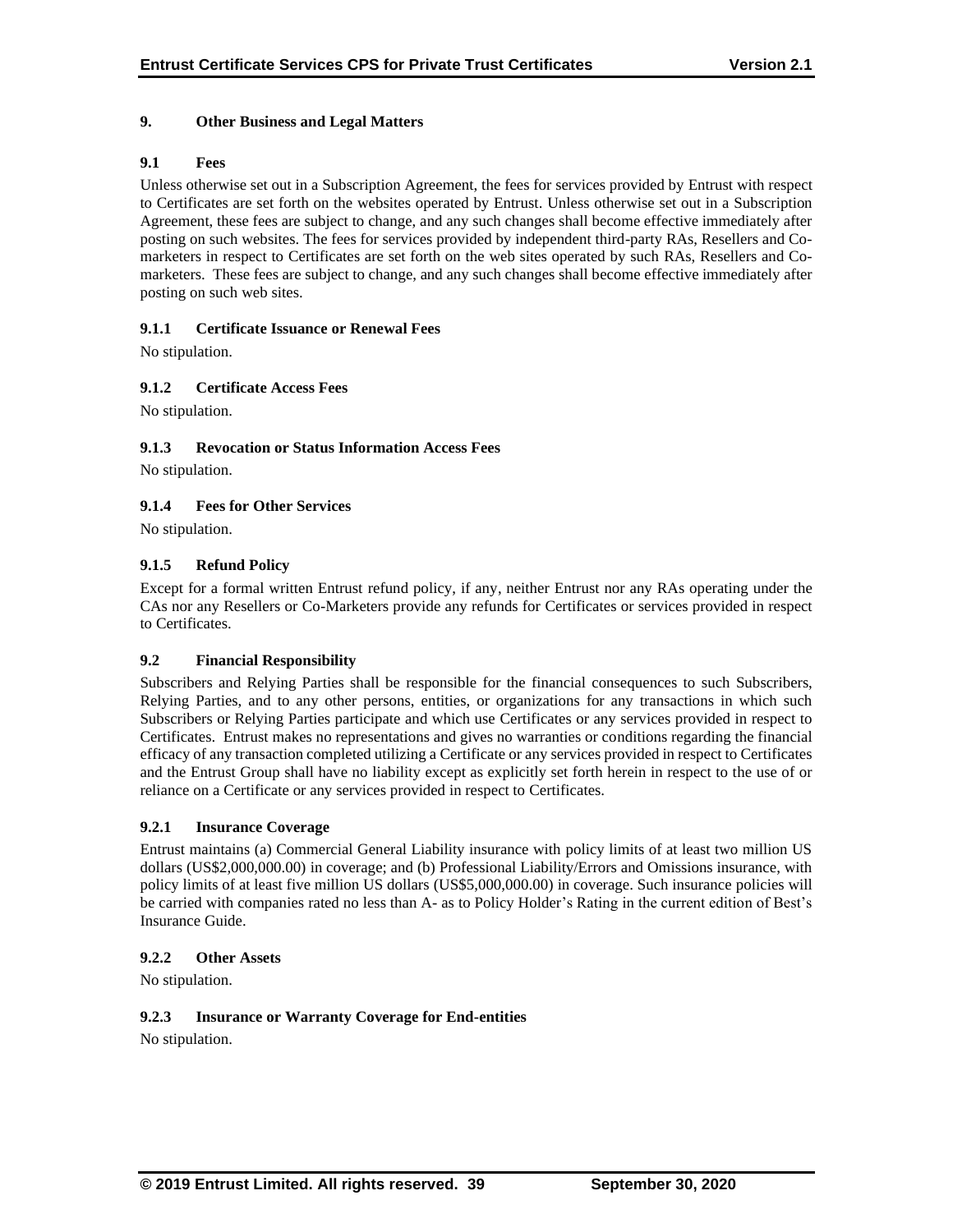# 9. Other Business and Legal Matters

## 9.1 Fees

Unless otherwise set out in a Subscription Agreement, the fees for services provided by Entrust with respect to Certificates are set forth on the websites operated by Entrust. Unless otherwise set out in a Subscription Agreement, these fees are subject to change, and any such changes shall become effective immediately after posting on such websites. The fees for services provided by independent third-party RAs, Resellers and Co-marketers in respect to Certificates are set forth on the web sites operated by such RAs, Resellers and Co-marketers. These fees are subject to change, and any such changes shall become effective immediately after posting on such web sites.

### 9.1.1 Certificate Issuance or Renewal Fees

No stipulation.

### 9.1.2 Certificate Access Fees

No stipulation.

### 9.1.3 Revocation or Status Information Access Fees

No stipulation.

### 9.1.4 Fees for Other Services

No stipulation.

### 9.1.5 Refund Policy

Except for a formal written Entrust refund policy, if any, neither Entrust nor any RAs operating under the CAs nor any Resellers or Co-Marketers provide any refunds for Certificates or services provided in respect to Certificates.

## 9.2 Financial Responsibility

Subscribers and Relying Parties shall be responsible for the financial consequences to such Subscribers, Relying Parties, and to any other persons, entities, or organizations for any transactions in which such Subscribers or Relying Parties participate and which use Certificates or any services provided in respect to Certificates. Entrust makes no representations and gives no warranties or conditions regarding the financial efficacy of any transaction completed utilizing a Certificate or any services provided in respect to Certificates and the Entrust Group shall have no liability except as explicitly set forth herein in respect to the use of or reliance on a Certificate or any services provided in respect to Certificates.

### 9.2.1 Insurance Coverage

Entrust maintains (a) Commercial General Liability insurance with policy limits of at least two million US dollars (US$2,000,000.00) in coverage; and (b) Professional Liability/Errors and Omissions insurance, with policy limits of at least five million US dollars (US$5,000,000.00) in coverage. Such insurance policies will be carried with companies rated no less than A- as to Policy Holder's Rating in the current edition of Best's Insurance Guide.

### 9.2.2 Other Assets

No stipulation.

### 9.2.3 Insurance or Warranty Coverage for End-entities

No stipulation.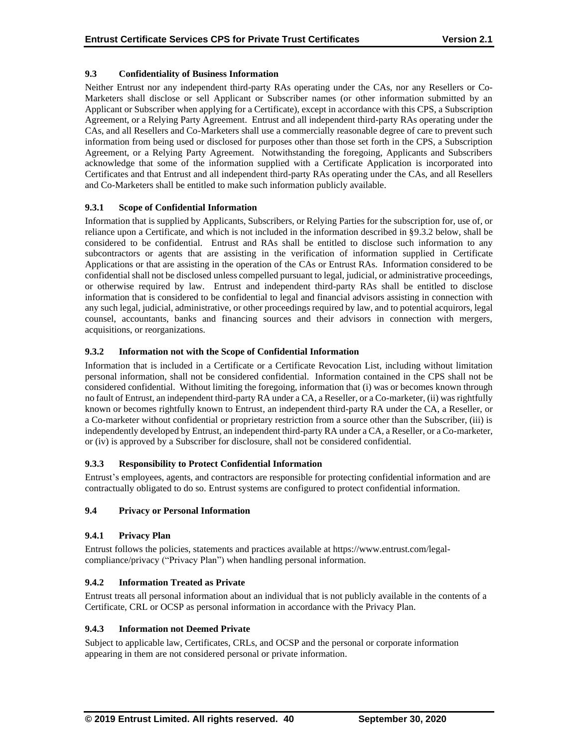### 9.3 Confidentiality of Business Information

Neither Entrust nor any independent third-party RAs operating under the CAs, nor any Resellers or Co-Marketers shall disclose or sell Applicant or Subscriber names (or other information submitted by an Applicant or Subscriber when applying for a Certificate), except in accordance with this CPS, a Subscription Agreement, or a Relying Party Agreement. Entrust and all independent third-party RAs operating under the CAs, and all Resellers and Co-Marketers shall use a commercially reasonable degree of care to prevent such information from being used or disclosed for purposes other than those set forth in the CPS, a Subscription Agreement, or a Relying Party Agreement. Notwithstanding the foregoing, Applicants and Subscribers acknowledge that some of the information supplied with a Certificate Application is incorporated into Certificates and that Entrust and all independent third-party RAs operating under the CAs, and all Resellers and Co-Marketers shall be entitled to make such information publicly available.

#### 9.3.1 Scope of Confidential Information

Information that is supplied by Applicants, Subscribers, or Relying Parties for the subscription for, use of, or reliance upon a Certificate, and which is not included in the information described in §9.3.2 below, shall be considered to be confidential. Entrust and RAs shall be entitled to disclose such information to any subcontractors or agents that are assisting in the verification of information supplied in Certificate Applications or that are assisting in the operation of the CAs or Entrust RAs. Information considered to be confidential shall not be disclosed unless compelled pursuant to legal, judicial, or administrative proceedings, or otherwise required by law. Entrust and independent third-party RAs shall be entitled to disclose information that is considered to be confidential to legal and financial advisors assisting in connection with any such legal, judicial, administrative, or other proceedings required by law, and to potential acquirors, legal counsel, accountants, banks and financing sources and their advisors in connection with mergers, acquisitions, or reorganizations.

#### 9.3.2 Information not with the Scope of Confidential Information

Information that is included in a Certificate or a Certificate Revocation List, including without limitation personal information, shall not be considered confidential. Information contained in the CPS shall not be considered confidential. Without limiting the foregoing, information that (i) was or becomes known through no fault of Entrust, an independent third-party RA under a CA, a Reseller, or a Co-marketer, (ii) was rightfully known or becomes rightfully known to Entrust, an independent third-party RA under the CA, a Reseller, or a Co-marketer without confidential or proprietary restriction from a source other than the Subscriber, (iii) is independently developed by Entrust, an independent third-party RA under a CA, a Reseller, or a Co-marketer, or (iv) is approved by a Subscriber for disclosure, shall not be considered confidential.

#### 9.3.3 Responsibility to Protect Confidential Information

Entrust's employees, agents, and contractors are responsible for protecting confidential information and are contractually obligated to do so. Entrust systems are configured to protect confidential information.

### 9.4 Privacy or Personal Information

#### 9.4.1 Privacy Plan

Entrust follows the policies, statements and practices available at https://www.entrust.com/legal-compliance/privacy ("Privacy Plan") when handling personal information.

#### 9.4.2 Information Treated as Private

Entrust treats all personal information about an individual that is not publicly available in the contents of a Certificate, CRL or OCSP as personal information in accordance with the Privacy Plan.

#### 9.4.3 Information not Deemed Private

Subject to applicable law, Certificates, CRLs, and OCSP and the personal or corporate information appearing in them are not considered personal or private information.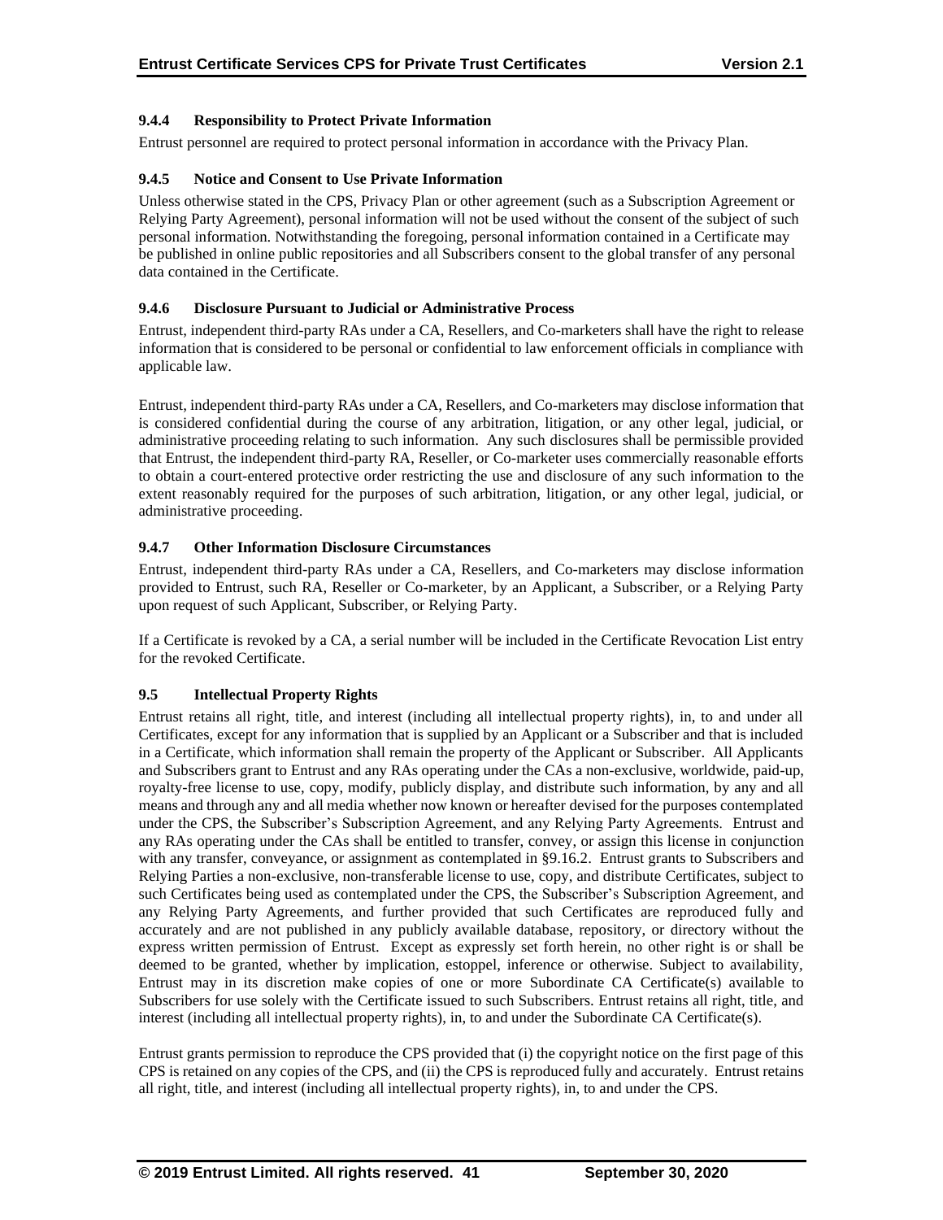### 9.4.4 Responsibility to Protect Private Information

Entrust personnel are required to protect personal information in accordance with the Privacy Plan.

### 9.4.5 Notice and Consent to Use Private Information

Unless otherwise stated in the CPS, Privacy Plan or other agreement (such as a Subscription Agreement or Relying Party Agreement), personal information will not be used without the consent of the subject of such personal information. Notwithstanding the foregoing, personal information contained in a Certificate may be published in online public repositories and all Subscribers consent to the global transfer of any personal data contained in the Certificate.

### 9.4.6 Disclosure Pursuant to Judicial or Administrative Process

Entrust, independent third-party RAs under a CA, Resellers, and Co-marketers shall have the right to release information that is considered to be personal or confidential to law enforcement officials in compliance with applicable law.

Entrust, independent third-party RAs under a CA, Resellers, and Co-marketers may disclose information that is considered confidential during the course of any arbitration, litigation, or any other legal, judicial, or administrative proceeding relating to such information. Any such disclosures shall be permissible provided that Entrust, the independent third-party RA, Reseller, or Co-marketer uses commercially reasonable efforts to obtain a court-entered protective order restricting the use and disclosure of any such information to the extent reasonably required for the purposes of such arbitration, litigation, or any other legal, judicial, or administrative proceeding.

### 9.4.7 Other Information Disclosure Circumstances

Entrust, independent third-party RAs under a CA, Resellers, and Co-marketers may disclose information provided to Entrust, such RA, Reseller or Co-marketer, by an Applicant, a Subscriber, or a Relying Party upon request of such Applicant, Subscriber, or Relying Party.

If a Certificate is revoked by a CA, a serial number will be included in the Certificate Revocation List entry for the revoked Certificate.

## 9.5 Intellectual Property Rights

Entrust retains all right, title, and interest (including all intellectual property rights), in, to and under all Certificates, except for any information that is supplied by an Applicant or a Subscriber and that is included in a Certificate, which information shall remain the property of the Applicant or Subscriber. All Applicants and Subscribers grant to Entrust and any RAs operating under the CAs a non-exclusive, worldwide, paid-up, royalty-free license to use, copy, modify, publicly display, and distribute such information, by any and all means and through any and all media whether now known or hereafter devised for the purposes contemplated under the CPS, the Subscriber's Subscription Agreement, and any Relying Party Agreements. Entrust and any RAs operating under the CAs shall be entitled to transfer, convey, or assign this license in conjunction with any transfer, conveyance, or assignment as contemplated in §9.16.2. Entrust grants to Subscribers and Relying Parties a non-exclusive, non-transferable license to use, copy, and distribute Certificates, subject to such Certificates being used as contemplated under the CPS, the Subscriber's Subscription Agreement, and any Relying Party Agreements, and further provided that such Certificates are reproduced fully and accurately and are not published in any publicly available database, repository, or directory without the express written permission of Entrust. Except as expressly set forth herein, no other right is or shall be deemed to be granted, whether by implication, estoppel, inference or otherwise. Subject to availability, Entrust may in its discretion make copies of one or more Subordinate CA Certificate(s) available to Subscribers for use solely with the Certificate issued to such Subscribers. Entrust retains all right, title, and interest (including all intellectual property rights), in, to and under the Subordinate CA Certificate(s).

Entrust grants permission to reproduce the CPS provided that (i) the copyright notice on the first page of this CPS is retained on any copies of the CPS, and (ii) the CPS is reproduced fully and accurately. Entrust retains all right, title, and interest (including all intellectual property rights), in, to and under the CPS.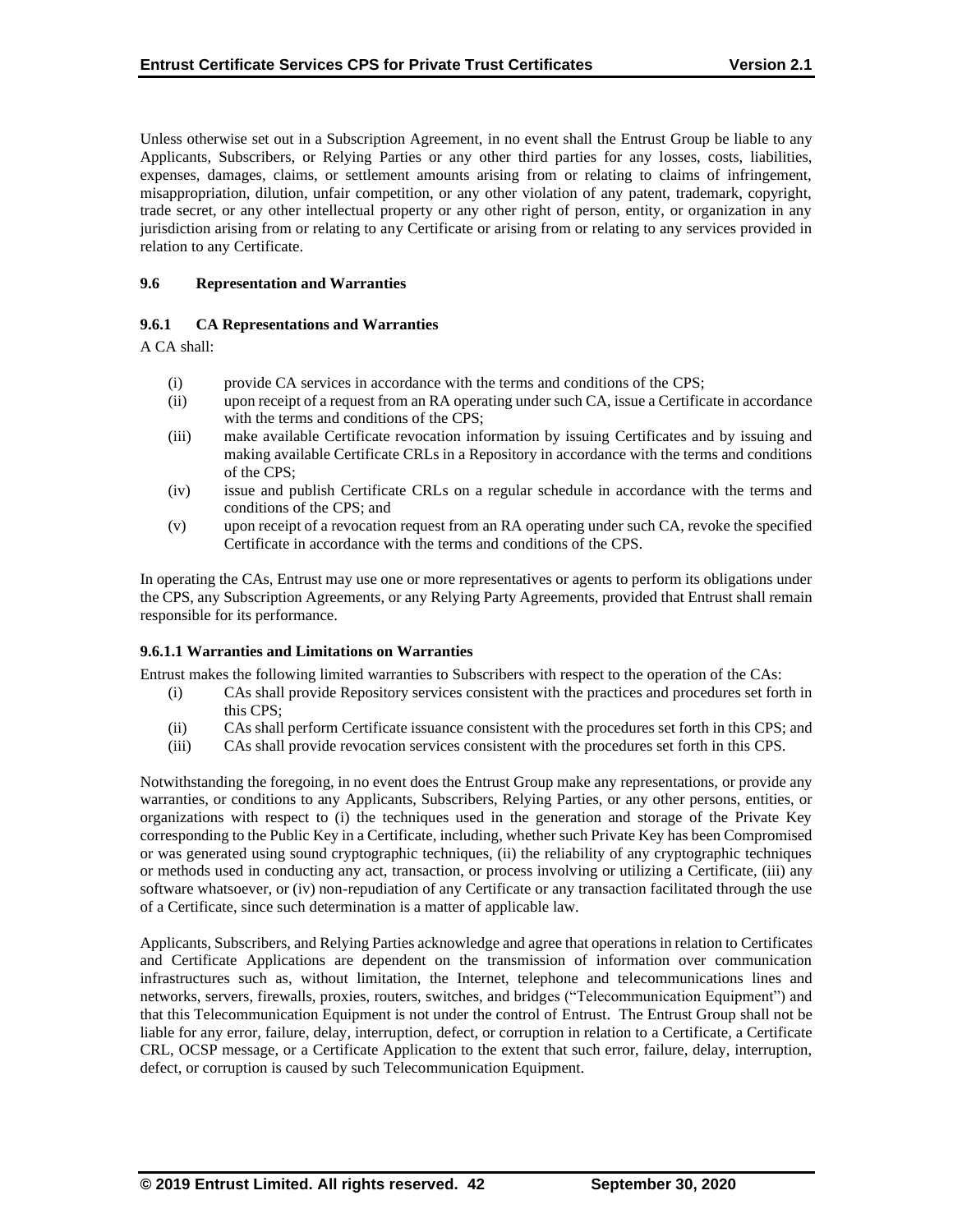Unless otherwise set out in a Subscription Agreement, in no event shall the Entrust Group be liable to any Applicants, Subscribers, or Relying Parties or any other third parties for any losses, costs, liabilities, expenses, damages, claims, or settlement amounts arising from or relating to claims of infringement, misappropriation, dilution, unfair competition, or any other violation of any patent, trademark, copyright, trade secret, or any other intellectual property or any other right of person, entity, or organization in any jurisdiction arising from or relating to any Certificate or arising from or relating to any services provided in relation to any Certificate.

### 9.6 Representation and Warranties

#### 9.6.1 CA Representations and Warranties

A CA shall:

(i) provide CA services in accordance with the terms and conditions of the CPS;

(ii) upon receipt of a request from an RA operating under such CA, issue a Certificate in accordance with the terms and conditions of the CPS;

(iii) make available Certificate revocation information by issuing Certificates and by issuing and making available Certificate CRLs in a Repository in accordance with the terms and conditions of the CPS;

(iv) issue and publish Certificate CRLs on a regular schedule in accordance with the terms and conditions of the CPS; and

(v) upon receipt of a revocation request from an RA operating under such CA, revoke the specified Certificate in accordance with the terms and conditions of the CPS.

In operating the CAs, Entrust may use one or more representatives or agents to perform its obligations under the CPS, any Subscription Agreements, or any Relying Party Agreements, provided that Entrust shall remain responsible for its performance.

#### 9.6.1.1 Warranties and Limitations on Warranties

Entrust makes the following limited warranties to Subscribers with respect to the operation of the CAs:

(i) CAs shall provide Repository services consistent with the practices and procedures set forth in this CPS;

(ii) CAs shall perform Certificate issuance consistent with the procedures set forth in this CPS; and

(iii) CAs shall provide revocation services consistent with the procedures set forth in this CPS.

Notwithstanding the foregoing, in no event does the Entrust Group make any representations, or provide any warranties, or conditions to any Applicants, Subscribers, Relying Parties, or any other persons, entities, or organizations with respect to (i) the techniques used in the generation and storage of the Private Key corresponding to the Public Key in a Certificate, including, whether such Private Key has been Compromised or was generated using sound cryptographic techniques, (ii) the reliability of any cryptographic techniques or methods used in conducting any act, transaction, or process involving or utilizing a Certificate, (iii) any software whatsoever, or (iv) non-repudiation of any Certificate or any transaction facilitated through the use of a Certificate, since such determination is a matter of applicable law.

Applicants, Subscribers, and Relying Parties acknowledge and agree that operations in relation to Certificates and Certificate Applications are dependent on the transmission of information over communication infrastructures such as, without limitation, the Internet, telephone and telecommunications lines and networks, servers, firewalls, proxies, routers, switches, and bridges ("Telecommunication Equipment") and that this Telecommunication Equipment is not under the control of Entrust. The Entrust Group shall not be liable for any error, failure, delay, interruption, defect, or corruption in relation to a Certificate, a Certificate CRL, OCSP message, or a Certificate Application to the extent that such error, failure, delay, interruption, defect, or corruption is caused by such Telecommunication Equipment.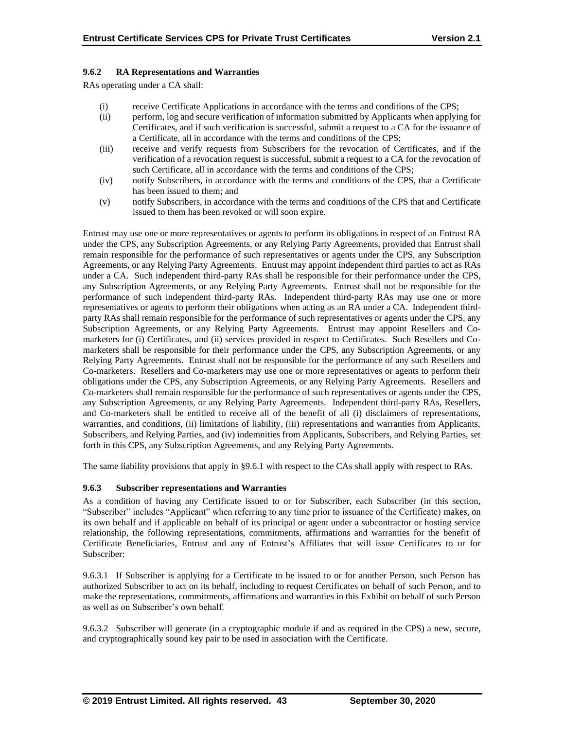### 9.6.2 RA Representations and Warranties

RAs operating under a CA shall:

(i) receive Certificate Applications in accordance with the terms and conditions of the CPS;
(ii) perform, log and secure verification of information submitted by Applicants when applying for Certificates, and if such verification is successful, submit a request to a CA for the issuance of a Certificate, all in accordance with the terms and conditions of the CPS;
(iii) receive and verify requests from Subscribers for the revocation of Certificates, and if the verification of a revocation request is successful, submit a request to a CA for the revocation of such Certificate, all in accordance with the terms and conditions of the CPS;
(iv) notify Subscribers, in accordance with the terms and conditions of the CPS, that a Certificate has been issued to them; and
(v) notify Subscribers, in accordance with the terms and conditions of the CPS that and Certificate issued to them has been revoked or will soon expire.

Entrust may use one or more representatives or agents to perform its obligations in respect of an Entrust RA under the CPS, any Subscription Agreements, or any Relying Party Agreements, provided that Entrust shall remain responsible for the performance of such representatives or agents under the CPS, any Subscription Agreements, or any Relying Party Agreements. Entrust may appoint independent third parties to act as RAs under a CA. Such independent third-party RAs shall be responsible for their performance under the CPS, any Subscription Agreements, or any Relying Party Agreements. Entrust shall not be responsible for the performance of such independent third-party RAs. Independent third-party RAs may use one or more representatives or agents to perform their obligations when acting as an RA under a CA. Independent third-party RAs shall remain responsible for the performance of such representatives or agents under the CPS, any Subscription Agreements, or any Relying Party Agreements. Entrust may appoint Resellers and Co-marketers for (i) Certificates, and (ii) services provided in respect to Certificates. Such Resellers and Co-marketers shall be responsible for their performance under the CPS, any Subscription Agreements, or any Relying Party Agreements. Entrust shall not be responsible for the performance of any such Resellers and Co-marketers. Resellers and Co-marketers may use one or more representatives or agents to perform their obligations under the CPS, any Subscription Agreements, or any Relying Party Agreements. Resellers and Co-marketers shall remain responsible for the performance of such representatives or agents under the CPS, any Subscription Agreements, or any Relying Party Agreements. Independent third-party RAs, Resellers, and Co-marketers shall be entitled to receive all of the benefit of all (i) disclaimers of representations, warranties, and conditions, (ii) limitations of liability, (iii) representations and warranties from Applicants, Subscribers, and Relying Parties, and (iv) indemnities from Applicants, Subscribers, and Relying Parties, set forth in this CPS, any Subscription Agreements, and any Relying Party Agreements.

The same liability provisions that apply in §9.6.1 with respect to the CAs shall apply with respect to RAs.

### 9.6.3 Subscriber representations and Warranties

As a condition of having any Certificate issued to or for Subscriber, each Subscriber (in this section, "Subscriber" includes "Applicant" when referring to any time prior to issuance of the Certificate) makes, on its own behalf and if applicable on behalf of its principal or agent under a subcontractor or hosting service relationship, the following representations, commitments, affirmations and warranties for the benefit of Certificate Beneficiaries, Entrust and any of Entrust's Affiliates that will issue Certificates to or for Subscriber:

9.6.3.1 If Subscriber is applying for a Certificate to be issued to or for another Person, such Person has authorized Subscriber to act on its behalf, including to request Certificates on behalf of such Person, and to make the representations, commitments, affirmations and warranties in this Exhibit on behalf of such Person as well as on Subscriber's own behalf.

9.6.3.2 Subscriber will generate (in a cryptographic module if and as required in the CPS) a new, secure, and cryptographically sound key pair to be used in association with the Certificate.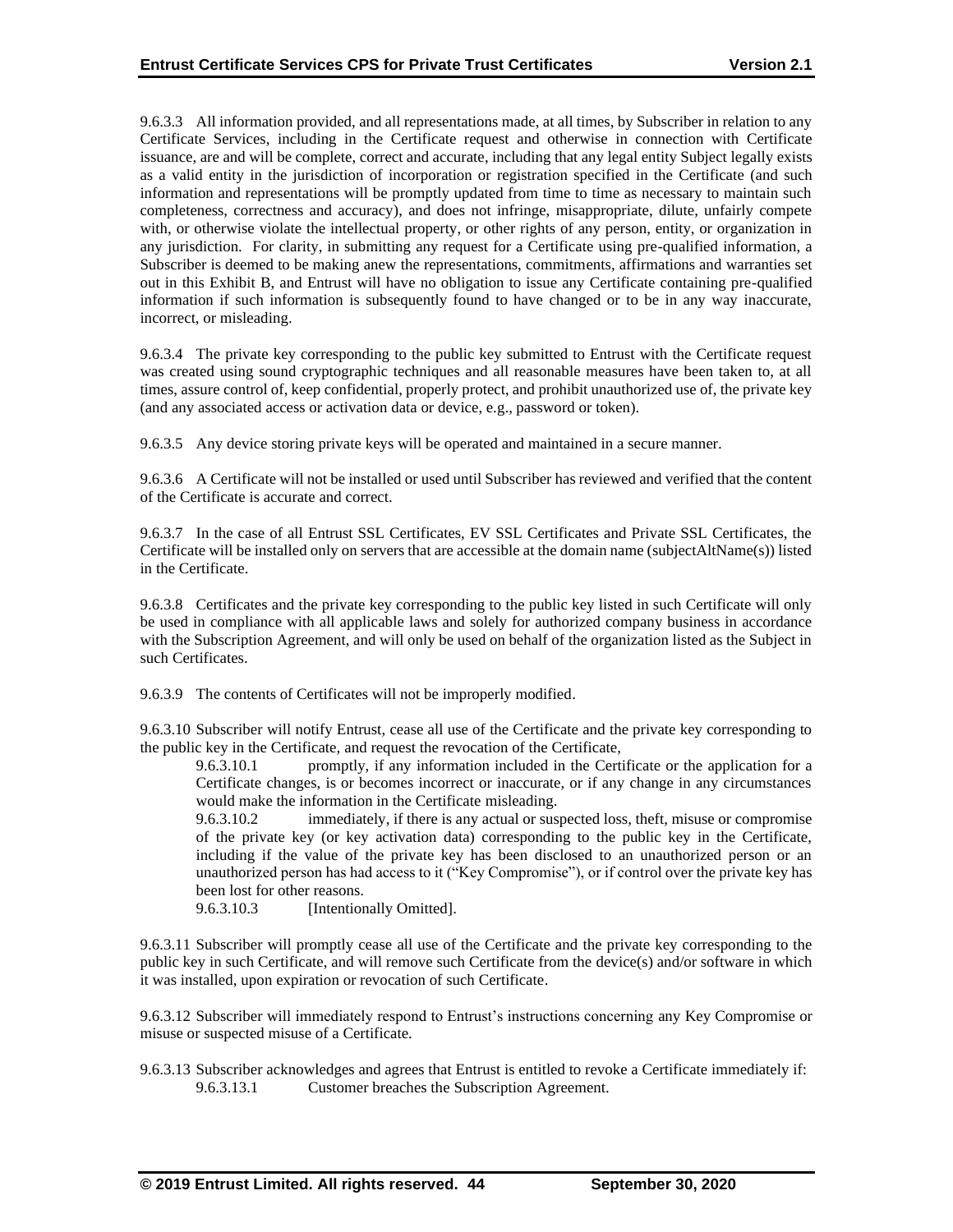9.6.3.3 All information provided, and all representations made, at all times, by Subscriber in relation to any Certificate Services, including in the Certificate request and otherwise in connection with Certificate issuance, are and will be complete, correct and accurate, including that any legal entity Subject legally exists as a valid entity in the jurisdiction of incorporation or registration specified in the Certificate (and such information and representations will be promptly updated from time to time as necessary to maintain such completeness, correctness and accuracy), and does not infringe, misappropriate, dilute, unfairly compete with, or otherwise violate the intellectual property, or other rights of any person, entity, or organization in any jurisdiction. For clarity, in submitting any request for a Certificate using pre-qualified information, a Subscriber is deemed to be making anew the representations, commitments, affirmations and warranties set out in this Exhibit B, and Entrust will have no obligation to issue any Certificate containing pre-qualified information if such information is subsequently found to have changed or to be in any way inaccurate, incorrect, or misleading.

9.6.3.4 The private key corresponding to the public key submitted to Entrust with the Certificate request was created using sound cryptographic techniques and all reasonable measures have been taken to, at all times, assure control of, keep confidential, properly protect, and prohibit unauthorized use of, the private key (and any associated access or activation data or device, e.g., password or token).

9.6.3.5 Any device storing private keys will be operated and maintained in a secure manner.

9.6.3.6 A Certificate will not be installed or used until Subscriber has reviewed and verified that the content of the Certificate is accurate and correct.

9.6.3.7 In the case of all Entrust SSL Certificates, EV SSL Certificates and Private SSL Certificates, the Certificate will be installed only on servers that are accessible at the domain name (subjectAltName(s)) listed in the Certificate.

9.6.3.8 Certificates and the private key corresponding to the public key listed in such Certificate will only be used in compliance with all applicable laws and solely for authorized company business in accordance with the Subscription Agreement, and will only be used on behalf of the organization listed as the Subject in such Certificates.

9.6.3.9 The contents of Certificates will not be improperly modified.

9.6.3.10 Subscriber will notify Entrust, cease all use of the Certificate and the private key corresponding to the public key in the Certificate, and request the revocation of the Certificate,

> 9.6.3.10.1 promptly, if any information included in the Certificate or the application for a Certificate changes, is or becomes incorrect or inaccurate, or if any change in any circumstances would make the information in the Certificate misleading.
>
> 9.6.3.10.2 immediately, if there is any actual or suspected loss, theft, misuse or compromise of the private key (or key activation data) corresponding to the public key in the Certificate, including if the value of the private key has been disclosed to an unauthorized person or an unauthorized person has had access to it ("Key Compromise"), or if control over the private key has been lost for other reasons.
>
> 9.6.3.10.3 [Intentionally Omitted].

9.6.3.11 Subscriber will promptly cease all use of the Certificate and the private key corresponding to the public key in such Certificate, and will remove such Certificate from the device(s) and/or software in which it was installed, upon expiration or revocation of such Certificate.

9.6.3.12 Subscriber will immediately respond to Entrust's instructions concerning any Key Compromise or misuse or suspected misuse of a Certificate.

9.6.3.13 Subscriber acknowledges and agrees that Entrust is entitled to revoke a Certificate immediately if:

> 9.6.3.13.1 Customer breaches the Subscription Agreement.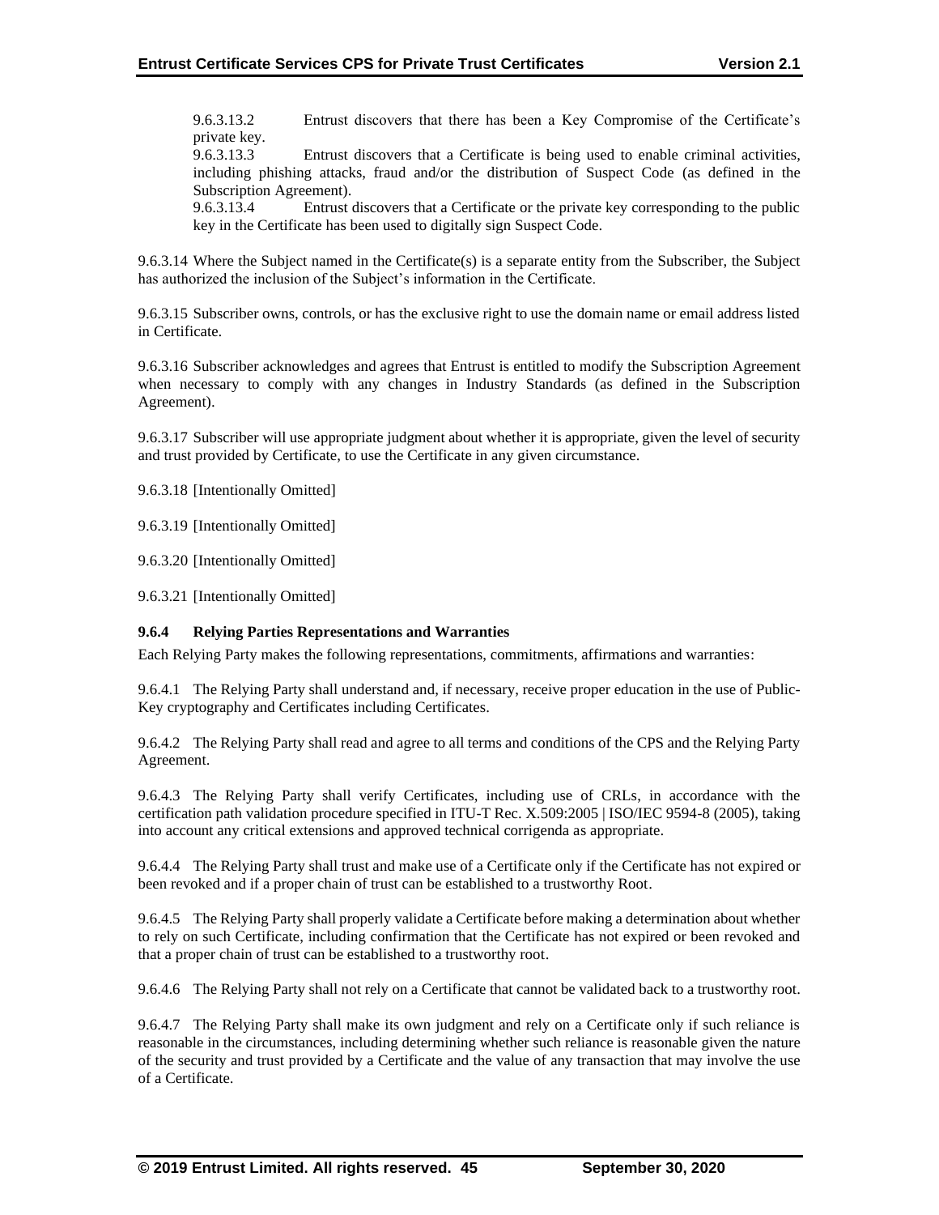9.6.3.13.2 Entrust discovers that there has been a Key Compromise of the Certificate's private key.

9.6.3.13.3 Entrust discovers that a Certificate is being used to enable criminal activities, including phishing attacks, fraud and/or the distribution of Suspect Code (as defined in the Subscription Agreement).

9.6.3.13.4 Entrust discovers that a Certificate or the private key corresponding to the public key in the Certificate has been used to digitally sign Suspect Code.

9.6.3.14 Where the Subject named in the Certificate(s) is a separate entity from the Subscriber, the Subject has authorized the inclusion of the Subject's information in the Certificate.

9.6.3.15 Subscriber owns, controls, or has the exclusive right to use the domain name or email address listed in Certificate.

9.6.3.16 Subscriber acknowledges and agrees that Entrust is entitled to modify the Subscription Agreement when necessary to comply with any changes in Industry Standards (as defined in the Subscription Agreement).

9.6.3.17 Subscriber will use appropriate judgment about whether it is appropriate, given the level of security and trust provided by Certificate, to use the Certificate in any given circumstance.

9.6.3.18 [Intentionally Omitted]

9.6.3.19 [Intentionally Omitted]

9.6.3.20 [Intentionally Omitted]

9.6.3.21 [Intentionally Omitted]

### 9.6.4 Relying Parties Representations and Warranties

Each Relying Party makes the following representations, commitments, affirmations and warranties:

9.6.4.1 The Relying Party shall understand and, if necessary, receive proper education in the use of Public-Key cryptography and Certificates including Certificates.

9.6.4.2 The Relying Party shall read and agree to all terms and conditions of the CPS and the Relying Party Agreement.

9.6.4.3 The Relying Party shall verify Certificates, including use of CRLs, in accordance with the certification path validation procedure specified in ITU-T Rec. X.509:2005 | ISO/IEC 9594-8 (2005), taking into account any critical extensions and approved technical corrigenda as appropriate.

9.6.4.4 The Relying Party shall trust and make use of a Certificate only if the Certificate has not expired or been revoked and if a proper chain of trust can be established to a trustworthy Root.

9.6.4.5 The Relying Party shall properly validate a Certificate before making a determination about whether to rely on such Certificate, including confirmation that the Certificate has not expired or been revoked and that a proper chain of trust can be established to a trustworthy root.

9.6.4.6 The Relying Party shall not rely on a Certificate that cannot be validated back to a trustworthy root.

9.6.4.7 The Relying Party shall make its own judgment and rely on a Certificate only if such reliance is reasonable in the circumstances, including determining whether such reliance is reasonable given the nature of the security and trust provided by a Certificate and the value of any transaction that may involve the use of a Certificate.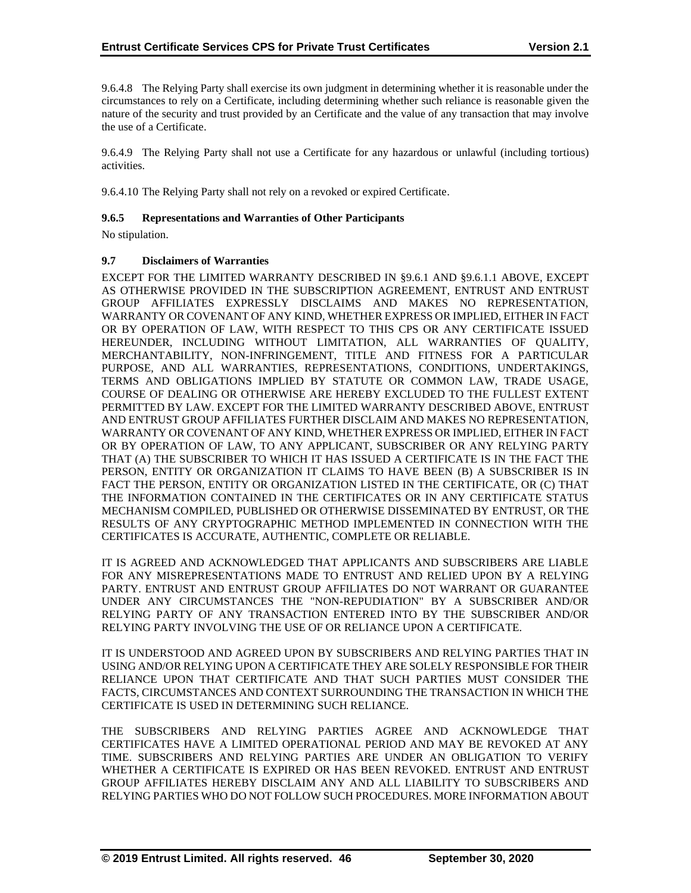9.6.4.8 The Relying Party shall exercise its own judgment in determining whether it is reasonable under the circumstances to rely on a Certificate, including determining whether such reliance is reasonable given the nature of the security and trust provided by an Certificate and the value of any transaction that may involve the use of a Certificate.

9.6.4.9 The Relying Party shall not use a Certificate for any hazardous or unlawful (including tortious) activities.

9.6.4.10 The Relying Party shall not rely on a revoked or expired Certificate.

### 9.6.5 Representations and Warranties of Other Participants

No stipulation.

### 9.7 Disclaimers of Warranties

EXCEPT FOR THE LIMITED WARRANTY DESCRIBED IN §9.6.1 AND §9.6.1.1 ABOVE, EXCEPT AS OTHERWISE PROVIDED IN THE SUBSCRIPTION AGREEMENT, ENTRUST AND ENTRUST GROUP AFFILIATES EXPRESSLY DISCLAIMS AND MAKES NO REPRESENTATION, WARRANTY OR COVENANT OF ANY KIND, WHETHER EXPRESS OR IMPLIED, EITHER IN FACT OR BY OPERATION OF LAW, WITH RESPECT TO THIS CPS OR ANY CERTIFICATE ISSUED HEREUNDER, INCLUDING WITHOUT LIMITATION, ALL WARRANTIES OF QUALITY, MERCHANTABILITY, NON-INFRINGEMENT, TITLE AND FITNESS FOR A PARTICULAR PURPOSE, AND ALL WARRANTIES, REPRESENTATIONS, CONDITIONS, UNDERTAKINGS, TERMS AND OBLIGATIONS IMPLIED BY STATUTE OR COMMON LAW, TRADE USAGE, COURSE OF DEALING OR OTHERWISE ARE HEREBY EXCLUDED TO THE FULLEST EXTENT PERMITTED BY LAW. EXCEPT FOR THE LIMITED WARRANTY DESCRIBED ABOVE, ENTRUST AND ENTRUST GROUP AFFILIATES FURTHER DISCLAIM AND MAKES NO REPRESENTATION, WARRANTY OR COVENANT OF ANY KIND, WHETHER EXPRESS OR IMPLIED, EITHER IN FACT OR BY OPERATION OF LAW, TO ANY APPLICANT, SUBSCRIBER OR ANY RELYING PARTY THAT (A) THE SUBSCRIBER TO WHICH IT HAS ISSUED A CERTIFICATE IS IN THE FACT THE PERSON, ENTITY OR ORGANIZATION IT CLAIMS TO HAVE BEEN (B) A SUBSCRIBER IS IN FACT THE PERSON, ENTITY OR ORGANIZATION LISTED IN THE CERTIFICATE, OR (C) THAT THE INFORMATION CONTAINED IN THE CERTIFICATES OR IN ANY CERTIFICATE STATUS MECHANISM COMPILED, PUBLISHED OR OTHERWISE DISSEMINATED BY ENTRUST, OR THE RESULTS OF ANY CRYPTOGRAPHIC METHOD IMPLEMENTED IN CONNECTION WITH THE CERTIFICATES IS ACCURATE, AUTHENTIC, COMPLETE OR RELIABLE.

IT IS AGREED AND ACKNOWLEDGED THAT APPLICANTS AND SUBSCRIBERS ARE LIABLE FOR ANY MISREPRESENTATIONS MADE TO ENTRUST AND RELIED UPON BY A RELYING PARTY. ENTRUST AND ENTRUST GROUP AFFILIATES DO NOT WARRANT OR GUARANTEE UNDER ANY CIRCUMSTANCES THE "NON-REPUDIATION" BY A SUBSCRIBER AND/OR RELYING PARTY OF ANY TRANSACTION ENTERED INTO BY THE SUBSCRIBER AND/OR RELYING PARTY INVOLVING THE USE OF OR RELIANCE UPON A CERTIFICATE.

IT IS UNDERSTOOD AND AGREED UPON BY SUBSCRIBERS AND RELYING PARTIES THAT IN USING AND/OR RELYING UPON A CERTIFICATE THEY ARE SOLELY RESPONSIBLE FOR THEIR RELIANCE UPON THAT CERTIFICATE AND THAT SUCH PARTIES MUST CONSIDER THE FACTS, CIRCUMSTANCES AND CONTEXT SURROUNDING THE TRANSACTION IN WHICH THE CERTIFICATE IS USED IN DETERMINING SUCH RELIANCE.

THE SUBSCRIBERS AND RELYING PARTIES AGREE AND ACKNOWLEDGE THAT CERTIFICATES HAVE A LIMITED OPERATIONAL PERIOD AND MAY BE REVOKED AT ANY TIME. SUBSCRIBERS AND RELYING PARTIES ARE UNDER AN OBLIGATION TO VERIFY WHETHER A CERTIFICATE IS EXPIRED OR HAS BEEN REVOKED. ENTRUST AND ENTRUST GROUP AFFILIATES HEREBY DISCLAIM ANY AND ALL LIABILITY TO SUBSCRIBERS AND RELYING PARTIES WHO DO NOT FOLLOW SUCH PROCEDURES. MORE INFORMATION ABOUT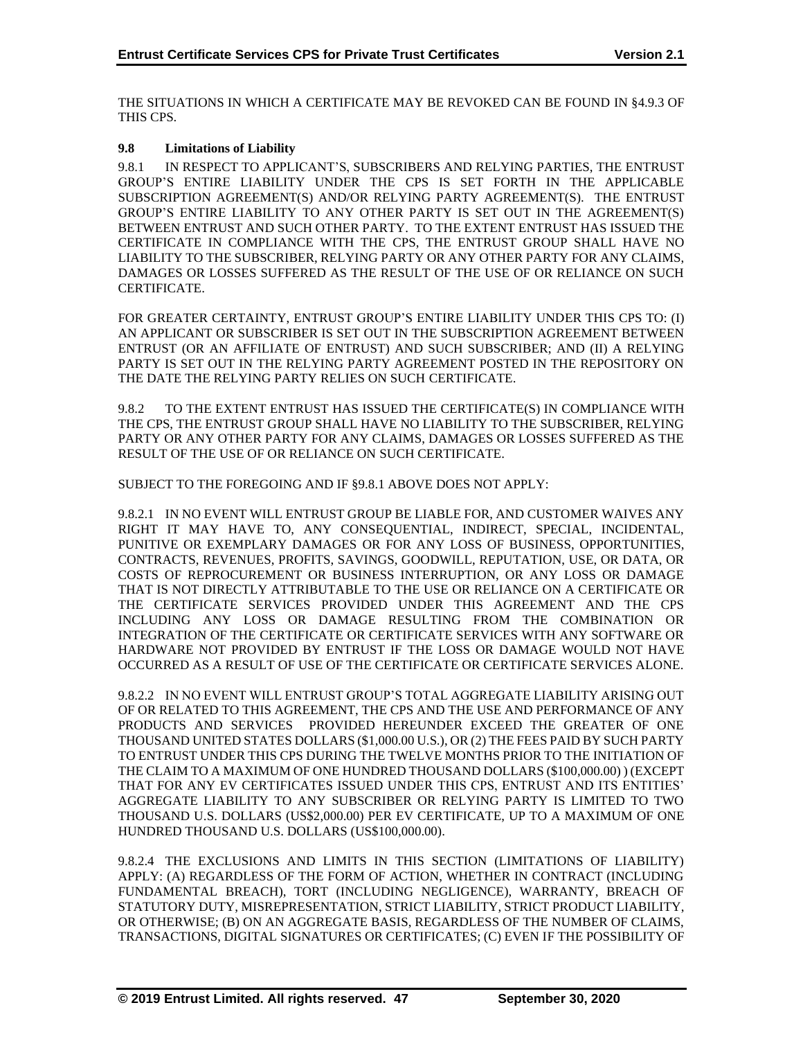THE SITUATIONS IN WHICH A CERTIFICATE MAY BE REVOKED CAN BE FOUND IN §4.9.3 OF THIS CPS.

### 9.8 Limitations of Liability

9.8.1 IN RESPECT TO APPLICANT'S, SUBSCRIBERS AND RELYING PARTIES, THE ENTRUST GROUP'S ENTIRE LIABILITY UNDER THE CPS IS SET FORTH IN THE APPLICABLE SUBSCRIPTION AGREEMENT(S) AND/OR RELYING PARTY AGREEMENT(S). THE ENTRUST GROUP'S ENTIRE LIABILITY TO ANY OTHER PARTY IS SET OUT IN THE AGREEMENT(S) BETWEEN ENTRUST AND SUCH OTHER PARTY. TO THE EXTENT ENTRUST HAS ISSUED THE CERTIFICATE IN COMPLIANCE WITH THE CPS, THE ENTRUST GROUP SHALL HAVE NO LIABILITY TO THE SUBSCRIBER, RELYING PARTY OR ANY OTHER PARTY FOR ANY CLAIMS, DAMAGES OR LOSSES SUFFERED AS THE RESULT OF THE USE OF OR RELIANCE ON SUCH CERTIFICATE.

FOR GREATER CERTAINTY, ENTRUST GROUP'S ENTIRE LIABILITY UNDER THIS CPS TO: (I) AN APPLICANT OR SUBSCRIBER IS SET OUT IN THE SUBSCRIPTION AGREEMENT BETWEEN ENTRUST (OR AN AFFILIATE OF ENTRUST) AND SUCH SUBSCRIBER; AND (II) A RELYING PARTY IS SET OUT IN THE RELYING PARTY AGREEMENT POSTED IN THE REPOSITORY ON THE DATE THE RELYING PARTY RELIES ON SUCH CERTIFICATE.

9.8.2 TO THE EXTENT ENTRUST HAS ISSUED THE CERTIFICATE(S) IN COMPLIANCE WITH THE CPS, THE ENTRUST GROUP SHALL HAVE NO LIABILITY TO THE SUBSCRIBER, RELYING PARTY OR ANY OTHER PARTY FOR ANY CLAIMS, DAMAGES OR LOSSES SUFFERED AS THE RESULT OF THE USE OF OR RELIANCE ON SUCH CERTIFICATE.

SUBJECT TO THE FOREGOING AND IF §9.8.1 ABOVE DOES NOT APPLY:

9.8.2.1 IN NO EVENT WILL ENTRUST GROUP BE LIABLE FOR, AND CUSTOMER WAIVES ANY RIGHT IT MAY HAVE TO, ANY CONSEQUENTIAL, INDIRECT, SPECIAL, INCIDENTAL, PUNITIVE OR EXEMPLARY DAMAGES OR FOR ANY LOSS OF BUSINESS, OPPORTUNITIES, CONTRACTS, REVENUES, PROFITS, SAVINGS, GOODWILL, REPUTATION, USE, OR DATA, OR COSTS OF REPROCUREMENT OR BUSINESS INTERRUPTION, OR ANY LOSS OR DAMAGE THAT IS NOT DIRECTLY ATTRIBUTABLE TO THE USE OR RELIANCE ON A CERTIFICATE OR THE CERTIFICATE SERVICES PROVIDED UNDER THIS AGREEMENT AND THE CPS INCLUDING ANY LOSS OR DAMAGE RESULTING FROM THE COMBINATION OR INTEGRATION OF THE CERTIFICATE OR CERTIFICATE SERVICES WITH ANY SOFTWARE OR HARDWARE NOT PROVIDED BY ENTRUST IF THE LOSS OR DAMAGE WOULD NOT HAVE OCCURRED AS A RESULT OF USE OF THE CERTIFICATE OR CERTIFICATE SERVICES ALONE.

9.8.2.2 IN NO EVENT WILL ENTRUST GROUP'S TOTAL AGGREGATE LIABILITY ARISING OUT OF OR RELATED TO THIS AGREEMENT, THE CPS AND THE USE AND PERFORMANCE OF ANY PRODUCTS AND SERVICES PROVIDED HEREUNDER EXCEED THE GREATER OF ONE THOUSAND UNITED STATES DOLLARS ($1,000.00 U.S.), OR (2) THE FEES PAID BY SUCH PARTY TO ENTRUST UNDER THIS CPS DURING THE TWELVE MONTHS PRIOR TO THE INITIATION OF THE CLAIM TO A MAXIMUM OF ONE HUNDRED THOUSAND DOLLARS ($100,000.00) ) (EXCEPT THAT FOR ANY EV CERTIFICATES ISSUED UNDER THIS CPS, ENTRUST AND ITS ENTITIES' AGGREGATE LIABILITY TO ANY SUBSCRIBER OR RELYING PARTY IS LIMITED TO TWO THOUSAND U.S. DOLLARS (US$2,000.00) PER EV CERTIFICATE, UP TO A MAXIMUM OF ONE HUNDRED THOUSAND U.S. DOLLARS (US$100,000.00).

9.8.2.4 THE EXCLUSIONS AND LIMITS IN THIS SECTION (LIMITATIONS OF LIABILITY) APPLY: (A) REGARDLESS OF THE FORM OF ACTION, WHETHER IN CONTRACT (INCLUDING FUNDAMENTAL BREACH), TORT (INCLUDING NEGLIGENCE), WARRANTY, BREACH OF STATUTORY DUTY, MISREPRESENTATION, STRICT LIABILITY, STRICT PRODUCT LIABILITY, OR OTHERWISE; (B) ON AN AGGREGATE BASIS, REGARDLESS OF THE NUMBER OF CLAIMS, TRANSACTIONS, DIGITAL SIGNATURES OR CERTIFICATES; (C) EVEN IF THE POSSIBILITY OF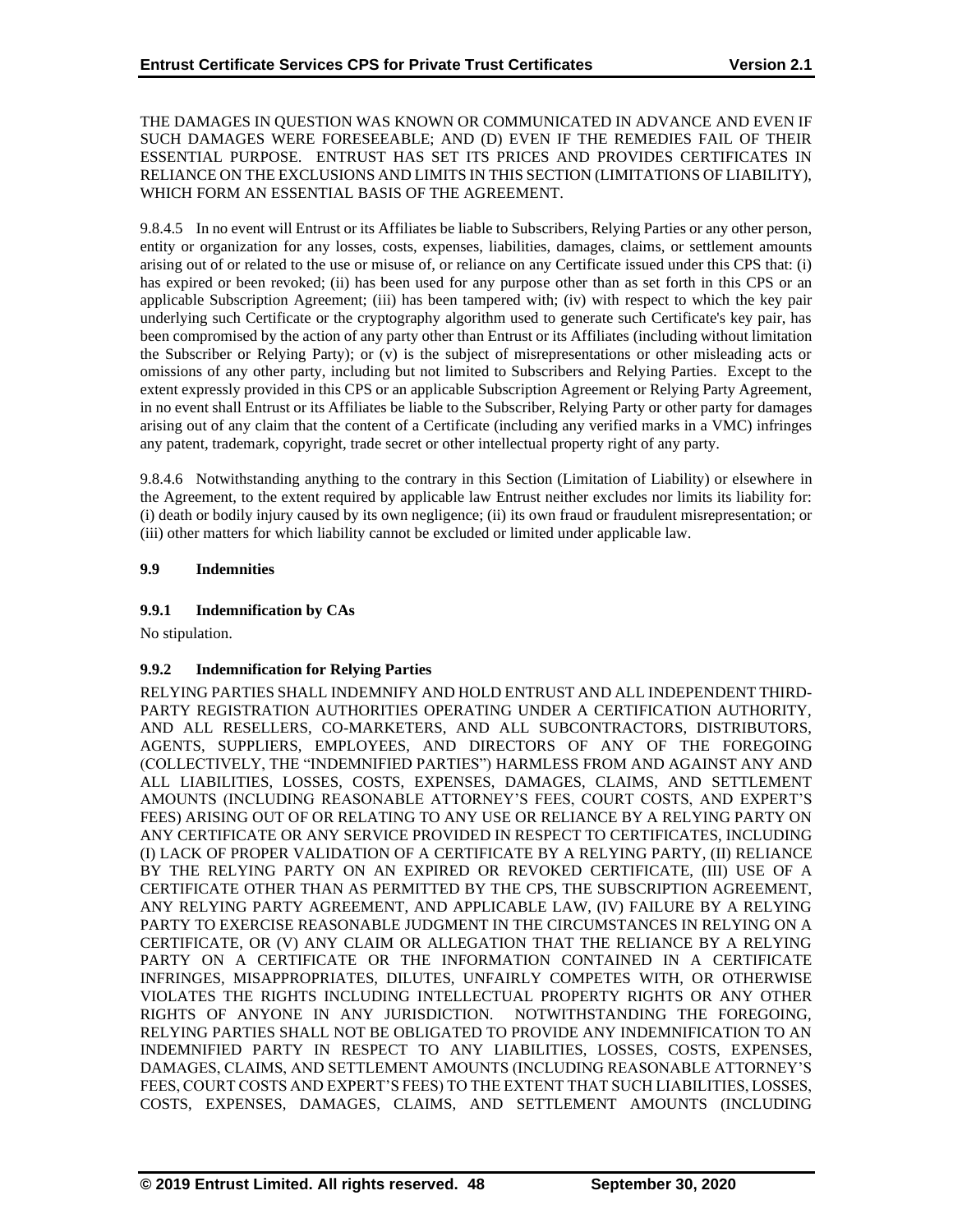THE DAMAGES IN QUESTION WAS KNOWN OR COMMUNICATED IN ADVANCE AND EVEN IF SUCH DAMAGES WERE FORESEEABLE; AND (D) EVEN IF THE REMEDIES FAIL OF THEIR ESSENTIAL PURPOSE. ENTRUST HAS SET ITS PRICES AND PROVIDES CERTIFICATES IN RELIANCE ON THE EXCLUSIONS AND LIMITS IN THIS SECTION (LIMITATIONS OF LIABILITY), WHICH FORM AN ESSENTIAL BASIS OF THE AGREEMENT.

9.8.4.5 In no event will Entrust or its Affiliates be liable to Subscribers, Relying Parties or any other person, entity or organization for any losses, costs, expenses, liabilities, damages, claims, or settlement amounts arising out of or related to the use or misuse of, or reliance on any Certificate issued under this CPS that: (i) has expired or been revoked; (ii) has been used for any purpose other than as set forth in this CPS or an applicable Subscription Agreement; (iii) has been tampered with; (iv) with respect to which the key pair underlying such Certificate or the cryptography algorithm used to generate such Certificate's key pair, has been compromised by the action of any party other than Entrust or its Affiliates (including without limitation the Subscriber or Relying Party); or (v) is the subject of misrepresentations or other misleading acts or omissions of any other party, including but not limited to Subscribers and Relying Parties. Except to the extent expressly provided in this CPS or an applicable Subscription Agreement or Relying Party Agreement, in no event shall Entrust or its Affiliates be liable to the Subscriber, Relying Party or other party for damages arising out of any claim that the content of a Certificate (including any verified marks in a VMC) infringes any patent, trademark, copyright, trade secret or other intellectual property right of any party.

9.8.4.6 Notwithstanding anything to the contrary in this Section (Limitation of Liability) or elsewhere in the Agreement, to the extent required by applicable law Entrust neither excludes nor limits its liability for: (i) death or bodily injury caused by its own negligence; (ii) its own fraud or fraudulent misrepresentation; or (iii) other matters for which liability cannot be excluded or limited under applicable law.

## 9.9 Indemnities

### 9.9.1 Indemnification by CAs

No stipulation.

### 9.9.2 Indemnification for Relying Parties

RELYING PARTIES SHALL INDEMNIFY AND HOLD ENTRUST AND ALL INDEPENDENT THIRD-PARTY REGISTRATION AUTHORITIES OPERATING UNDER A CERTIFICATION AUTHORITY, AND ALL RESELLERS, CO-MARKETERS, AND ALL SUBCONTRACTORS, DISTRIBUTORS, AGENTS, SUPPLIERS, EMPLOYEES, AND DIRECTORS OF ANY OF THE FOREGOING (COLLECTIVELY, THE "INDEMNIFIED PARTIES") HARMLESS FROM AND AGAINST ANY AND ALL LIABILITIES, LOSSES, COSTS, EXPENSES, DAMAGES, CLAIMS, AND SETTLEMENT AMOUNTS (INCLUDING REASONABLE ATTORNEY'S FEES, COURT COSTS, AND EXPERT'S FEES) ARISING OUT OF OR RELATING TO ANY USE OR RELIANCE BY A RELYING PARTY ON ANY CERTIFICATE OR ANY SERVICE PROVIDED IN RESPECT TO CERTIFICATES, INCLUDING (I) LACK OF PROPER VALIDATION OF A CERTIFICATE BY A RELYING PARTY, (II) RELIANCE BY THE RELYING PARTY ON AN EXPIRED OR REVOKED CERTIFICATE, (III) USE OF A CERTIFICATE OTHER THAN AS PERMITTED BY THE CPS, THE SUBSCRIPTION AGREEMENT, ANY RELYING PARTY AGREEMENT, AND APPLICABLE LAW, (IV) FAILURE BY A RELYING PARTY TO EXERCISE REASONABLE JUDGMENT IN THE CIRCUMSTANCES IN RELYING ON A CERTIFICATE, OR (V) ANY CLAIM OR ALLEGATION THAT THE RELIANCE BY A RELYING PARTY ON A CERTIFICATE OR THE INFORMATION CONTAINED IN A CERTIFICATE INFRINGES, MISAPPROPRIATES, DILUTES, UNFAIRLY COMPETES WITH, OR OTHERWISE VIOLATES THE RIGHTS INCLUDING INTELLECTUAL PROPERTY RIGHTS OR ANY OTHER RIGHTS OF ANYONE IN ANY JURISDICTION. NOTWITHSTANDING THE FOREGOING, RELYING PARTIES SHALL NOT BE OBLIGATED TO PROVIDE ANY INDEMNIFICATION TO AN INDEMNIFIED PARTY IN RESPECT TO ANY LIABILITIES, LOSSES, COSTS, EXPENSES, DAMAGES, CLAIMS, AND SETTLEMENT AMOUNTS (INCLUDING REASONABLE ATTORNEY'S FEES, COURT COSTS AND EXPERT'S FEES) TO THE EXTENT THAT SUCH LIABILITIES, LOSSES, COSTS, EXPENSES, DAMAGES, CLAIMS, AND SETTLEMENT AMOUNTS (INCLUDING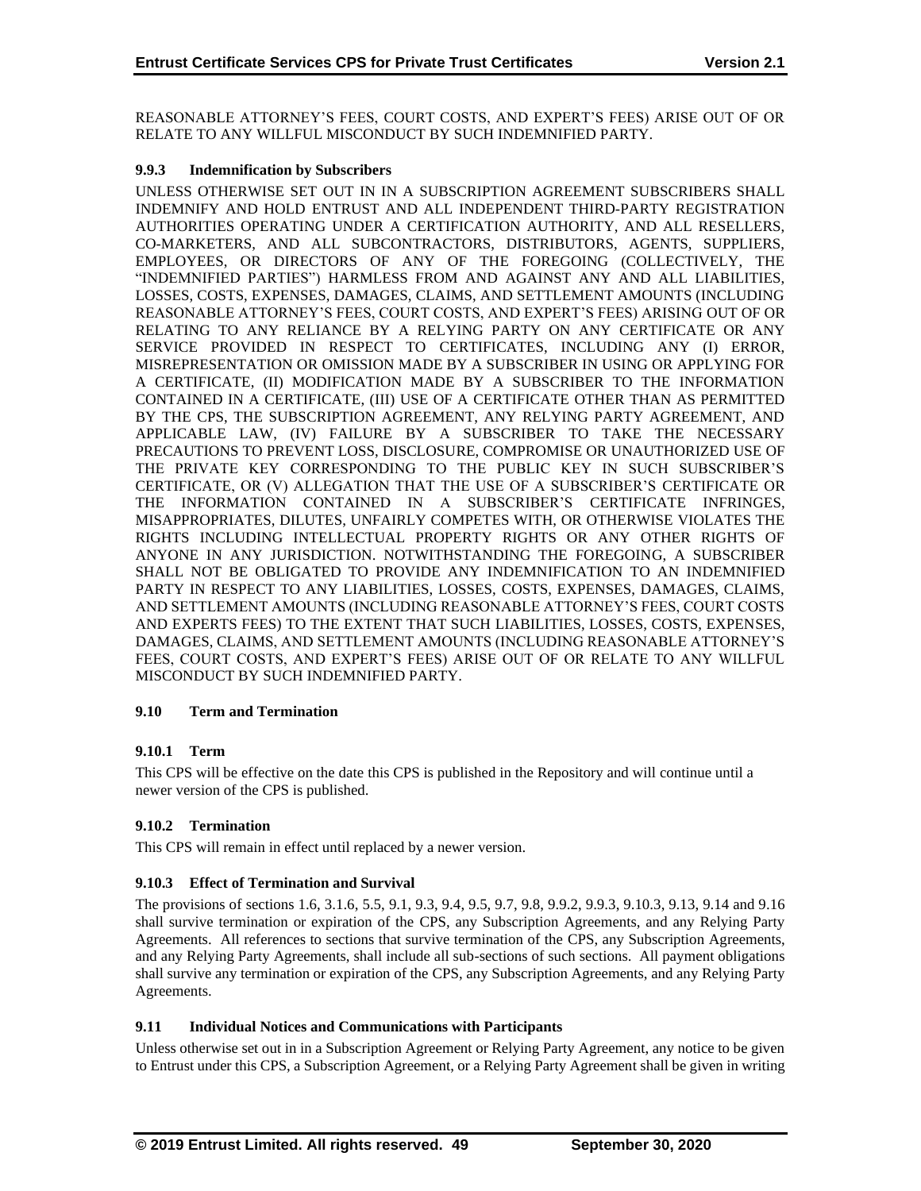REASONABLE ATTORNEY'S FEES, COURT COSTS, AND EXPERT'S FEES) ARISE OUT OF OR RELATE TO ANY WILLFUL MISCONDUCT BY SUCH INDEMNIFIED PARTY.

#### 9.9.3 Indemnification by Subscribers

UNLESS OTHERWISE SET OUT IN IN A SUBSCRIPTION AGREEMENT SUBSCRIBERS SHALL INDEMNIFY AND HOLD ENTRUST AND ALL INDEPENDENT THIRD-PARTY REGISTRATION AUTHORITIES OPERATING UNDER A CERTIFICATION AUTHORITY, AND ALL RESELLERS, CO-MARKETERS, AND ALL SUBCONTRACTORS, DISTRIBUTORS, AGENTS, SUPPLIERS, EMPLOYEES, OR DIRECTORS OF ANY OF THE FOREGOING (COLLECTIVELY, THE "INDEMNIFIED PARTIES") HARMLESS FROM AND AGAINST ANY AND ALL LIABILITIES, LOSSES, COSTS, EXPENSES, DAMAGES, CLAIMS, AND SETTLEMENT AMOUNTS (INCLUDING REASONABLE ATTORNEY'S FEES, COURT COSTS, AND EXPERT'S FEES) ARISING OUT OF OR RELATING TO ANY RELIANCE BY A RELYING PARTY ON ANY CERTIFICATE OR ANY SERVICE PROVIDED IN RESPECT TO CERTIFICATES, INCLUDING ANY (I) ERROR, MISREPRESENTATION OR OMISSION MADE BY A SUBSCRIBER IN USING OR APPLYING FOR A CERTIFICATE, (II) MODIFICATION MADE BY A SUBSCRIBER TO THE INFORMATION CONTAINED IN A CERTIFICATE, (III) USE OF A CERTIFICATE OTHER THAN AS PERMITTED BY THE CPS, THE SUBSCRIPTION AGREEMENT, ANY RELYING PARTY AGREEMENT, AND APPLICABLE LAW, (IV) FAILURE BY A SUBSCRIBER TO TAKE THE NECESSARY PRECAUTIONS TO PREVENT LOSS, DISCLOSURE, COMPROMISE OR UNAUTHORIZED USE OF THE PRIVATE KEY CORRESPONDING TO THE PUBLIC KEY IN SUCH SUBSCRIBER'S CERTIFICATE, OR (V) ALLEGATION THAT THE USE OF A SUBSCRIBER'S CERTIFICATE OR THE INFORMATION CONTAINED IN A SUBSCRIBER'S CERTIFICATE INFRINGES, MISAPPROPRIATES, DILUTES, UNFAIRLY COMPETES WITH, OR OTHERWISE VIOLATES THE RIGHTS INCLUDING INTELLECTUAL PROPERTY RIGHTS OR ANY OTHER RIGHTS OF ANYONE IN ANY JURISDICTION. NOTWITHSTANDING THE FOREGOING, A SUBSCRIBER SHALL NOT BE OBLIGATED TO PROVIDE ANY INDEMNIFICATION TO AN INDEMNIFIED PARTY IN RESPECT TO ANY LIABILITIES, LOSSES, COSTS, EXPENSES, DAMAGES, CLAIMS, AND SETTLEMENT AMOUNTS (INCLUDING REASONABLE ATTORNEY'S FEES, COURT COSTS AND EXPERTS FEES) TO THE EXTENT THAT SUCH LIABILITIES, LOSSES, COSTS, EXPENSES, DAMAGES, CLAIMS, AND SETTLEMENT AMOUNTS (INCLUDING REASONABLE ATTORNEY'S FEES, COURT COSTS, AND EXPERT'S FEES) ARISE OUT OF OR RELATE TO ANY WILLFUL MISCONDUCT BY SUCH INDEMNIFIED PARTY.

### 9.10 Term and Termination

#### 9.10.1 Term

This CPS will be effective on the date this CPS is published in the Repository and will continue until a newer version of the CPS is published.

#### 9.10.2 Termination

This CPS will remain in effect until replaced by a newer version.

#### 9.10.3 Effect of Termination and Survival

The provisions of sections 1.6, 3.1.6, 5.5, 9.1, 9.3, 9.4, 9.5, 9.7, 9.8, 9.9.2, 9.9.3, 9.10.3, 9.13, 9.14 and 9.16 shall survive termination or expiration of the CPS, any Subscription Agreements, and any Relying Party Agreements. All references to sections that survive termination of the CPS, any Subscription Agreements, and any Relying Party Agreements, shall include all sub-sections of such sections. All payment obligations shall survive any termination or expiration of the CPS, any Subscription Agreements, and any Relying Party Agreements.

### 9.11 Individual Notices and Communications with Participants

Unless otherwise set out in in a Subscription Agreement or Relying Party Agreement, any notice to be given to Entrust under this CPS, a Subscription Agreement, or a Relying Party Agreement shall be given in writing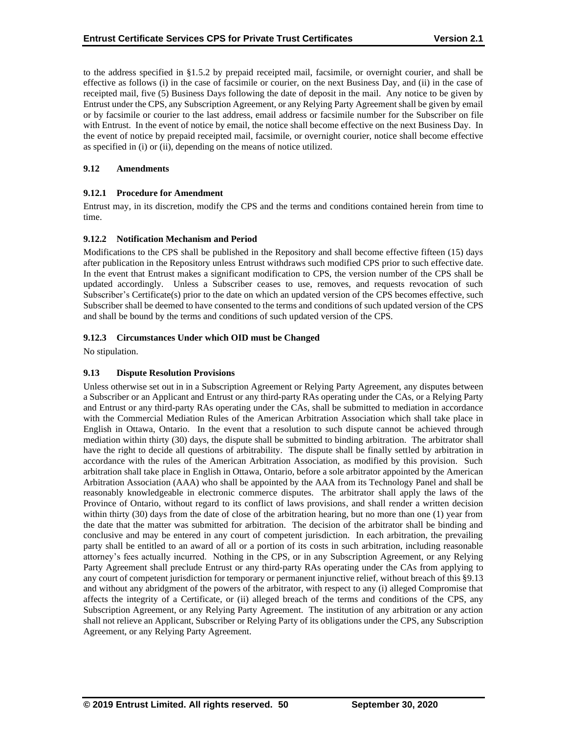to the address specified in §1.5.2 by prepaid receipted mail, facsimile, or overnight courier, and shall be effective as follows (i) in the case of facsimile or courier, on the next Business Day, and (ii) in the case of receipted mail, five (5) Business Days following the date of deposit in the mail. Any notice to be given by Entrust under the CPS, any Subscription Agreement, or any Relying Party Agreement shall be given by email or by facsimile or courier to the last address, email address or facsimile number for the Subscriber on file with Entrust. In the event of notice by email, the notice shall become effective on the next Business Day. In the event of notice by prepaid receipted mail, facsimile, or overnight courier, notice shall become effective as specified in (i) or (ii), depending on the means of notice utilized.

### 9.12 Amendments

#### 9.12.1 Procedure for Amendment

Entrust may, in its discretion, modify the CPS and the terms and conditions contained herein from time to time.

#### 9.12.2 Notification Mechanism and Period

Modifications to the CPS shall be published in the Repository and shall become effective fifteen (15) days after publication in the Repository unless Entrust withdraws such modified CPS prior to such effective date. In the event that Entrust makes a significant modification to CPS, the version number of the CPS shall be updated accordingly. Unless a Subscriber ceases to use, removes, and requests revocation of such Subscriber's Certificate(s) prior to the date on which an updated version of the CPS becomes effective, such Subscriber shall be deemed to have consented to the terms and conditions of such updated version of the CPS and shall be bound by the terms and conditions of such updated version of the CPS.

#### 9.12.3 Circumstances Under which OID must be Changed

No stipulation.

### 9.13 Dispute Resolution Provisions

Unless otherwise set out in in a Subscription Agreement or Relying Party Agreement, any disputes between a Subscriber or an Applicant and Entrust or any third-party RAs operating under the CAs, or a Relying Party and Entrust or any third-party RAs operating under the CAs, shall be submitted to mediation in accordance with the Commercial Mediation Rules of the American Arbitration Association which shall take place in English in Ottawa, Ontario. In the event that a resolution to such dispute cannot be achieved through mediation within thirty (30) days, the dispute shall be submitted to binding arbitration. The arbitrator shall have the right to decide all questions of arbitrability. The dispute shall be finally settled by arbitration in accordance with the rules of the American Arbitration Association, as modified by this provision. Such arbitration shall take place in English in Ottawa, Ontario, before a sole arbitrator appointed by the American Arbitration Association (AAA) who shall be appointed by the AAA from its Technology Panel and shall be reasonably knowledgeable in electronic commerce disputes. The arbitrator shall apply the laws of the Province of Ontario, without regard to its conflict of laws provisions, and shall render a written decision within thirty (30) days from the date of close of the arbitration hearing, but no more than one (1) year from the date that the matter was submitted for arbitration. The decision of the arbitrator shall be binding and conclusive and may be entered in any court of competent jurisdiction. In each arbitration, the prevailing party shall be entitled to an award of all or a portion of its costs in such arbitration, including reasonable attorney's fees actually incurred. Nothing in the CPS, or in any Subscription Agreement, or any Relying Party Agreement shall preclude Entrust or any third-party RAs operating under the CAs from applying to any court of competent jurisdiction for temporary or permanent injunctive relief, without breach of this §9.13 and without any abridgment of the powers of the arbitrator, with respect to any (i) alleged Compromise that affects the integrity of a Certificate, or (ii) alleged breach of the terms and conditions of the CPS, any Subscription Agreement, or any Relying Party Agreement. The institution of any arbitration or any action shall not relieve an Applicant, Subscriber or Relying Party of its obligations under the CPS, any Subscription Agreement, or any Relying Party Agreement.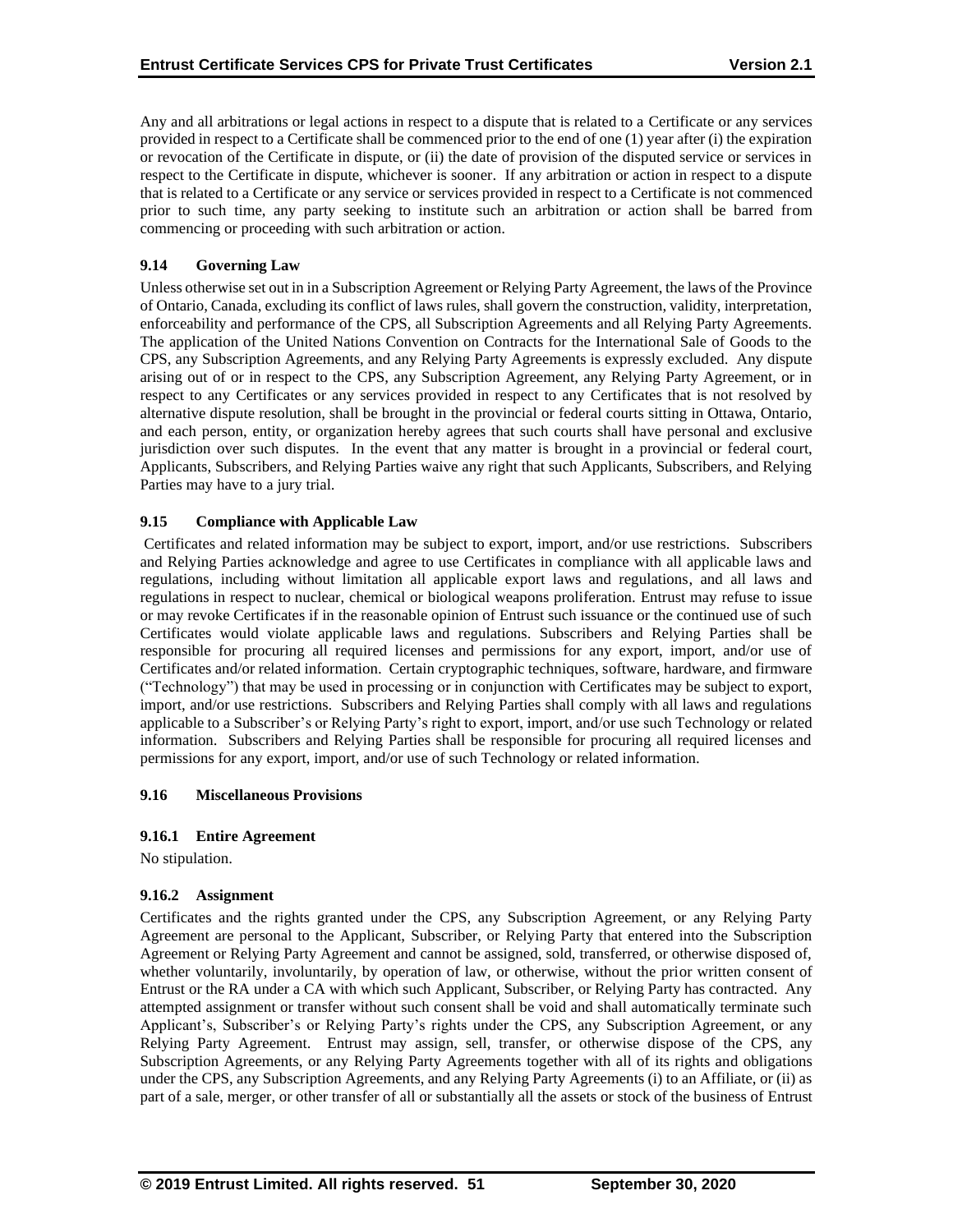Any and all arbitrations or legal actions in respect to a dispute that is related to a Certificate or any services provided in respect to a Certificate shall be commenced prior to the end of one (1) year after (i) the expiration or revocation of the Certificate in dispute, or (ii) the date of provision of the disputed service or services in respect to the Certificate in dispute, whichever is sooner. If any arbitration or action in respect to a dispute that is related to a Certificate or any service or services provided in respect to a Certificate is not commenced prior to such time, any party seeking to institute such an arbitration or action shall be barred from commencing or proceeding with such arbitration or action.

### 9.14 Governing Law

Unless otherwise set out in in a Subscription Agreement or Relying Party Agreement, the laws of the Province of Ontario, Canada, excluding its conflict of laws rules, shall govern the construction, validity, interpretation, enforceability and performance of the CPS, all Subscription Agreements and all Relying Party Agreements. The application of the United Nations Convention on Contracts for the International Sale of Goods to the CPS, any Subscription Agreements, and any Relying Party Agreements is expressly excluded. Any dispute arising out of or in respect to the CPS, any Subscription Agreement, any Relying Party Agreement, or in respect to any Certificates or any services provided in respect to any Certificates that is not resolved by alternative dispute resolution, shall be brought in the provincial or federal courts sitting in Ottawa, Ontario, and each person, entity, or organization hereby agrees that such courts shall have personal and exclusive jurisdiction over such disputes. In the event that any matter is brought in a provincial or federal court, Applicants, Subscribers, and Relying Parties waive any right that such Applicants, Subscribers, and Relying Parties may have to a jury trial.

### 9.15 Compliance with Applicable Law

Certificates and related information may be subject to export, import, and/or use restrictions. Subscribers and Relying Parties acknowledge and agree to use Certificates in compliance with all applicable laws and regulations, including without limitation all applicable export laws and regulations, and all laws and regulations in respect to nuclear, chemical or biological weapons proliferation. Entrust may refuse to issue or may revoke Certificates if in the reasonable opinion of Entrust such issuance or the continued use of such Certificates would violate applicable laws and regulations. Subscribers and Relying Parties shall be responsible for procuring all required licenses and permissions for any export, import, and/or use of Certificates and/or related information. Certain cryptographic techniques, software, hardware, and firmware ("Technology") that may be used in processing or in conjunction with Certificates may be subject to export, import, and/or use restrictions. Subscribers and Relying Parties shall comply with all laws and regulations applicable to a Subscriber's or Relying Party's right to export, import, and/or use such Technology or related information. Subscribers and Relying Parties shall be responsible for procuring all required licenses and permissions for any export, import, and/or use of such Technology or related information.

### 9.16 Miscellaneous Provisions

#### 9.16.1 Entire Agreement

No stipulation.

#### 9.16.2 Assignment

Certificates and the rights granted under the CPS, any Subscription Agreement, or any Relying Party Agreement are personal to the Applicant, Subscriber, or Relying Party that entered into the Subscription Agreement or Relying Party Agreement and cannot be assigned, sold, transferred, or otherwise disposed of, whether voluntarily, involuntarily, by operation of law, or otherwise, without the prior written consent of Entrust or the RA under a CA with which such Applicant, Subscriber, or Relying Party has contracted. Any attempted assignment or transfer without such consent shall be void and shall automatically terminate such Applicant's, Subscriber's or Relying Party's rights under the CPS, any Subscription Agreement, or any Relying Party Agreement. Entrust may assign, sell, transfer, or otherwise dispose of the CPS, any Subscription Agreements, or any Relying Party Agreements together with all of its rights and obligations under the CPS, any Subscription Agreements, and any Relying Party Agreements (i) to an Affiliate, or (ii) as part of a sale, merger, or other transfer of all or substantially all the assets or stock of the business of Entrust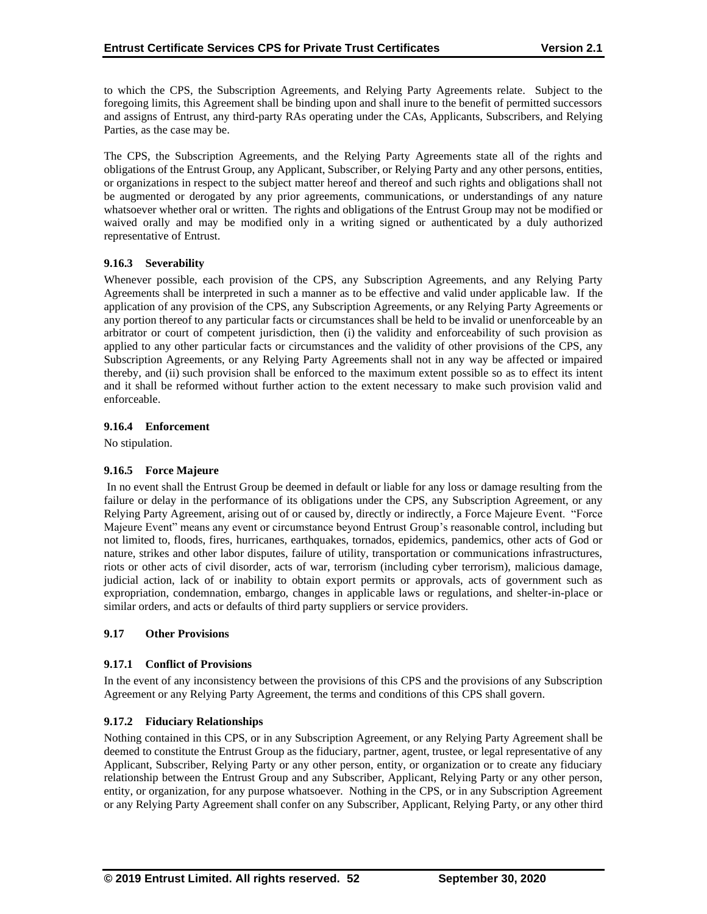to which the CPS, the Subscription Agreements, and Relying Party Agreements relate. Subject to the foregoing limits, this Agreement shall be binding upon and shall inure to the benefit of permitted successors and assigns of Entrust, any third-party RAs operating under the CAs, Applicants, Subscribers, and Relying Parties, as the case may be.

The CPS, the Subscription Agreements, and the Relying Party Agreements state all of the rights and obligations of the Entrust Group, any Applicant, Subscriber, or Relying Party and any other persons, entities, or organizations in respect to the subject matter hereof and thereof and such rights and obligations shall not be augmented or derogated by any prior agreements, communications, or understandings of any nature whatsoever whether oral or written. The rights and obligations of the Entrust Group may not be modified or waived orally and may be modified only in a writing signed or authenticated by a duly authorized representative of Entrust.

### 9.16.3 Severability

Whenever possible, each provision of the CPS, any Subscription Agreements, and any Relying Party Agreements shall be interpreted in such a manner as to be effective and valid under applicable law. If the application of any provision of the CPS, any Subscription Agreements, or any Relying Party Agreements or any portion thereof to any particular facts or circumstances shall be held to be invalid or unenforceable by an arbitrator or court of competent jurisdiction, then (i) the validity and enforceability of such provision as applied to any other particular facts or circumstances and the validity of other provisions of the CPS, any Subscription Agreements, or any Relying Party Agreements shall not in any way be affected or impaired thereby, and (ii) such provision shall be enforced to the maximum extent possible so as to effect its intent and it shall be reformed without further action to the extent necessary to make such provision valid and enforceable.

### 9.16.4 Enforcement

No stipulation.

### 9.16.5 Force Majeure

In no event shall the Entrust Group be deemed in default or liable for any loss or damage resulting from the failure or delay in the performance of its obligations under the CPS, any Subscription Agreement, or any Relying Party Agreement, arising out of or caused by, directly or indirectly, a Force Majeure Event. "Force Majeure Event" means any event or circumstance beyond Entrust Group's reasonable control, including but not limited to, floods, fires, hurricanes, earthquakes, tornados, epidemics, pandemics, other acts of God or nature, strikes and other labor disputes, failure of utility, transportation or communications infrastructures, riots or other acts of civil disorder, acts of war, terrorism (including cyber terrorism), malicious damage, judicial action, lack of or inability to obtain export permits or approvals, acts of government such as expropriation, condemnation, embargo, changes in applicable laws or regulations, and shelter-in-place or similar orders, and acts or defaults of third party suppliers or service providers.

## 9.17 Other Provisions

### 9.17.1 Conflict of Provisions

In the event of any inconsistency between the provisions of this CPS and the provisions of any Subscription Agreement or any Relying Party Agreement, the terms and conditions of this CPS shall govern.

### 9.17.2 Fiduciary Relationships

Nothing contained in this CPS, or in any Subscription Agreement, or any Relying Party Agreement shall be deemed to constitute the Entrust Group as the fiduciary, partner, agent, trustee, or legal representative of any Applicant, Subscriber, Relying Party or any other person, entity, or organization or to create any fiduciary relationship between the Entrust Group and any Subscriber, Applicant, Relying Party or any other person, entity, or organization, for any purpose whatsoever. Nothing in the CPS, or in any Subscription Agreement or any Relying Party Agreement shall confer on any Subscriber, Applicant, Relying Party, or any other third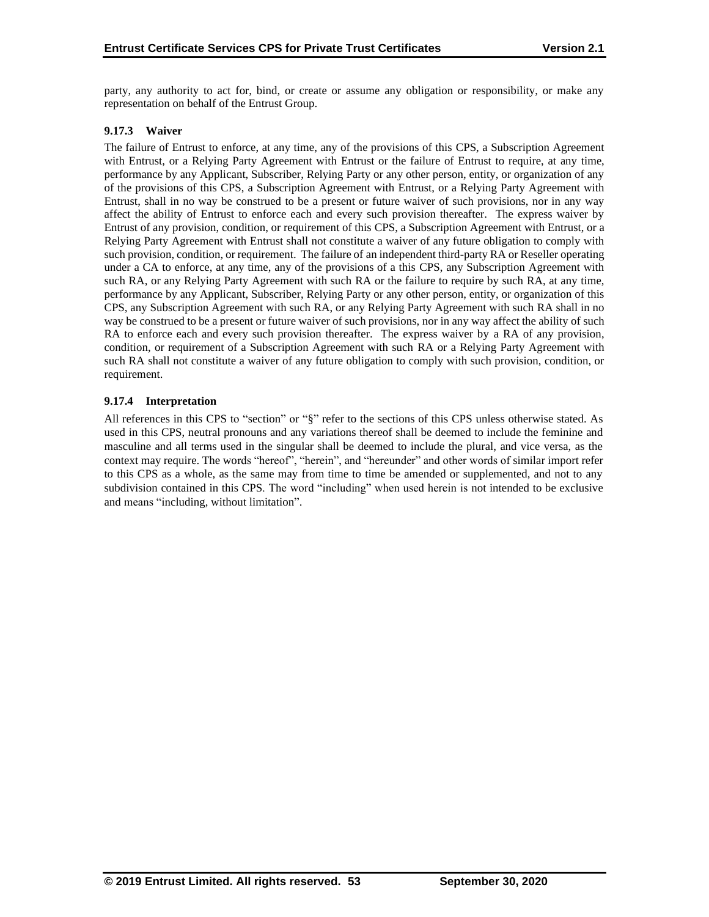party, any authority to act for, bind, or create or assume any obligation or responsibility, or make any representation on behalf of the Entrust Group.

### 9.17.3 Waiver

The failure of Entrust to enforce, at any time, any of the provisions of this CPS, a Subscription Agreement with Entrust, or a Relying Party Agreement with Entrust or the failure of Entrust to require, at any time, performance by any Applicant, Subscriber, Relying Party or any other person, entity, or organization of any of the provisions of this CPS, a Subscription Agreement with Entrust, or a Relying Party Agreement with Entrust, shall in no way be construed to be a present or future waiver of such provisions, nor in any way affect the ability of Entrust to enforce each and every such provision thereafter. The express waiver by Entrust of any provision, condition, or requirement of this CPS, a Subscription Agreement with Entrust, or a Relying Party Agreement with Entrust shall not constitute a waiver of any future obligation to comply with such provision, condition, or requirement. The failure of an independent third-party RA or Reseller operating under a CA to enforce, at any time, any of the provisions of a this CPS, any Subscription Agreement with such RA, or any Relying Party Agreement with such RA or the failure to require by such RA, at any time, performance by any Applicant, Subscriber, Relying Party or any other person, entity, or organization of this CPS, any Subscription Agreement with such RA, or any Relying Party Agreement with such RA shall in no way be construed to be a present or future waiver of such provisions, nor in any way affect the ability of such RA to enforce each and every such provision thereafter. The express waiver by a RA of any provision, condition, or requirement of a Subscription Agreement with such RA or a Relying Party Agreement with such RA shall not constitute a waiver of any future obligation to comply with such provision, condition, or requirement.

### 9.17.4 Interpretation

All references in this CPS to "section" or "§" refer to the sections of this CPS unless otherwise stated. As used in this CPS, neutral pronouns and any variations thereof shall be deemed to include the feminine and masculine and all terms used in the singular shall be deemed to include the plural, and vice versa, as the context may require. The words "hereof", "herein", and "hereunder" and other words of similar import refer to this CPS as a whole, as the same may from time to time be amended or supplemented, and not to any subdivision contained in this CPS. The word "including" when used herein is not intended to be exclusive and means "including, without limitation".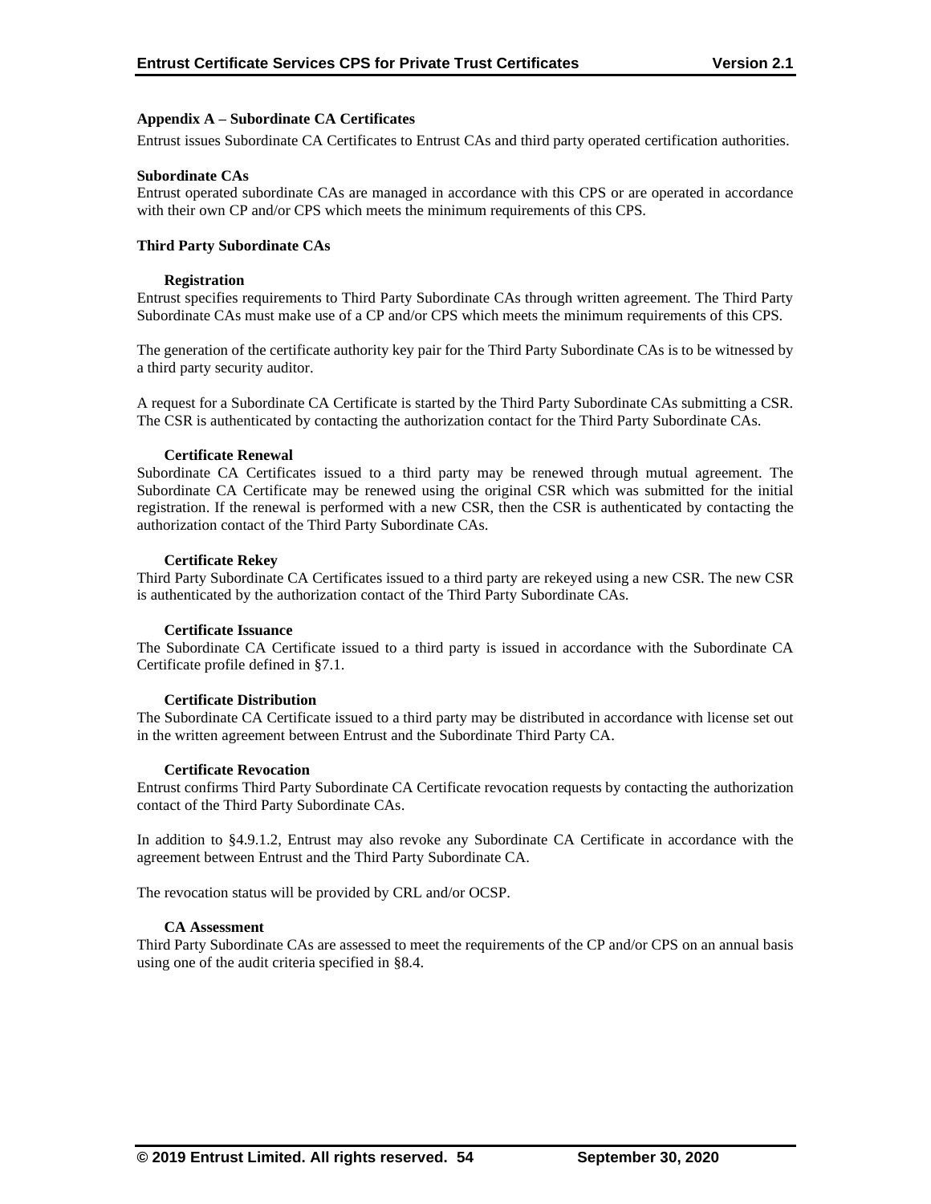## Appendix A – Subordinate CA Certificates

Entrust issues Subordinate CA Certificates to Entrust CAs and third party operated certification authorities.

### Subordinate CAs

Entrust operated subordinate CAs are managed in accordance with this CPS or are operated in accordance with their own CP and/or CPS which meets the minimum requirements of this CPS.

### Third Party Subordinate CAs

#### Registration

Entrust specifies requirements to Third Party Subordinate CAs through written agreement. The Third Party Subordinate CAs must make use of a CP and/or CPS which meets the minimum requirements of this CPS.

The generation of the certificate authority key pair for the Third Party Subordinate CAs is to be witnessed by a third party security auditor.

A request for a Subordinate CA Certificate is started by the Third Party Subordinate CAs submitting a CSR. The CSR is authenticated by contacting the authorization contact for the Third Party Subordinate CAs.

#### Certificate Renewal

Subordinate CA Certificates issued to a third party may be renewed through mutual agreement. The Subordinate CA Certificate may be renewed using the original CSR which was submitted for the initial registration. If the renewal is performed with a new CSR, then the CSR is authenticated by contacting the authorization contact of the Third Party Subordinate CAs.

#### Certificate Rekey

Third Party Subordinate CA Certificates issued to a third party are rekeyed using a new CSR. The new CSR is authenticated by the authorization contact of the Third Party Subordinate CAs.

#### Certificate Issuance

The Subordinate CA Certificate issued to a third party is issued in accordance with the Subordinate CA Certificate profile defined in §7.1.

#### Certificate Distribution

The Subordinate CA Certificate issued to a third party may be distributed in accordance with license set out in the written agreement between Entrust and the Subordinate Third Party CA.

#### Certificate Revocation

Entrust confirms Third Party Subordinate CA Certificate revocation requests by contacting the authorization contact of the Third Party Subordinate CAs.

In addition to §4.9.1.2, Entrust may also revoke any Subordinate CA Certificate in accordance with the agreement between Entrust and the Third Party Subordinate CA.

The revocation status will be provided by CRL and/or OCSP.

#### CA Assessment

Third Party Subordinate CAs are assessed to meet the requirements of the CP and/or CPS on an annual basis using one of the audit criteria specified in §8.4.